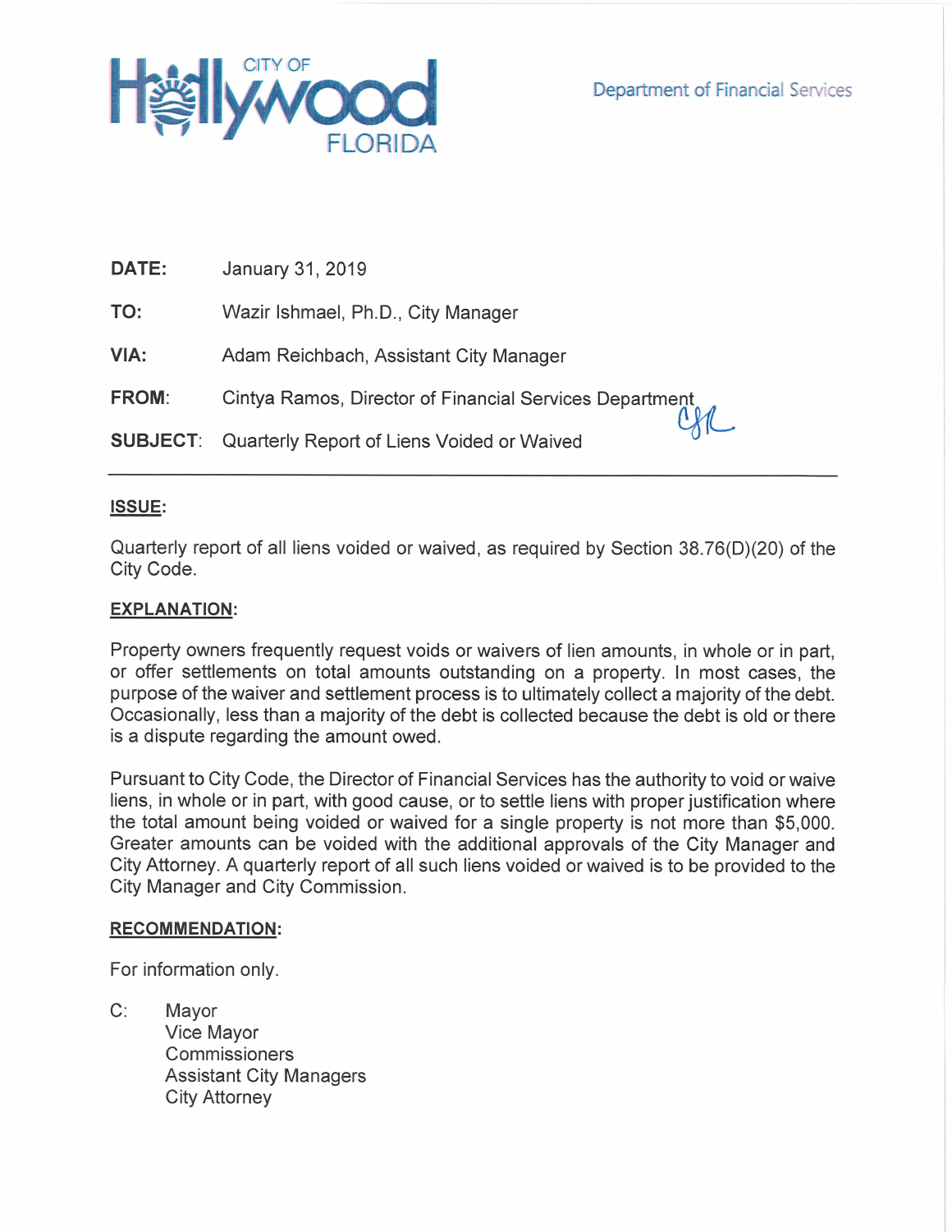CITY OF Hollywood FLORIDA

Department of Financial Services

**DATE:** January 31, 2019

**TO:** Wazir Ishmael, Ph.D., City Manager

**VIA:** Adam Reichbach, Assistant City Manager

**FROM:** Cintya Ramos, Director of Financial Services Department

**SUBJECT:** Quarterly Report of Liens Voided or Waived

---

**ISSUE:**

Quarterly report of all liens voided or waived, as required by Section 38.76(D)(20) of the City Code.

**EXPLANATION:**

Property owners frequently request voids or waivers of lien amounts, in whole or in part, or offer settlements on total amounts outstanding on a property. In most cases, the purpose of the waiver and settlement process is to ultimately collect a majority of the debt. Occasionally, less than a majority of the debt is collected because the debt is old or there is a dispute regarding the amount owed.

Pursuant to City Code, the Director of Financial Services has the authority to void or waive liens, in whole or in part, with good cause, or to settle liens with proper justification where the total amount being voided or waived for a single property is not more than $5,000. Greater amounts can be voided with the additional approvals of the City Manager and City Attorney. A quarterly report of all such liens voided or waived is to be provided to the City Manager and City Commission.

**RECOMMENDATION:**

For information only.

C: Mayor
Vice Mayor
Commissioners
Assistant City Managers
City Attorney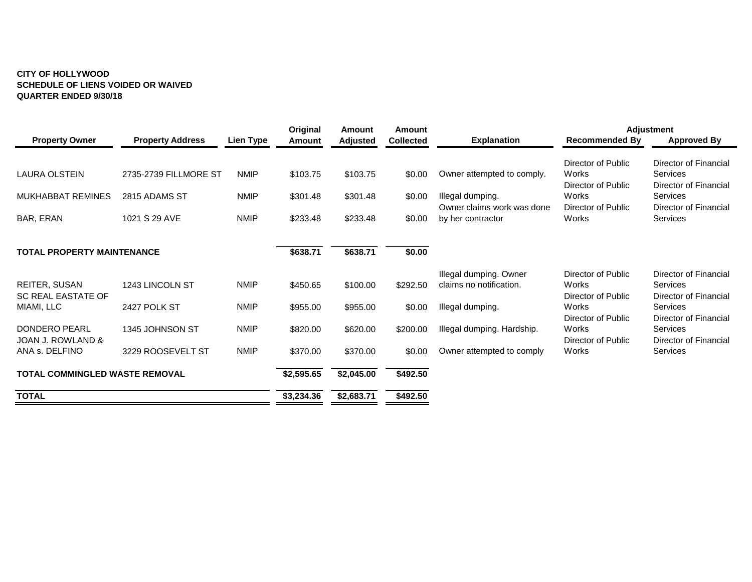**CITY OF HOLLYWOOD**
**SCHEDULE OF LIENS VOIDED OR WAIVED**
**QUARTER ENDED 9/30/18**

| Property Owner | Property Address | Lien Type | Original Amount | Amount Adjusted | Amount Collected | Explanation | Adjustment Recommended By | Adjustment Approved By |
|---|---|---|---|---|---|---|---|---|
| LAURA OLSTEIN | 2735-2739 FILLMORE ST | NMIP | $103.75 | $103.75 | $0.00 | Owner attempted to comply. | Director of Public Works | Director of Financial Services |
| MUKHABBAT REMINES | 2815 ADAMS ST | NMIP | $301.48 | $301.48 | $0.00 | Illegal dumping. | Director of Public Works | Director of Financial Services |
| BAR, ERAN | 1021 S 29 AVE | NMIP | $233.48 | $233.48 | $0.00 | Owner claims work was done by her contractor | Director of Public Works | Director of Financial Services |
| **TOTAL PROPERTY MAINTENANCE** | | | **$638.71** | **$638.71** | **$0.00** | | | |
| REITER, SUSAN | 1243 LINCOLN ST | NMIP | $450.65 | $100.00 | $292.50 | Illegal dumping. Owner claims no notification. | Director of Public Works | Director of Financial Services |
| SC REAL EASTATE OF MIAMI, LLC | 2427 POLK ST | NMIP | $955.00 | $955.00 | $0.00 | Illegal dumping. | Director of Public Works | Director of Financial Services |
| DONDERO PEARL | 1345 JOHNSON ST | NMIP | $820.00 | $620.00 | $200.00 | Illegal dumping. Hardship. | Director of Public Works | Director of Financial Services |
| JOAN J. ROWLAND & ANA s. DELFINO | 3229 ROOSEVELT ST | NMIP | $370.00 | $370.00 | $0.00 | Owner attempted to comply | Director of Public Works | Director of Financial Services |
| **TOTAL COMMINGLED WASTE REMOVAL** | | | **$2,595.65** | **$2,045.00** | **$492.50** | | | |
| **TOTAL** | | | **$3,234.36** | **$2,683.71** | **$492.50** | | | |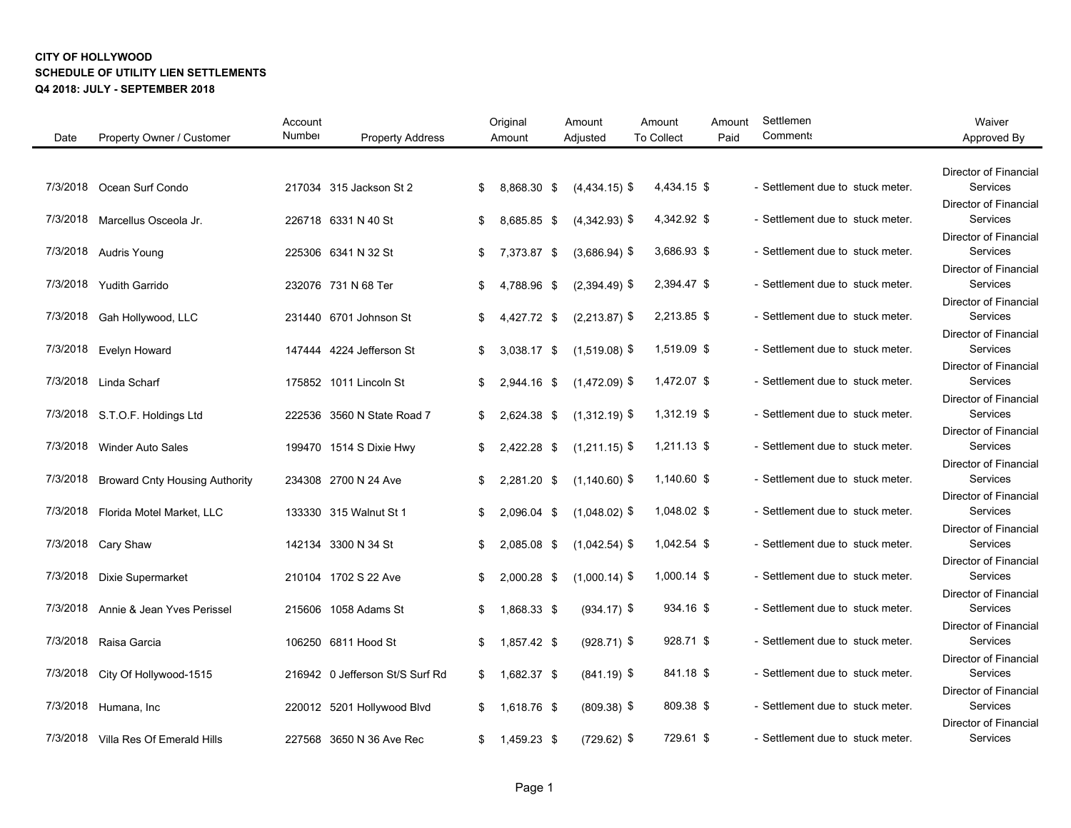**CITY OF HOLLYWOOD**
**SCHEDULE OF UTILITY LIEN SETTLEMENTS**
**Q4 2018: JULY - SEPTEMBER 2018**

| Date | Property Owner / Customer | Account Number | Property Address | Original Amount | Amount Adjusted | Amount To Collect | Amount Paid | Settlement Comments | Waiver Approved By |
|---|---|---|---|---|---|---|---|---|---|
| 7/3/2018 | Ocean Surf Condo | 217034 | 315 Jackson St 2 | $ 8,868.30 | $ (4,434.15) | $ 4,434.15 | $ - | Settlement due to stuck meter. | Director of Financial Services |
| 7/3/2018 | Marcellus Osceola Jr. | 226718 | 6331 N 40 St | $ 8,685.85 | $ (4,342.93) | $ 4,342.92 | $ - | Settlement due to stuck meter. | Director of Financial Services |
| 7/3/2018 | Audris Young | 225306 | 6341 N 32 St | $ 7,373.87 | $ (3,686.94) | $ 3,686.93 | $ - | Settlement due to stuck meter. | Director of Financial Services |
| 7/3/2018 | Yudith Garrido | 232076 | 731 N 68 Ter | $ 4,788.96 | $ (2,394.49) | $ 2,394.47 | $ - | Settlement due to stuck meter. | Director of Financial Services |
| 7/3/2018 | Gah Hollywood, LLC | 231440 | 6701 Johnson St | $ 4,427.72 | $ (2,213.87) | $ 2,213.85 | $ - | Settlement due to stuck meter. | Director of Financial Services |
| 7/3/2018 | Evelyn Howard | 147444 | 4224 Jefferson St | $ 3,038.17 | $ (1,519.08) | $ 1,519.09 | $ - | Settlement due to stuck meter. | Director of Financial Services |
| 7/3/2018 | Linda Scharf | 175852 | 1011 Lincoln St | $ 2,944.16 | $ (1,472.09) | $ 1,472.07 | $ - | Settlement due to stuck meter. | Director of Financial Services |
| 7/3/2018 | S.T.O.F. Holdings Ltd | 222536 | 3560 N State Road 7 | $ 2,624.38 | $ (1,312.19) | $ 1,312.19 | $ - | Settlement due to stuck meter. | Director of Financial Services |
| 7/3/2018 | Winder Auto Sales | 199470 | 1514 S Dixie Hwy | $ 2,422.28 | $ (1,211.15) | $ 1,211.13 | $ - | Settlement due to stuck meter. | Director of Financial Services |
| 7/3/2018 | Broward Cnty Housing Authority | 234308 | 2700 N 24 Ave | $ 2,281.20 | $ (1,140.60) | $ 1,140.60 | $ - | Settlement due to stuck meter. | Director of Financial Services |
| 7/3/2018 | Florida Motel Market, LLC | 133330 | 315 Walnut St 1 | $ 2,096.04 | $ (1,048.02) | $ 1,048.02 | $ - | Settlement due to stuck meter. | Director of Financial Services |
| 7/3/2018 | Cary Shaw | 142134 | 3300 N 34 St | $ 2,085.08 | $ (1,042.54) | $ 1,042.54 | $ - | Settlement due to stuck meter. | Director of Financial Services |
| 7/3/2018 | Dixie Supermarket | 210104 | 1702 S 22 Ave | $ 2,000.28 | $ (1,000.14) | $ 1,000.14 | $ - | Settlement due to stuck meter. | Director of Financial Services |
| 7/3/2018 | Annie & Jean Yves Perissel | 215606 | 1058 Adams St | $ 1,868.33 | $ (934.17) | $ 934.16 | $ - | Settlement due to stuck meter. | Director of Financial Services |
| 7/3/2018 | Raisa Garcia | 106250 | 6811 Hood St | $ 1,857.42 | $ (928.71) | $ 928.71 | $ - | Settlement due to stuck meter. | Director of Financial Services |
| 7/3/2018 | City Of Hollywood-1515 | 216942 | 0 Jefferson St/S Surf Rd | $ 1,682.37 | $ (841.19) | $ 841.18 | $ - | Settlement due to stuck meter. | Director of Financial Services |
| 7/3/2018 | Humana, Inc | 220012 | 5201 Hollywood Blvd | $ 1,618.76 | $ (809.38) | $ 809.38 | $ - | Settlement due to stuck meter. | Director of Financial Services |
| 7/3/2018 | Villa Res Of Emerald Hills | 227568 | 3650 N 36 Ave Rec | $ 1,459.23 | $ (729.62) | $ 729.61 | $ - | Settlement due to stuck meter. | Director of Financial Services |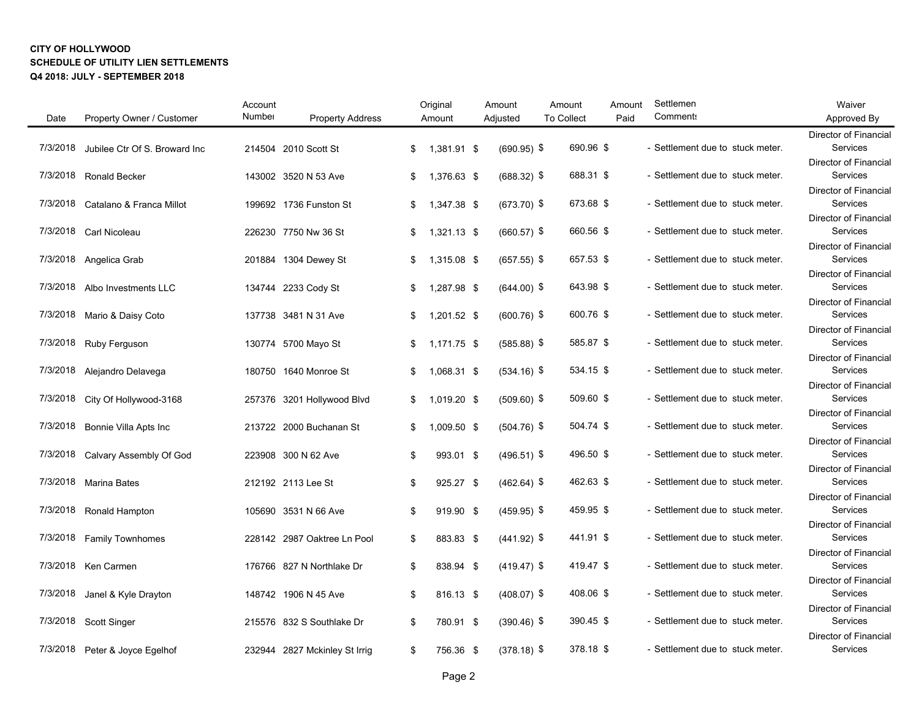**CITY OF HOLLYWOOD**
**SCHEDULE OF UTILITY LIEN SETTLEMENTS**
**Q4 2018: JULY - SEPTEMBER 2018**

| Date | Property Owner / Customer | Account Number | Property Address | Original Amount | Amount Adjusted | Amount To Collect | Amount Paid | Settlement Comments | Waiver Approved By |
|---|---|---|---|---|---|---|---|---|---|
| 7/3/2018 | Jubilee Ctr Of S. Broward Inc | 214504 | 2010 Scott St | $ 1,381.91 | $ (690.95) | $ 690.96 | $ - | Settlement due to stuck meter. | Director of Financial Services |
| 7/3/2018 | Ronald Becker | 143002 | 3520 N 53 Ave | $ 1,376.63 | $ (688.32) | $ 688.31 | $ - | Settlement due to stuck meter. | Director of Financial Services |
| 7/3/2018 | Catalano & Franca Millot | 199692 | 1736 Funston St | $ 1,347.38 | $ (673.70) | $ 673.68 | $ - | Settlement due to stuck meter. | Director of Financial Services |
| 7/3/2018 | Carl Nicoleau | 226230 | 7750 Nw 36 St | $ 1,321.13 | $ (660.57) | $ 660.56 | $ - | Settlement due to stuck meter. | Director of Financial Services |
| 7/3/2018 | Angelica Grab | 201884 | 1304 Dewey St | $ 1,315.08 | $ (657.55) | $ 657.53 | $ - | Settlement due to stuck meter. | Director of Financial Services |
| 7/3/2018 | Albo Investments LLC | 134744 | 2233 Cody St | $ 1,287.98 | $ (644.00) | $ 643.98 | $ - | Settlement due to stuck meter. | Director of Financial Services |
| 7/3/2018 | Mario & Daisy Coto | 137738 | 3481 N 31 Ave | $ 1,201.52 | $ (600.76) | $ 600.76 | $ - | Settlement due to stuck meter. | Director of Financial Services |
| 7/3/2018 | Ruby Ferguson | 130774 | 5700 Mayo St | $ 1,171.75 | $ (585.88) | $ 585.87 | $ - | Settlement due to stuck meter. | Director of Financial Services |
| 7/3/2018 | Alejandro Delavega | 180750 | 1640 Monroe St | $ 1,068.31 | $ (534.16) | $ 534.15 | $ - | Settlement due to stuck meter. | Director of Financial Services |
| 7/3/2018 | City Of Hollywood-3168 | 257376 | 3201 Hollywood Blvd | $ 1,019.20 | $ (509.60) | $ 509.60 | $ - | Settlement due to stuck meter. | Director of Financial Services |
| 7/3/2018 | Bonnie Villa Apts Inc | 213722 | 2000 Buchanan St | $ 1,009.50 | $ (504.76) | $ 504.74 | $ - | Settlement due to stuck meter. | Director of Financial Services |
| 7/3/2018 | Calvary Assembly Of God | 223908 | 300 N 62 Ave | $ 993.01 | $ (496.51) | $ 496.50 | $ - | Settlement due to stuck meter. | Director of Financial Services |
| 7/3/2018 | Marina Bates | 212192 | 2113 Lee St | $ 925.27 | $ (462.64) | $ 462.63 | $ - | Settlement due to stuck meter. | Director of Financial Services |
| 7/3/2018 | Ronald Hampton | 105690 | 3531 N 66 Ave | $ 919.90 | $ (459.95) | $ 459.95 | $ - | Settlement due to stuck meter. | Director of Financial Services |
| 7/3/2018 | Family Townhomes | 228142 | 2987 Oaktree Ln Pool | $ 883.83 | $ (441.92) | $ 441.91 | $ - | Settlement due to stuck meter. | Director of Financial Services |
| 7/3/2018 | Ken Carmen | 176766 | 827 N Northlake Dr | $ 838.94 | $ (419.47) | $ 419.47 | $ - | Settlement due to stuck meter. | Director of Financial Services |
| 7/3/2018 | Janel & Kyle Drayton | 148742 | 1906 N 45 Ave | $ 816.13 | $ (408.07) | $ 408.06 | $ - | Settlement due to stuck meter. | Director of Financial Services |
| 7/3/2018 | Scott Singer | 215576 | 832 S Southlake Dr | $ 780.91 | $ (390.46) | $ 390.45 | $ - | Settlement due to stuck meter. | Director of Financial Services |
| 7/3/2018 | Peter & Joyce Egelhof | 232944 | 2827 Mckinley St Irrig | $ 756.36 | $ (378.18) | $ 378.18 | $ - | Settlement due to stuck meter. | Director of Financial Services |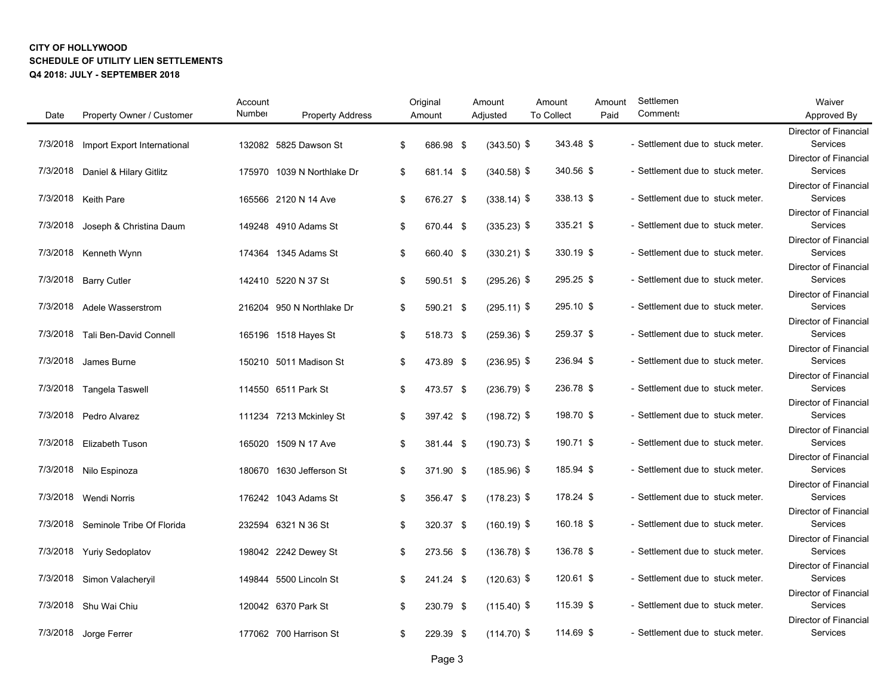**CITY OF HOLLYWOOD**
**SCHEDULE OF UTILITY LIEN SETTLEMENTS**
**Q4 2018: JULY - SEPTEMBER 2018**

| Date | Property Owner / Customer | Account Number | Property Address | Original Amount | Amount Adjusted | Amount To Collect | Amount Paid | Settlement Comments | Waiver Approved By |
|---|---|---|---|---|---|---|---|---|---|
| 7/3/2018 | Import Export International | 132082 | 5825 Dawson St | $ 686.98 | $ (343.50) | $ 343.48 | $ - | Settlement due to stuck meter. | Director of Financial Services |
| 7/3/2018 | Daniel & Hilary Gitlitz | 175970 | 1039 N Northlake Dr | $ 681.14 | $ (340.58) | $ 340.56 | $ - | Settlement due to stuck meter. | Director of Financial Services |
| 7/3/2018 | Keith Pare | 165566 | 2120 N 14 Ave | $ 676.27 | $ (338.14) | $ 338.13 | $ - | Settlement due to stuck meter. | Director of Financial Services |
| 7/3/2018 | Joseph & Christina Daum | 149248 | 4910 Adams St | $ 670.44 | $ (335.23) | $ 335.21 | $ - | Settlement due to stuck meter. | Director of Financial Services |
| 7/3/2018 | Kenneth Wynn | 174364 | 1345 Adams St | $ 660.40 | $ (330.21) | $ 330.19 | $ - | Settlement due to stuck meter. | Director of Financial Services |
| 7/3/2018 | Barry Cutler | 142410 | 5220 N 37 St | $ 590.51 | $ (295.26) | $ 295.25 | $ - | Settlement due to stuck meter. | Director of Financial Services |
| 7/3/2018 | Adele Wasserstrom | 216204 | 950 N Northlake Dr | $ 590.21 | $ (295.11) | $ 295.10 | $ - | Settlement due to stuck meter. | Director of Financial Services |
| 7/3/2018 | Tali Ben-David Connell | 165196 | 1518 Hayes St | $ 518.73 | $ (259.36) | $ 259.37 | $ - | Settlement due to stuck meter. | Director of Financial Services |
| 7/3/2018 | James Burne | 150210 | 5011 Madison St | $ 473.89 | $ (236.95) | $ 236.94 | $ - | Settlement due to stuck meter. | Director of Financial Services |
| 7/3/2018 | Tangela Taswell | 114550 | 6511 Park St | $ 473.57 | $ (236.79) | $ 236.78 | $ - | Settlement due to stuck meter. | Director of Financial Services |
| 7/3/2018 | Pedro Alvarez | 111234 | 7213 Mckinley St | $ 397.42 | $ (198.72) | $ 198.70 | $ - | Settlement due to stuck meter. | Director of Financial Services |
| 7/3/2018 | Elizabeth Tuson | 165020 | 1509 N 17 Ave | $ 381.44 | $ (190.73) | $ 190.71 | $ - | Settlement due to stuck meter. | Director of Financial Services |
| 7/3/2018 | Nilo Espinoza | 180670 | 1630 Jefferson St | $ 371.90 | $ (185.96) | $ 185.94 | $ - | Settlement due to stuck meter. | Director of Financial Services |
| 7/3/2018 | Wendi Norris | 176242 | 1043 Adams St | $ 356.47 | $ (178.23) | $ 178.24 | $ - | Settlement due to stuck meter. | Director of Financial Services |
| 7/3/2018 | Seminole Tribe Of Florida | 232594 | 6321 N 36 St | $ 320.37 | $ (160.19) | $ 160.18 | $ - | Settlement due to stuck meter. | Director of Financial Services |
| 7/3/2018 | Yuriy Sedoplatov | 198042 | 2242 Dewey St | $ 273.56 | $ (136.78) | $ 136.78 | $ - | Settlement due to stuck meter. | Director of Financial Services |
| 7/3/2018 | Simon Valacheryil | 149844 | 5500 Lincoln St | $ 241.24 | $ (120.63) | $ 120.61 | $ - | Settlement due to stuck meter. | Director of Financial Services |
| 7/3/2018 | Shu Wai Chiu | 120042 | 6370 Park St | $ 230.79 | $ (115.40) | $ 115.39 | $ - | Settlement due to stuck meter. | Director of Financial Services |
| 7/3/2018 | Jorge Ferrer | 177062 | 700 Harrison St | $ 229.39 | $ (114.70) | $ 114.69 | $ - | Settlement due to stuck meter. | Director of Financial Services |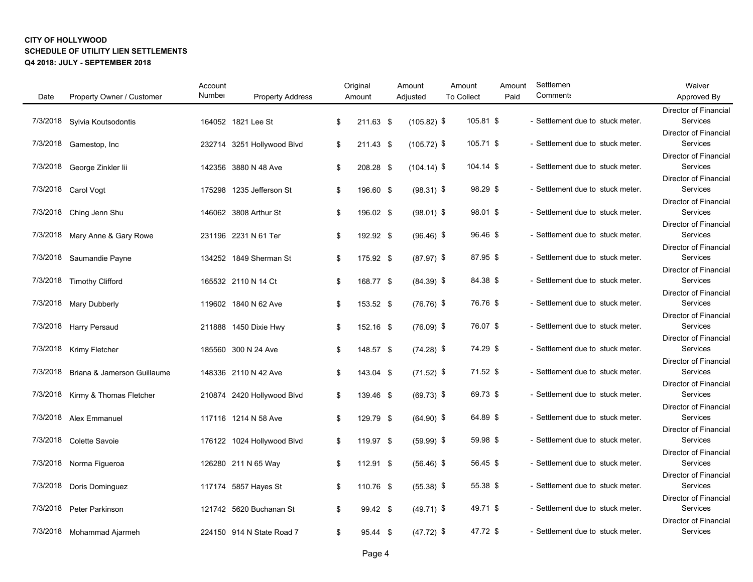**CITY OF HOLLYWOOD**
**SCHEDULE OF UTILITY LIEN SETTLEMENTS**
**Q4 2018: JULY - SEPTEMBER 2018**

| Date | Property Owner / Customer | Account Number | Property Address | Original Amount | Amount Adjusted | Amount To Collect | Amount Paid | Settlement Comments | Waiver Approved By |
|---|---|---|---|---|---|---|---|---|---|
| 7/3/2018 | Sylvia Koutsodontis | 164052 | 1821 Lee St | $ 211.63 | $ (105.82) | $ 105.81 | $ - | Settlement due to stuck meter. | Director of Financial Services |
| 7/3/2018 | Gamestop, Inc | 232714 | 3251 Hollywood Blvd | $ 211.43 | $ (105.72) | $ 105.71 | $ - | Settlement due to stuck meter. | Director of Financial Services |
| 7/3/2018 | George Zinkler Iii | 142356 | 3880 N 48 Ave | $ 208.28 | $ (104.14) | $ 104.14 | $ - | Settlement due to stuck meter. | Director of Financial Services |
| 7/3/2018 | Carol Vogt | 175298 | 1235 Jefferson St | $ 196.60 | $ (98.31) | $ 98.29 | $ - | Settlement due to stuck meter. | Director of Financial Services |
| 7/3/2018 | Ching Jenn Shu | 146062 | 3808 Arthur St | $ 196.02 | $ (98.01) | $ 98.01 | $ - | Settlement due to stuck meter. | Director of Financial Services |
| 7/3/2018 | Mary Anne & Gary Rowe | 231196 | 2231 N 61 Ter | $ 192.92 | $ (96.46) | $ 96.46 | $ - | Settlement due to stuck meter. | Director of Financial Services |
| 7/3/2018 | Saumandie Payne | 134252 | 1849 Sherman St | $ 175.92 | $ (87.97) | $ 87.95 | $ - | Settlement due to stuck meter. | Director of Financial Services |
| 7/3/2018 | Timothy Clifford | 165532 | 2110 N 14 Ct | $ 168.77 | $ (84.39) | $ 84.38 | $ - | Settlement due to stuck meter. | Director of Financial Services |
| 7/3/2018 | Mary Dubberly | 119602 | 1840 N 62 Ave | $ 153.52 | $ (76.76) | $ 76.76 | $ - | Settlement due to stuck meter. | Director of Financial Services |
| 7/3/2018 | Harry Persaud | 211888 | 1450 Dixie Hwy | $ 152.16 | $ (76.09) | $ 76.07 | $ - | Settlement due to stuck meter. | Director of Financial Services |
| 7/3/2018 | Krimy Fletcher | 185560 | 300 N 24 Ave | $ 148.57 | $ (74.28) | $ 74.29 | $ - | Settlement due to stuck meter. | Director of Financial Services |
| 7/3/2018 | Briana & Jamerson Guillaume | 148336 | 2110 N 42 Ave | $ 143.04 | $ (71.52) | $ 71.52 | $ - | Settlement due to stuck meter. | Director of Financial Services |
| 7/3/2018 | Kirmy & Thomas Fletcher | 210874 | 2420 Hollywood Blvd | $ 139.46 | $ (69.73) | $ 69.73 | $ - | Settlement due to stuck meter. | Director of Financial Services |
| 7/3/2018 | Alex Emmanuel | 117116 | 1214 N 58 Ave | $ 129.79 | $ (64.90) | $ 64.89 | $ - | Settlement due to stuck meter. | Director of Financial Services |
| 7/3/2018 | Colette Savoie | 176122 | 1024 Hollywood Blvd | $ 119.97 | $ (59.99) | $ 59.98 | $ - | Settlement due to stuck meter. | Director of Financial Services |
| 7/3/2018 | Norma Figueroa | 126280 | 211 N 65 Way | $ 112.91 | $ (56.46) | $ 56.45 | $ - | Settlement due to stuck meter. | Director of Financial Services |
| 7/3/2018 | Doris Dominguez | 117174 | 5857 Hayes St | $ 110.76 | $ (55.38) | $ 55.38 | $ - | Settlement due to stuck meter. | Director of Financial Services |
| 7/3/2018 | Peter Parkinson | 121742 | 5620 Buchanan St | $ 99.42 | $ (49.71) | $ 49.71 | $ - | Settlement due to stuck meter. | Director of Financial Services |
| 7/3/2018 | Mohammad Ajarmeh | 224150 | 914 N State Road 7 | $ 95.44 | $ (47.72) | $ 47.72 | $ - | Settlement due to stuck meter. | Director of Financial Services |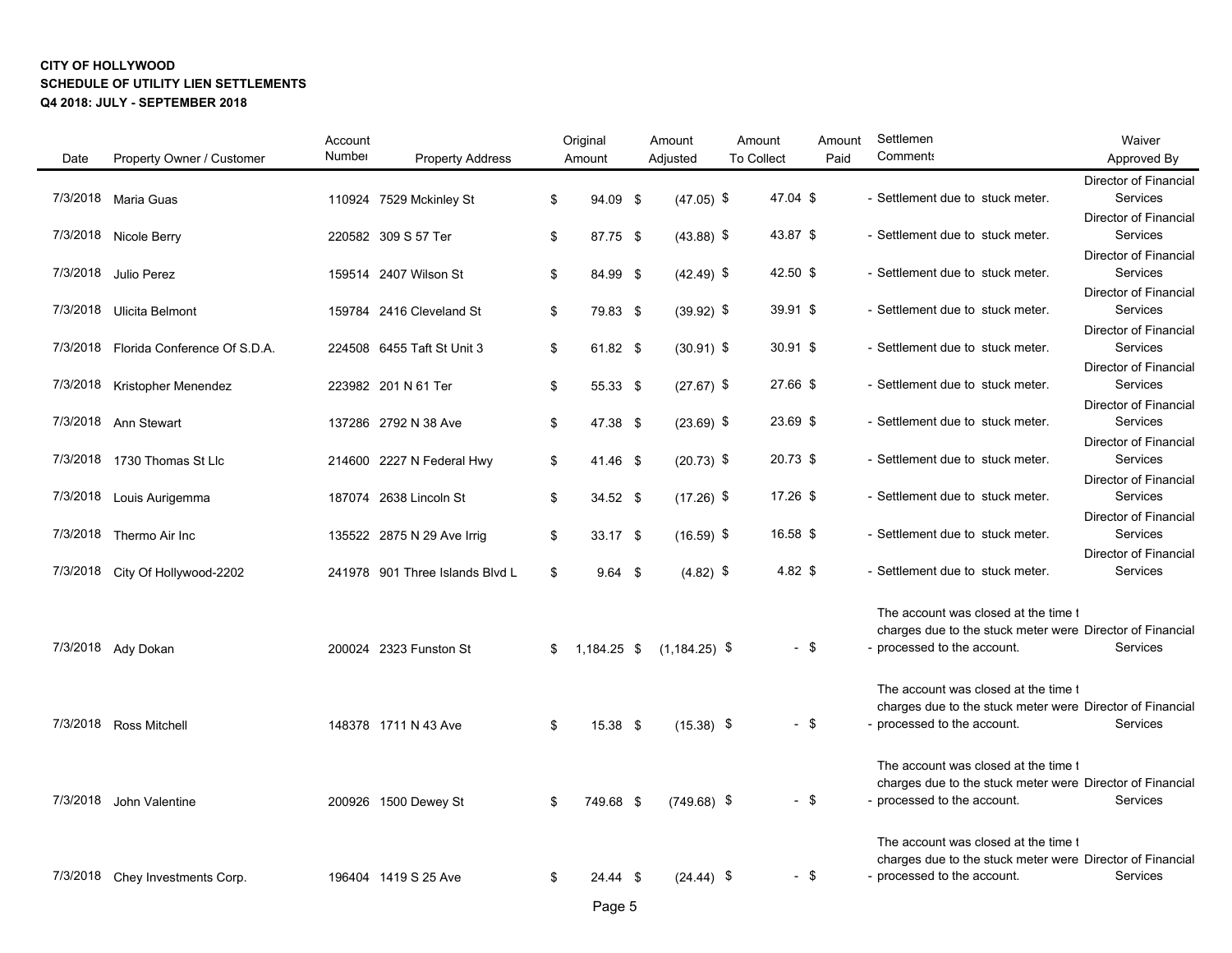**CITY OF HOLLYWOOD**
**SCHEDULE OF UTILITY LIEN SETTLEMENTS**
**Q4 2018: JULY - SEPTEMBER 2018**

| Date | Property Owner / Customer | Account Number | Property Address | Original Amount | Amount Adjusted | Amount To Collect | Amount Paid | Settlement Comments | Waiver Approved By |
|---|---|---|---|---|---|---|---|---|---|
| 7/3/2018 | Maria Guas | 110924 | 7529 Mckinley St | $ 94.09 | $ (47.05) | $ 47.04 | $ - | Settlement due to stuck meter. | Director of Financial Services |
| 7/3/2018 | Nicole Berry | 220582 | 309 S 57 Ter | $ 87.75 | $ (43.88) | $ 43.87 | $ - | Settlement due to stuck meter. | Director of Financial Services |
| 7/3/2018 | Julio Perez | 159514 | 2407 Wilson St | $ 84.99 | $ (42.49) | $ 42.50 | $ - | Settlement due to stuck meter. | Director of Financial Services |
| 7/3/2018 | Ulicita Belmont | 159784 | 2416 Cleveland St | $ 79.83 | $ (39.92) | $ 39.91 | $ - | Settlement due to stuck meter. | Director of Financial Services |
| 7/3/2018 | Florida Conference Of S.D.A. | 224508 | 6455 Taft St Unit 3 | $ 61.82 | $ (30.91) | $ 30.91 | $ - | Settlement due to stuck meter. | Director of Financial Services |
| 7/3/2018 | Kristopher Menendez | 223982 | 201 N 61 Ter | $ 55.33 | $ (27.67) | $ 27.66 | $ - | Settlement due to stuck meter. | Director of Financial Services |
| 7/3/2018 | Ann Stewart | 137286 | 2792 N 38 Ave | $ 47.38 | $ (23.69) | $ 23.69 | $ - | Settlement due to stuck meter. | Director of Financial Services |
| 7/3/2018 | 1730 Thomas St Llc | 214600 | 2227 N Federal Hwy | $ 41.46 | $ (20.73) | $ 20.73 | $ - | Settlement due to stuck meter. | Director of Financial Services |
| 7/3/2018 | Louis Aurigemma | 187074 | 2638 Lincoln St | $ 34.52 | $ (17.26) | $ 17.26 | $ - | Settlement due to stuck meter. | Director of Financial Services |
| 7/3/2018 | Thermo Air Inc | 135522 | 2875 N 29 Ave Irrig | $ 33.17 | $ (16.59) | $ 16.58 | $ - | Settlement due to stuck meter. | Director of Financial Services |
| 7/3/2018 | City Of Hollywood-2202 | 241978 | 901 Three Islands Blvd L | $ 9.64 | $ (4.82) | $ 4.82 | $ - | Settlement due to stuck meter. | Director of Financial Services |
| 7/3/2018 | Ady Dokan | 200024 | 2323 Funston St | $ 1,184.25 | $ (1,184.25) | $ - | $ - | The account was closed at the time t charges due to the stuck meter were processed to the account. | Director of Financial Services |
| 7/3/2018 | Ross Mitchell | 148378 | 1711 N 43 Ave | $ 15.38 | $ (15.38) | $ - | $ - | The account was closed at the time t charges due to the stuck meter were processed to the account. | Director of Financial Services |
| 7/3/2018 | John Valentine | 200926 | 1500 Dewey St | $ 749.68 | $ (749.68) | $ - | $ - | The account was closed at the time t charges due to the stuck meter were processed to the account. | Director of Financial Services |
| 7/3/2018 | Chey Investments Corp. | 196404 | 1419 S 25 Ave | $ 24.44 | $ (24.44) | $ - | $ - | The account was closed at the time t charges due to the stuck meter were processed to the account. | Director of Financial Services |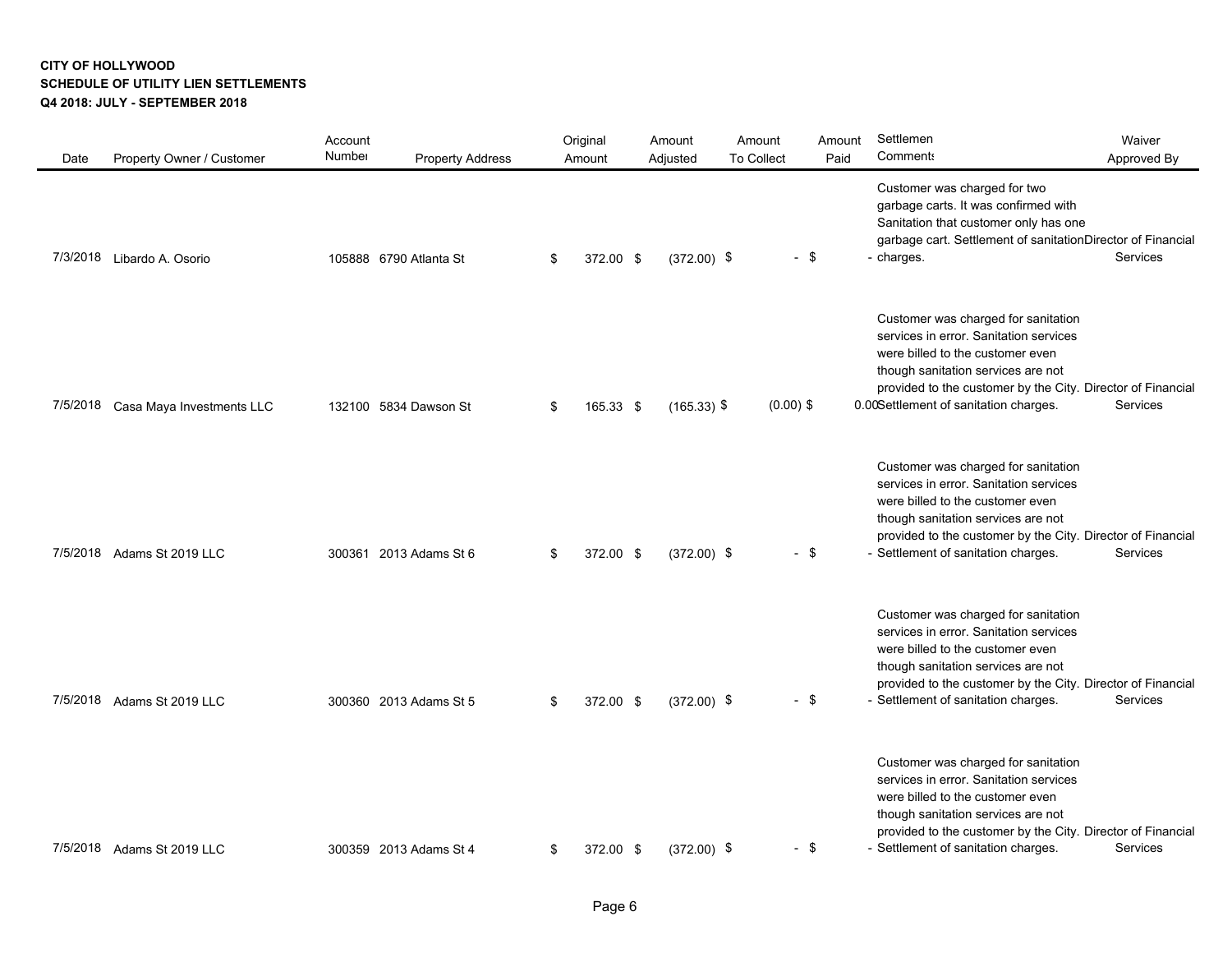**CITY OF HOLLYWOOD**
**SCHEDULE OF UTILITY LIEN SETTLEMENTS**
**Q4 2018: JULY - SEPTEMBER 2018**

| Date | Property Owner / Customer | Account Number | Property Address | Original Amount | Amount Adjusted | Amount To Collect | Amount Paid | Settlement Comments | Waiver Approved By |
|---|---|---|---|---|---|---|---|---|---|
| 7/3/2018 | Libardo A. Osorio | 105888 | 6790 Atlanta St | $ 372.00 | $ (372.00) | $ - | $ - | Customer was charged for two garbage carts. It was confirmed with Sanitation that customer only has one garbage cart. Settlement of sanitation charges. | Director of Financial Services |
| 7/5/2018 | Casa Maya Investments LLC | 132100 | 5834 Dawson St | $ 165.33 | $ (165.33) | $ (0.00) | $ 0.00 | Customer was charged for sanitation services in error. Sanitation services were billed to the customer even though sanitation services are not provided to the customer by the City. Settlement of sanitation charges. | Director of Financial Services |
| 7/5/2018 | Adams St 2019 LLC | 300361 | 2013 Adams St 6 | $ 372.00 | $ (372.00) | $ - | $ - | Customer was charged for sanitation services in error. Sanitation services were billed to the customer even though sanitation services are not provided to the customer by the City. Settlement of sanitation charges. | Director of Financial Services |
| 7/5/2018 | Adams St 2019 LLC | 300360 | 2013 Adams St 5 | $ 372.00 | $ (372.00) | $ - | $ - | Customer was charged for sanitation services in error. Sanitation services were billed to the customer even though sanitation services are not provided to the customer by the City. Settlement of sanitation charges. | Director of Financial Services |
| 7/5/2018 | Adams St 2019 LLC | 300359 | 2013 Adams St 4 | $ 372.00 | $ (372.00) | $ - | $ - | Customer was charged for sanitation services in error. Sanitation services were billed to the customer even though sanitation services are not provided to the customer by the City. Settlement of sanitation charges. | Director of Financial Services |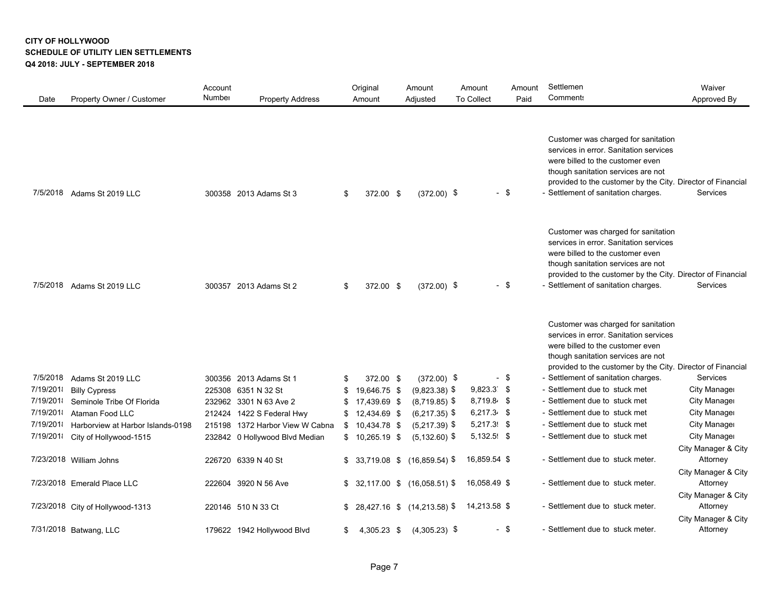**CITY OF HOLLYWOOD**
**SCHEDULE OF UTILITY LIEN SETTLEMENTS**
**Q4 2018: JULY - SEPTEMBER 2018**

| Date | Property Owner / Customer | Account Number | Property Address | Original Amount | Amount Adjusted | Amount To Collect | Amount Paid | Settlement Comments | Waiver Approved By |
|---|---|---|---|---|---|---|---|---|---|
| 7/5/2018 | Adams St 2019 LLC | 300358 | 2013 Adams St 3 | $ 372.00 | $ (372.00) | $ - | $ - | Customer was charged for sanitation services in error. Sanitation services were billed to the customer even though sanitation services are not provided to the customer by the City. Settlement of sanitation charges. | Director of Financial Services |
| 7/5/2018 | Adams St 2019 LLC | 300357 | 2013 Adams St 2 | $ 372.00 | $ (372.00) | $ - | $ - | Customer was charged for sanitation services in error. Sanitation services were billed to the customer even though sanitation services are not provided to the customer by the City. Settlement of sanitation charges. | Director of Financial Services |
| 7/5/2018 | Adams St 2019 LLC | 300356 | 2013 Adams St 1 | $ 372.00 | $ (372.00) | $ - | $ - | Customer was charged for sanitation services in error. Sanitation services were billed to the customer even though sanitation services are not provided to the customer by the City. Settlement of sanitation charges. | Director of Financial Services |
| 7/19/2018 | Billy Cypress | 225308 | 6351 N 32 St | $ 19,646.75 | $ (9,823.38) | $ 9,823.37 | $ - | Settlement due to stuck meter | City Manager |
| 7/19/2018 | Seminole Tribe Of Florida | 232962 | 3301 N 63 Ave 2 | $ 17,439.69 | $ (8,719.85) | $ 8,719.84 | $ - | Settlement due to stuck meter | City Manager |
| 7/19/2018 | Ataman Food LLC | 212424 | 1422 S Federal Hwy | $ 12,434.69 | $ (6,217.35) | $ 6,217.34 | $ - | Settlement due to stuck meter | City Manager |
| 7/19/2018 | Harborview at Harbor Islands-0198 | 215198 | 1372 Harbor View W Cabna | $ 10,434.78 | $ (5,217.39) | $ 5,217.39 | $ - | Settlement due to stuck meter | City Manager |
| 7/19/2018 | City of Hollywood-1515 | 232842 | 0 Hollywood Blvd Median | $ 10,265.19 | $ (5,132.60) | $ 5,132.59 | $ - | Settlement due to stuck meter | City Manager |
| 7/23/2018 | William Johns | 226720 | 6339 N 40 St | $ 33,719.08 | $ (16,859.54) | $ 16,859.54 | $ - | Settlement due to stuck meter. | City Manager & City Attorney |
| 7/23/2018 | Emerald Place LLC | 222604 | 3920 N 56 Ave | $ 32,117.00 | $ (16,058.51) | $ 16,058.49 | $ - | Settlement due to stuck meter. | City Manager & City Attorney |
| 7/23/2018 | City of Hollywood-1313 | 220146 | 510 N 33 Ct | $ 28,427.16 | $ (14,213.58) | $ 14,213.58 | $ - | Settlement due to stuck meter. | City Manager & City Attorney |
| 7/31/2018 | Batwang, LLC | 179622 | 1942 Hollywood Blvd | $ 4,305.23 | $ (4,305.23) | $ - | $ - | Settlement due to stuck meter. | City Manager & City Attorney |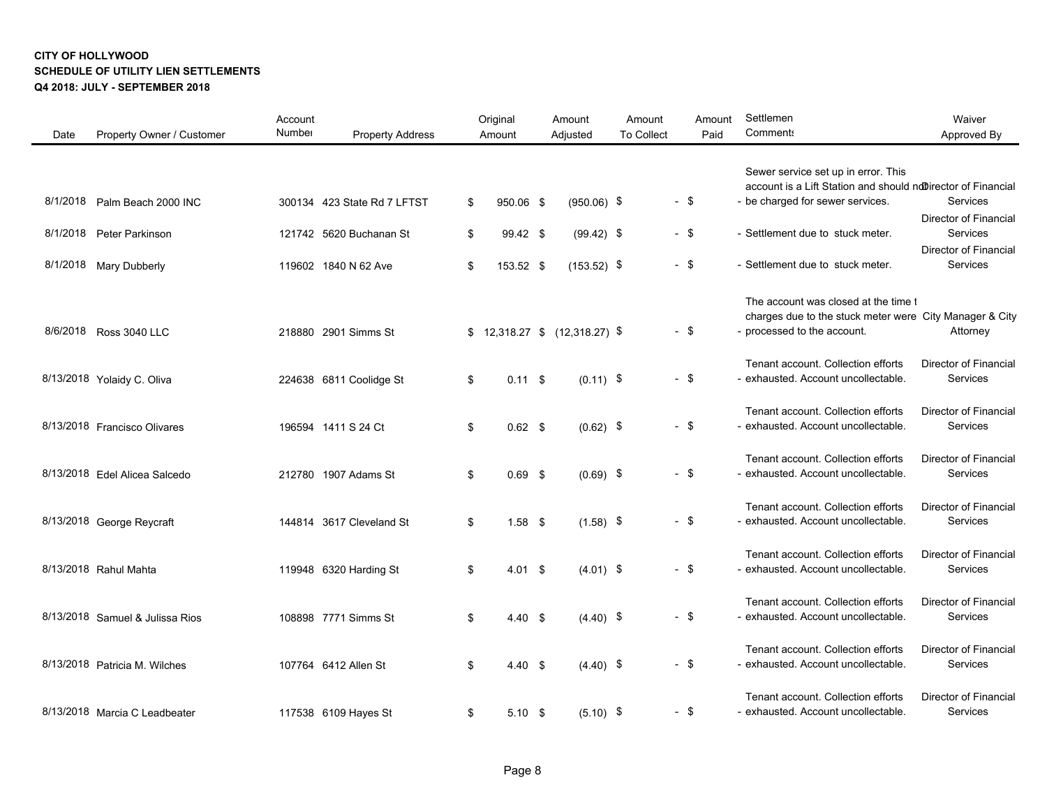**CITY OF HOLLYWOOD**
**SCHEDULE OF UTILITY LIEN SETTLEMENTS**
**Q4 2018: JULY - SEPTEMBER 2018**

| Date | Property Owner / Customer | Account Number | Property Address | Original Amount | Amount Adjusted | Amount To Collect | Amount Paid | Settlement Comments | Waiver Approved By |
|---|---|---|---|---|---|---|---|---|---|
| 8/1/2018 | Palm Beach 2000 INC | 300134 | 423 State Rd 7 LFTST | $ 950.06 | $ (950.06) | $ - | $ - | Sewer service set up in error. This account is a Lift Station and should not be charged for sewer services. | Director of Financial Services |
| 8/1/2018 | Peter Parkinson | 121742 | 5620 Buchanan St | $ 99.42 | $ (99.42) | $ - | $ - | Settlement due to stuck meter. | Director of Financial Services |
| 8/1/2018 | Mary Dubberly | 119602 | 1840 N 62 Ave | $ 153.52 | $ (153.52) | $ - | $ - | Settlement due to stuck meter. | Director of Financial Services |
| 8/6/2018 | Ross 3040 LLC | 218880 | 2901 Simms St | $ 12,318.27 | $ (12,318.27) | $ - | $ - | The account was closed at the time the charges due to the stuck meter were processed to the account. | City Manager & City Attorney |
| 8/13/2018 | Yolaidy C. Oliva | 224638 | 6811 Coolidge St | $ 0.11 | $ (0.11) | $ - | $ - | Tenant account. Collection efforts exhausted. Account uncollectable. | Director of Financial Services |
| 8/13/2018 | Francisco Olivares | 196594 | 1411 S 24 Ct | $ 0.62 | $ (0.62) | $ - | $ - | Tenant account. Collection efforts exhausted. Account uncollectable. | Director of Financial Services |
| 8/13/2018 | Edel Alicea Salcedo | 212780 | 1907 Adams St | $ 0.69 | $ (0.69) | $ - | $ - | Tenant account. Collection efforts exhausted. Account uncollectable. | Director of Financial Services |
| 8/13/2018 | George Reycraft | 144814 | 3617 Cleveland St | $ 1.58 | $ (1.58) | $ - | $ - | Tenant account. Collection efforts exhausted. Account uncollectable. | Director of Financial Services |
| 8/13/2018 | Rahul Mahta | 119948 | 6320 Harding St | $ 4.01 | $ (4.01) | $ - | $ - | Tenant account. Collection efforts exhausted. Account uncollectable. | Director of Financial Services |
| 8/13/2018 | Samuel & Julissa Rios | 108898 | 7771 Simms St | $ 4.40 | $ (4.40) | $ - | $ - | Tenant account. Collection efforts exhausted. Account uncollectable. | Director of Financial Services |
| 8/13/2018 | Patricia M. Wilches | 107764 | 6412 Allen St | $ 4.40 | $ (4.40) | $ - | $ - | Tenant account. Collection efforts exhausted. Account uncollectable. | Director of Financial Services |
| 8/13/2018 | Marcia C Leadbeater | 117538 | 6109 Hayes St | $ 5.10 | $ (5.10) | $ - | $ - | Tenant account. Collection efforts exhausted. Account uncollectable. | Director of Financial Services |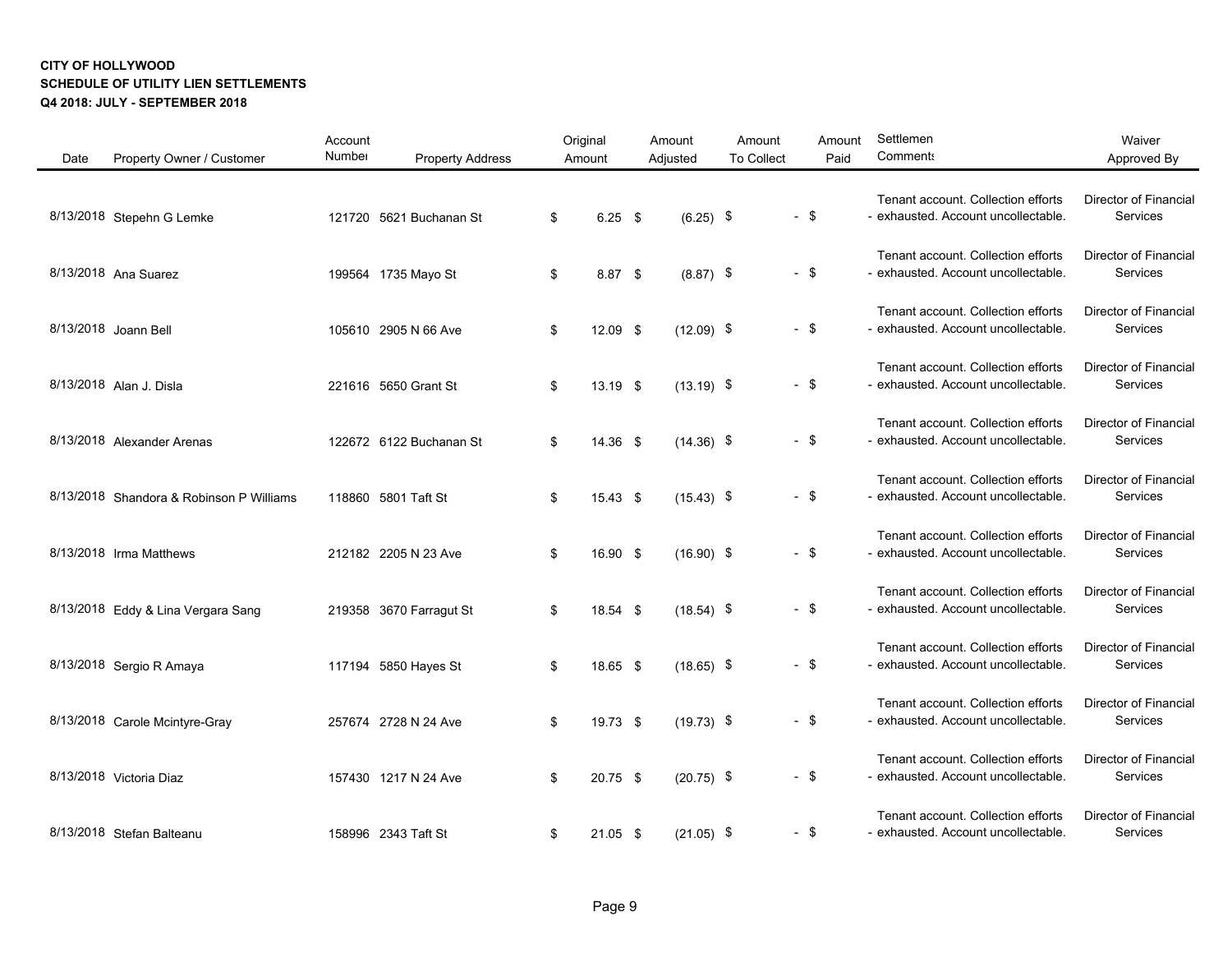**CITY OF HOLLYWOOD**
**SCHEDULE OF UTILITY LIEN SETTLEMENTS**
**Q4 2018: JULY - SEPTEMBER 2018**

| Date | Property Owner / Customer | Account Number | Property Address | Original Amount | Amount Adjusted | Amount To Collect | Amount Paid | Settlement Comments | Waiver Approved By |
|---|---|---|---|---|---|---|---|---|---|
| 8/13/2018 | Stepehn G Lemke | 121720 | 5621 Buchanan St | $ 6.25 | $ (6.25) | $ - | $ - | Tenant account. Collection efforts exhausted. Account uncollectable. | Director of Financial Services |
| 8/13/2018 | Ana Suarez | 199564 | 1735 Mayo St | $ 8.87 | $ (8.87) | $ - | $ - | Tenant account. Collection efforts exhausted. Account uncollectable. | Director of Financial Services |
| 8/13/2018 | Joann Bell | 105610 | 2905 N 66 Ave | $ 12.09 | $ (12.09) | $ - | $ - | Tenant account. Collection efforts exhausted. Account uncollectable. | Director of Financial Services |
| 8/13/2018 | Alan J. Disla | 221616 | 5650 Grant St | $ 13.19 | $ (13.19) | $ - | $ - | Tenant account. Collection efforts exhausted. Account uncollectable. | Director of Financial Services |
| 8/13/2018 | Alexander Arenas | 122672 | 6122 Buchanan St | $ 14.36 | $ (14.36) | $ - | $ - | Tenant account. Collection efforts exhausted. Account uncollectable. | Director of Financial Services |
| 8/13/2018 | Shandora & Robinson P Williams | 118860 | 5801 Taft St | $ 15.43 | $ (15.43) | $ - | $ - | Tenant account. Collection efforts exhausted. Account uncollectable. | Director of Financial Services |
| 8/13/2018 | Irma Matthews | 212182 | 2205 N 23 Ave | $ 16.90 | $ (16.90) | $ - | $ - | Tenant account. Collection efforts exhausted. Account uncollectable. | Director of Financial Services |
| 8/13/2018 | Eddy & Lina Vergara Sang | 219358 | 3670 Farragut St | $ 18.54 | $ (18.54) | $ - | $ - | Tenant account. Collection efforts exhausted. Account uncollectable. | Director of Financial Services |
| 8/13/2018 | Sergio R Amaya | 117194 | 5850 Hayes St | $ 18.65 | $ (18.65) | $ - | $ - | Tenant account. Collection efforts exhausted. Account uncollectable. | Director of Financial Services |
| 8/13/2018 | Carole Mcintyre-Gray | 257674 | 2728 N 24 Ave | $ 19.73 | $ (19.73) | $ - | $ - | Tenant account. Collection efforts exhausted. Account uncollectable. | Director of Financial Services |
| 8/13/2018 | Victoria Diaz | 157430 | 1217 N 24 Ave | $ 20.75 | $ (20.75) | $ - | $ - | Tenant account. Collection efforts exhausted. Account uncollectable. | Director of Financial Services |
| 8/13/2018 | Stefan Balteanu | 158996 | 2343 Taft St | $ 21.05 | $ (21.05) | $ - | $ - | Tenant account. Collection efforts exhausted. Account uncollectable. | Director of Financial Services |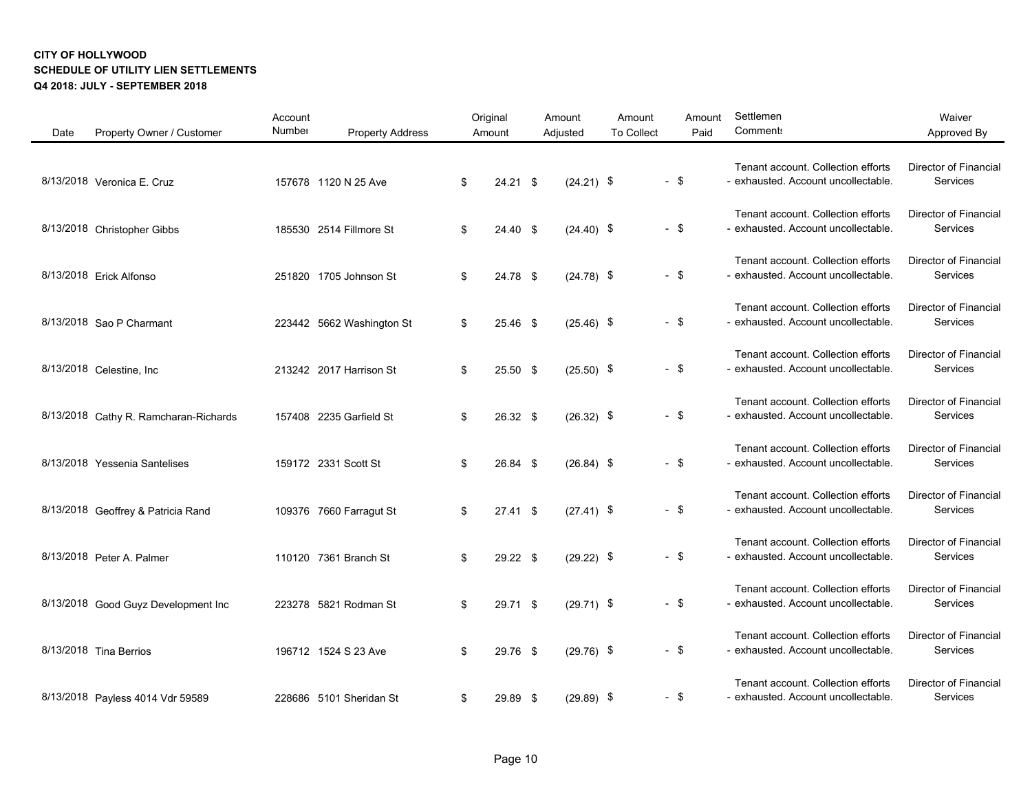**CITY OF HOLLYWOOD**
**SCHEDULE OF UTILITY LIEN SETTLEMENTS**
**Q4 2018: JULY - SEPTEMBER 2018**

| Date | Property Owner / Customer | Account Number | Property Address | Original Amount | Amount Adjusted | Amount To Collect | Amount Paid | Settlement Comments | Waiver Approved By |
|---|---|---|---|---|---|---|---|---|---|
| 8/13/2018 | Veronica E. Cruz | 157678 | 1120 N 25 Ave | $ 24.21 | $ (24.21) | $ - | $ - | Tenant account. Collection efforts exhausted. Account uncollectable. | Director of Financial Services |
| 8/13/2018 | Christopher Gibbs | 185530 | 2514 Fillmore St | $ 24.40 | $ (24.40) | $ - | $ - | Tenant account. Collection efforts exhausted. Account uncollectable. | Director of Financial Services |
| 8/13/2018 | Erick Alfonso | 251820 | 1705 Johnson St | $ 24.78 | $ (24.78) | $ - | $ - | Tenant account. Collection efforts exhausted. Account uncollectable. | Director of Financial Services |
| 8/13/2018 | Sao P Charmant | 223442 | 5662 Washington St | $ 25.46 | $ (25.46) | $ - | $ - | Tenant account. Collection efforts exhausted. Account uncollectable. | Director of Financial Services |
| 8/13/2018 | Celestine, Inc | 213242 | 2017 Harrison St | $ 25.50 | $ (25.50) | $ - | $ - | Tenant account. Collection efforts exhausted. Account uncollectable. | Director of Financial Services |
| 8/13/2018 | Cathy R. Ramcharan-Richards | 157408 | 2235 Garfield St | $ 26.32 | $ (26.32) | $ - | $ - | Tenant account. Collection efforts exhausted. Account uncollectable. | Director of Financial Services |
| 8/13/2018 | Yessenia Santelises | 159172 | 2331 Scott St | $ 26.84 | $ (26.84) | $ - | $ - | Tenant account. Collection efforts exhausted. Account uncollectable. | Director of Financial Services |
| 8/13/2018 | Geoffrey & Patricia Rand | 109376 | 7660 Farragut St | $ 27.41 | $ (27.41) | $ - | $ - | Tenant account. Collection efforts exhausted. Account uncollectable. | Director of Financial Services |
| 8/13/2018 | Peter A. Palmer | 110120 | 7361 Branch St | $ 29.22 | $ (29.22) | $ - | $ - | Tenant account. Collection efforts exhausted. Account uncollectable. | Director of Financial Services |
| 8/13/2018 | Good Guyz Development Inc | 223278 | 5821 Rodman St | $ 29.71 | $ (29.71) | $ - | $ - | Tenant account. Collection efforts exhausted. Account uncollectable. | Director of Financial Services |
| 8/13/2018 | Tina Berrios | 196712 | 1524 S 23 Ave | $ 29.76 | $ (29.76) | $ - | $ - | Tenant account. Collection efforts exhausted. Account uncollectable. | Director of Financial Services |
| 8/13/2018 | Payless 4014 Vdr 59589 | 228686 | 5101 Sheridan St | $ 29.89 | $ (29.89) | $ - | $ - | Tenant account. Collection efforts exhausted. Account uncollectable. | Director of Financial Services |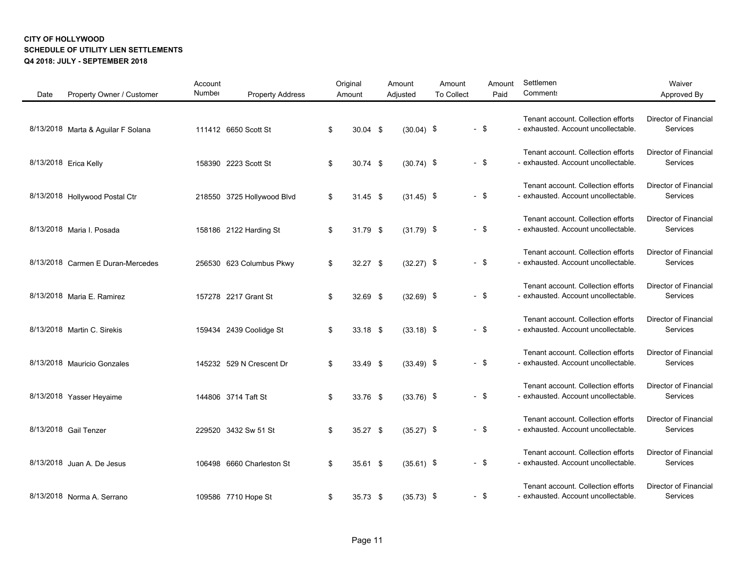**CITY OF HOLLYWOOD**
**SCHEDULE OF UTILITY LIEN SETTLEMENTS**
**Q4 2018: JULY - SEPTEMBER 2018**

| Date | Property Owner / Customer | Account Number | Property Address | Original Amount | Amount Adjusted | Amount To Collect | Amount Paid | Settlement Comments | Waiver Approved By |
|---|---|---|---|---|---|---|---|---|---|
| 8/13/2018 | Marta & Aguilar F Solana | 111412 | 6650 Scott St | $ 30.04 | $ (30.04) | $ - | $ - | Tenant account. Collection efforts exhausted. Account uncollectable. | Director of Financial Services |
| 8/13/2018 | Erica Kelly | 158390 | 2223 Scott St | $ 30.74 | $ (30.74) | $ - | $ - | Tenant account. Collection efforts exhausted. Account uncollectable. | Director of Financial Services |
| 8/13/2018 | Hollywood Postal Ctr | 218550 | 3725 Hollywood Blvd | $ 31.45 | $ (31.45) | $ - | $ - | Tenant account. Collection efforts exhausted. Account uncollectable. | Director of Financial Services |
| 8/13/2018 | Maria I. Posada | 158186 | 2122 Harding St | $ 31.79 | $ (31.79) | $ - | $ - | Tenant account. Collection efforts exhausted. Account uncollectable. | Director of Financial Services |
| 8/13/2018 | Carmen E Duran-Mercedes | 256530 | 623 Columbus Pkwy | $ 32.27 | $ (32.27) | $ - | $ - | Tenant account. Collection efforts exhausted. Account uncollectable. | Director of Financial Services |
| 8/13/2018 | Maria E. Ramirez | 157278 | 2217 Grant St | $ 32.69 | $ (32.69) | $ - | $ - | Tenant account. Collection efforts exhausted. Account uncollectable. | Director of Financial Services |
| 8/13/2018 | Martin C. Sirekis | 159434 | 2439 Coolidge St | $ 33.18 | $ (33.18) | $ - | $ - | Tenant account. Collection efforts exhausted. Account uncollectable. | Director of Financial Services |
| 8/13/2018 | Mauricio Gonzales | 145232 | 529 N Crescent Dr | $ 33.49 | $ (33.49) | $ - | $ - | Tenant account. Collection efforts exhausted. Account uncollectable. | Director of Financial Services |
| 8/13/2018 | Yasser Heyaime | 144806 | 3714 Taft St | $ 33.76 | $ (33.76) | $ - | $ - | Tenant account. Collection efforts exhausted. Account uncollectable. | Director of Financial Services |
| 8/13/2018 | Gail Tenzer | 229520 | 3432 Sw 51 St | $ 35.27 | $ (35.27) | $ - | $ - | Tenant account. Collection efforts exhausted. Account uncollectable. | Director of Financial Services |
| 8/13/2018 | Juan A. De Jesus | 106498 | 6660 Charleston St | $ 35.61 | $ (35.61) | $ - | $ - | Tenant account. Collection efforts exhausted. Account uncollectable. | Director of Financial Services |
| 8/13/2018 | Norma A. Serrano | 109586 | 7710 Hope St | $ 35.73 | $ (35.73) | $ - | $ - | Tenant account. Collection efforts exhausted. Account uncollectable. | Director of Financial Services |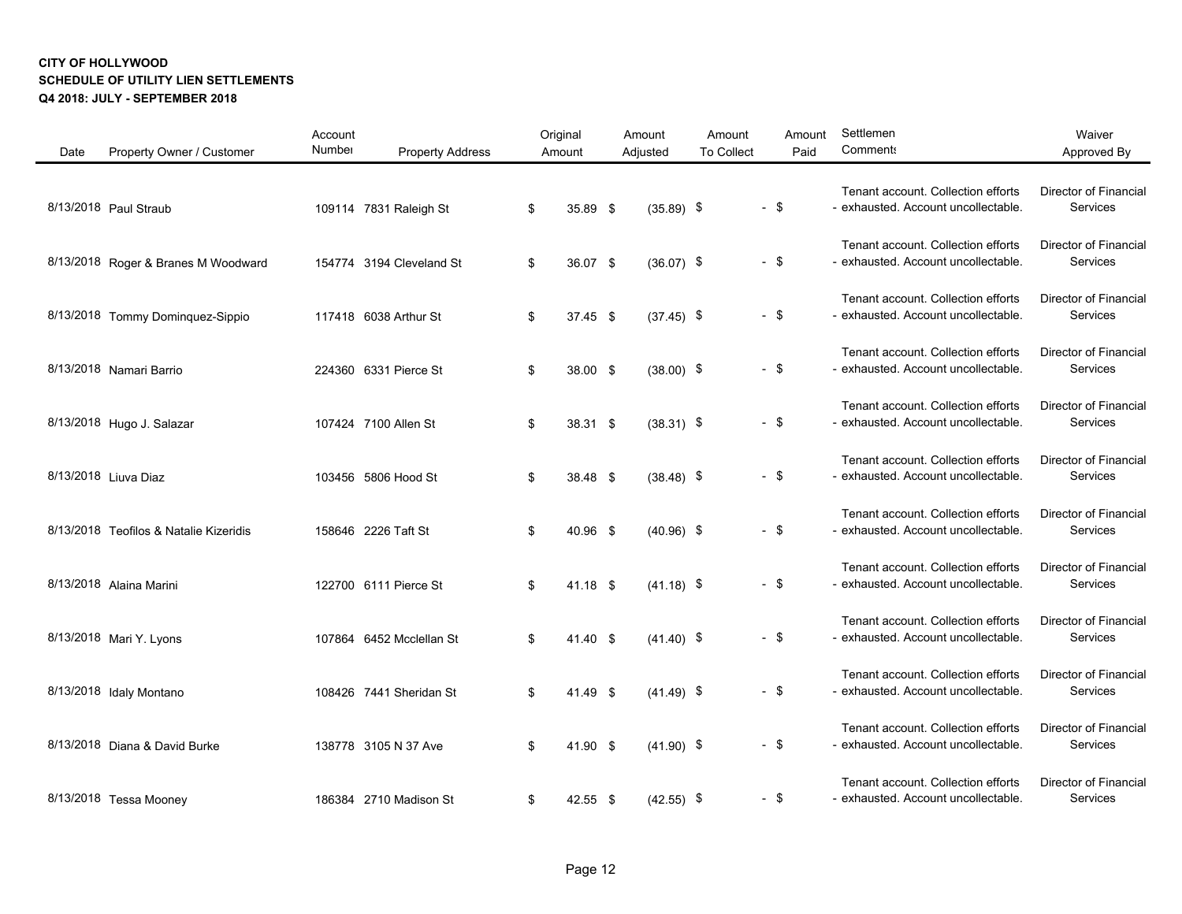**CITY OF HOLLYWOOD**
**SCHEDULE OF UTILITY LIEN SETTLEMENTS**
**Q4 2018: JULY - SEPTEMBER 2018**

| Date | Property Owner / Customer | Account Number | Property Address | Original Amount | Amount Adjusted | Amount To Collect | Amount Paid | Settlement Comments | Waiver Approved By |
|---|---|---|---|---|---|---|---|---|---|
| 8/13/2018 | Paul Straub | 109114 | 7831 Raleigh St | $ 35.89 | $ (35.89) | $ - | $ - | Tenant account. Collection efforts exhausted. Account uncollectable. | Director of Financial Services |
| 8/13/2018 | Roger & Branes M Woodward | 154774 | 3194 Cleveland St | $ 36.07 | $ (36.07) | $ - | $ - | Tenant account. Collection efforts exhausted. Account uncollectable. | Director of Financial Services |
| 8/13/2018 | Tommy Dominquez-Sippio | 117418 | 6038 Arthur St | $ 37.45 | $ (37.45) | $ - | $ - | Tenant account. Collection efforts exhausted. Account uncollectable. | Director of Financial Services |
| 8/13/2018 | Namari Barrio | 224360 | 6331 Pierce St | $ 38.00 | $ (38.00) | $ - | $ - | Tenant account. Collection efforts exhausted. Account uncollectable. | Director of Financial Services |
| 8/13/2018 | Hugo J. Salazar | 107424 | 7100 Allen St | $ 38.31 | $ (38.31) | $ - | $ - | Tenant account. Collection efforts exhausted. Account uncollectable. | Director of Financial Services |
| 8/13/2018 | Liuva Diaz | 103456 | 5806 Hood St | $ 38.48 | $ (38.48) | $ - | $ - | Tenant account. Collection efforts exhausted. Account uncollectable. | Director of Financial Services |
| 8/13/2018 | Teofilos & Natalie Kizeridis | 158646 | 2226 Taft St | $ 40.96 | $ (40.96) | $ - | $ - | Tenant account. Collection efforts exhausted. Account uncollectable. | Director of Financial Services |
| 8/13/2018 | Alaina Marini | 122700 | 6111 Pierce St | $ 41.18 | $ (41.18) | $ - | $ - | Tenant account. Collection efforts exhausted. Account uncollectable. | Director of Financial Services |
| 8/13/2018 | Mari Y. Lyons | 107864 | 6452 Mcclellan St | $ 41.40 | $ (41.40) | $ - | $ - | Tenant account. Collection efforts exhausted. Account uncollectable. | Director of Financial Services |
| 8/13/2018 | Idaly Montano | 108426 | 7441 Sheridan St | $ 41.49 | $ (41.49) | $ - | $ - | Tenant account. Collection efforts exhausted. Account uncollectable. | Director of Financial Services |
| 8/13/2018 | Diana & David Burke | 138778 | 3105 N 37 Ave | $ 41.90 | $ (41.90) | $ - | $ - | Tenant account. Collection efforts exhausted. Account uncollectable. | Director of Financial Services |
| 8/13/2018 | Tessa Mooney | 186384 | 2710 Madison St | $ 42.55 | $ (42.55) | $ - | $ - | Tenant account. Collection efforts exhausted. Account uncollectable. | Director of Financial Services |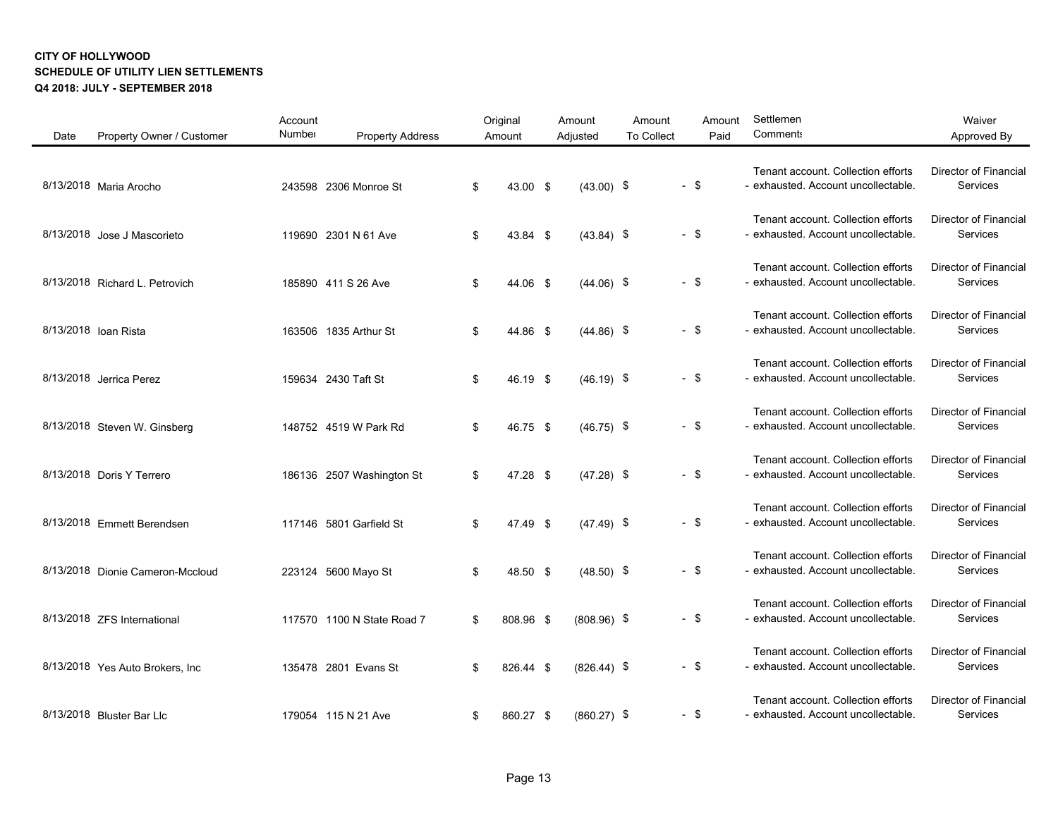**CITY OF HOLLYWOOD**
**SCHEDULE OF UTILITY LIEN SETTLEMENTS**
**Q4 2018: JULY - SEPTEMBER 2018**

| Date | Property Owner / Customer | Account Number | Property Address | Original Amount | Amount Adjusted | Amount To Collect | Amount Paid | Settlement Comments | Waiver Approved By |
|---|---|---|---|---|---|---|---|---|---|
| 8/13/2018 | Maria Arocho | 243598 | 2306 Monroe St | $ 43.00 | $ (43.00) | $ - | $ - | Tenant account. Collection efforts exhausted. Account uncollectable. | Director of Financial Services |
| 8/13/2018 | Jose J Mascorieto | 119690 | 2301 N 61 Ave | $ 43.84 | $ (43.84) | $ - | $ - | Tenant account. Collection efforts exhausted. Account uncollectable. | Director of Financial Services |
| 8/13/2018 | Richard L. Petrovich | 185890 | 411 S 26 Ave | $ 44.06 | $ (44.06) | $ - | $ - | Tenant account. Collection efforts exhausted. Account uncollectable. | Director of Financial Services |
| 8/13/2018 | Ioan Rista | 163506 | 1835 Arthur St | $ 44.86 | $ (44.86) | $ - | $ - | Tenant account. Collection efforts exhausted. Account uncollectable. | Director of Financial Services |
| 8/13/2018 | Jerrica Perez | 159634 | 2430 Taft St | $ 46.19 | $ (46.19) | $ - | $ - | Tenant account. Collection efforts exhausted. Account uncollectable. | Director of Financial Services |
| 8/13/2018 | Steven W. Ginsberg | 148752 | 4519 W Park Rd | $ 46.75 | $ (46.75) | $ - | $ - | Tenant account. Collection efforts exhausted. Account uncollectable. | Director of Financial Services |
| 8/13/2018 | Doris Y Terrero | 186136 | 2507 Washington St | $ 47.28 | $ (47.28) | $ - | $ - | Tenant account. Collection efforts exhausted. Account uncollectable. | Director of Financial Services |
| 8/13/2018 | Emmett Berendsen | 117146 | 5801 Garfield St | $ 47.49 | $ (47.49) | $ - | $ - | Tenant account. Collection efforts exhausted. Account uncollectable. | Director of Financial Services |
| 8/13/2018 | Dionie Cameron-Mccloud | 223124 | 5600 Mayo St | $ 48.50 | $ (48.50) | $ - | $ - | Tenant account. Collection efforts exhausted. Account uncollectable. | Director of Financial Services |
| 8/13/2018 | ZFS International | 117570 | 1100 N State Road 7 | $ 808.96 | $ (808.96) | $ - | $ - | Tenant account. Collection efforts exhausted. Account uncollectable. | Director of Financial Services |
| 8/13/2018 | Yes Auto Brokers, Inc | 135478 | 2801 Evans St | $ 826.44 | $ (826.44) | $ - | $ - | Tenant account. Collection efforts exhausted. Account uncollectable. | Director of Financial Services |
| 8/13/2018 | Bluster Bar Llc | 179054 | 115 N 21 Ave | $ 860.27 | $ (860.27) | $ - | $ - | Tenant account. Collection efforts exhausted. Account uncollectable. | Director of Financial Services |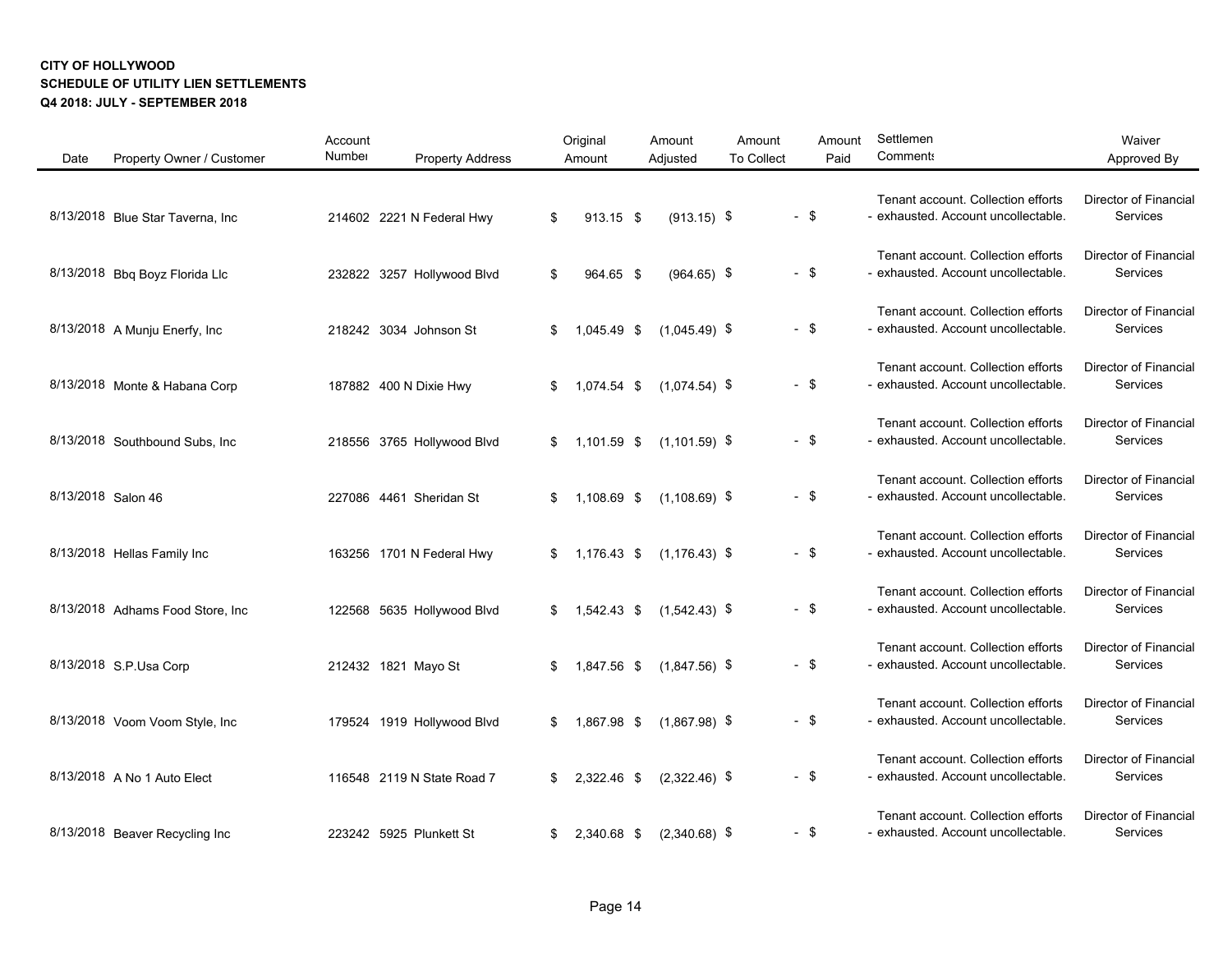**CITY OF HOLLYWOOD**
**SCHEDULE OF UTILITY LIEN SETTLEMENTS**
**Q4 2018: JULY - SEPTEMBER 2018**

| Date | Property Owner / Customer | Account Number | Property Address | Original Amount | Amount Adjusted | Amount To Collect | Amount Paid | Settlement Comments | Waiver Approved By |
|---|---|---|---|---|---|---|---|---|---|
| 8/13/2018 | Blue Star Taverna, Inc | 214602 | 2221 N Federal Hwy | $ 913.15 | $ (913.15) | $ - | $ - | Tenant account. Collection efforts exhausted. Account uncollectable. | Director of Financial Services |
| 8/13/2018 | Bbq Boyz Florida Llc | 232822 | 3257 Hollywood Blvd | $ 964.65 | $ (964.65) | $ - | $ - | Tenant account. Collection efforts exhausted. Account uncollectable. | Director of Financial Services |
| 8/13/2018 | A Munju Enerfy, Inc | 218242 | 3034 Johnson St | $ 1,045.49 | $ (1,045.49) | $ - | $ - | Tenant account. Collection efforts exhausted. Account uncollectable. | Director of Financial Services |
| 8/13/2018 | Monte & Habana Corp | 187882 | 400 N Dixie Hwy | $ 1,074.54 | $ (1,074.54) | $ - | $ - | Tenant account. Collection efforts exhausted. Account uncollectable. | Director of Financial Services |
| 8/13/2018 | Southbound Subs, Inc | 218556 | 3765 Hollywood Blvd | $ 1,101.59 | $ (1,101.59) | $ - | $ - | Tenant account. Collection efforts exhausted. Account uncollectable. | Director of Financial Services |
| 8/13/2018 | Salon 46 | 227086 | 4461 Sheridan St | $ 1,108.69 | $ (1,108.69) | $ - | $ - | Tenant account. Collection efforts exhausted. Account uncollectable. | Director of Financial Services |
| 8/13/2018 | Hellas Family Inc | 163256 | 1701 N Federal Hwy | $ 1,176.43 | $ (1,176.43) | $ - | $ - | Tenant account. Collection efforts exhausted. Account uncollectable. | Director of Financial Services |
| 8/13/2018 | Adhams Food Store, Inc | 122568 | 5635 Hollywood Blvd | $ 1,542.43 | $ (1,542.43) | $ - | $ - | Tenant account. Collection efforts exhausted. Account uncollectable. | Director of Financial Services |
| 8/13/2018 | S.P.Usa Corp | 212432 | 1821 Mayo St | $ 1,847.56 | $ (1,847.56) | $ - | $ - | Tenant account. Collection efforts exhausted. Account uncollectable. | Director of Financial Services |
| 8/13/2018 | Voom Voom Style, Inc | 179524 | 1919 Hollywood Blvd | $ 1,867.98 | $ (1,867.98) | $ - | $ - | Tenant account. Collection efforts exhausted. Account uncollectable. | Director of Financial Services |
| 8/13/2018 | A No 1 Auto Elect | 116548 | 2119 N State Road 7 | $ 2,322.46 | $ (2,322.46) | $ - | $ - | Tenant account. Collection efforts exhausted. Account uncollectable. | Director of Financial Services |
| 8/13/2018 | Beaver Recycling Inc | 223242 | 5925 Plunkett St | $ 2,340.68 | $ (2,340.68) | $ - | $ - | Tenant account. Collection efforts exhausted. Account uncollectable. | Director of Financial Services |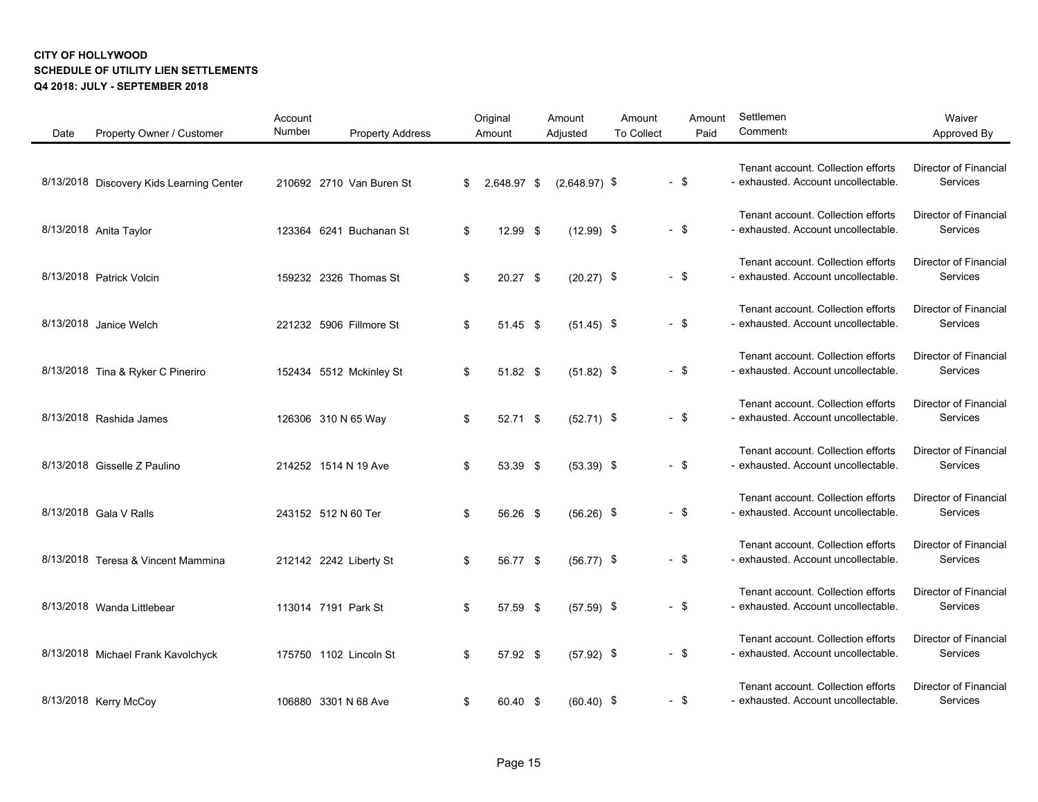**CITY OF HOLLYWOOD**
**SCHEDULE OF UTILITY LIEN SETTLEMENTS**
**Q4 2018: JULY - SEPTEMBER 2018**

| Date | Property Owner / Customer | Account Number | Property Address | Original Amount | Amount Adjusted | Amount To Collect | Amount Paid | Settlement Comments | Waiver Approved By |
|---|---|---|---|---|---|---|---|---|---|
| 8/13/2018 | Discovery Kids Learning Center | 210692 | 2710 Van Buren St | $ 2,648.97 | $ (2,648.97) | $ - | $ - | Tenant account. Collection efforts exhausted. Account uncollectable. | Director of Financial Services |
| 8/13/2018 | Anita Taylor | 123364 | 6241 Buchanan St | $ 12.99 | $ (12.99) | $ - | $ - | Tenant account. Collection efforts exhausted. Account uncollectable. | Director of Financial Services |
| 8/13/2018 | Patrick Volcin | 159232 | 2326 Thomas St | $ 20.27 | $ (20.27) | $ - | $ - | Tenant account. Collection efforts exhausted. Account uncollectable. | Director of Financial Services |
| 8/13/2018 | Janice Welch | 221232 | 5906 Fillmore St | $ 51.45 | $ (51.45) | $ - | $ - | Tenant account. Collection efforts exhausted. Account uncollectable. | Director of Financial Services |
| 8/13/2018 | Tina & Ryker C Pineriro | 152434 | 5512 Mckinley St | $ 51.82 | $ (51.82) | $ - | $ - | Tenant account. Collection efforts exhausted. Account uncollectable. | Director of Financial Services |
| 8/13/2018 | Rashida James | 126306 | 310 N 65 Way | $ 52.71 | $ (52.71) | $ - | $ - | Tenant account. Collection efforts exhausted. Account uncollectable. | Director of Financial Services |
| 8/13/2018 | Gisselle Z Paulino | 214252 | 1514 N 19 Ave | $ 53.39 | $ (53.39) | $ - | $ - | Tenant account. Collection efforts exhausted. Account uncollectable. | Director of Financial Services |
| 8/13/2018 | Gala V Ralls | 243152 | 512 N 60 Ter | $ 56.26 | $ (56.26) | $ - | $ - | Tenant account. Collection efforts exhausted. Account uncollectable. | Director of Financial Services |
| 8/13/2018 | Teresa & Vincent Mammina | 212142 | 2242 Liberty St | $ 56.77 | $ (56.77) | $ - | $ - | Tenant account. Collection efforts exhausted. Account uncollectable. | Director of Financial Services |
| 8/13/2018 | Wanda Littlebear | 113014 | 7191 Park St | $ 57.59 | $ (57.59) | $ - | $ - | Tenant account. Collection efforts exhausted. Account uncollectable. | Director of Financial Services |
| 8/13/2018 | Michael Frank Kavolchyck | 175750 | 1102 Lincoln St | $ 57.92 | $ (57.92) | $ - | $ - | Tenant account. Collection efforts exhausted. Account uncollectable. | Director of Financial Services |
| 8/13/2018 | Kerry McCoy | 106880 | 3301 N 68 Ave | $ 60.40 | $ (60.40) | $ - | $ - | Tenant account. Collection efforts exhausted. Account uncollectable. | Director of Financial Services |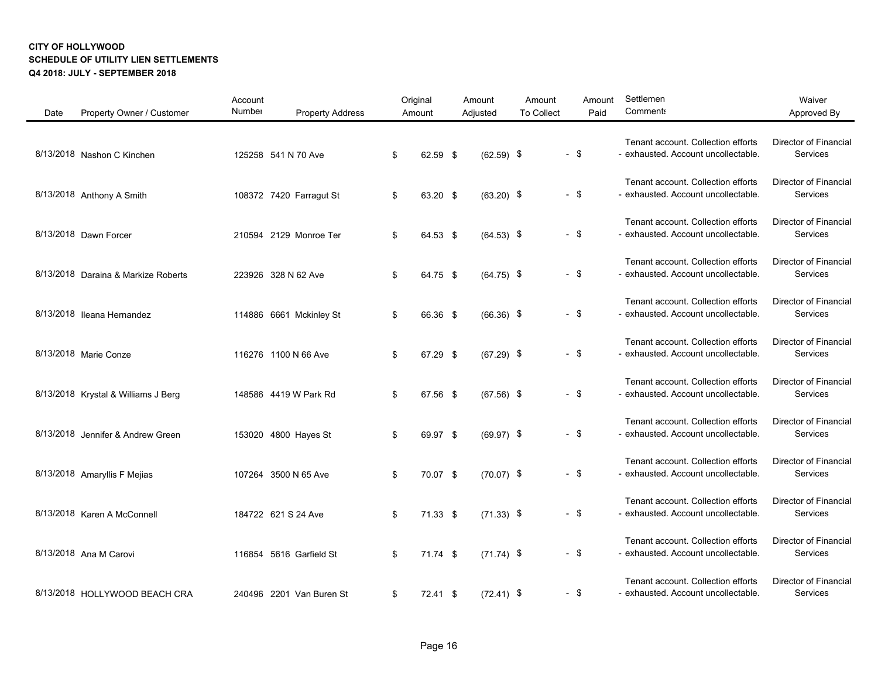**CITY OF HOLLYWOOD**
**SCHEDULE OF UTILITY LIEN SETTLEMENTS**
**Q4 2018: JULY - SEPTEMBER 2018**

| Date | Property Owner / Customer | Account Number | Property Address | Original Amount | Amount Adjusted | Amount To Collect | Amount Paid | Settlement Comments | Waiver Approved By |
|---|---|---|---|---|---|---|---|---|---|
| 8/13/2018 | Nashon C Kinchen | 125258 | 541 N 70 Ave | $ 62.59 | $ (62.59) | $ - | $ - | Tenant account. Collection efforts exhausted. Account uncollectable. | Director of Financial Services |
| 8/13/2018 | Anthony A Smith | 108372 | 7420 Farragut St | $ 63.20 | $ (63.20) | $ - | $ - | Tenant account. Collection efforts exhausted. Account uncollectable. | Director of Financial Services |
| 8/13/2018 | Dawn Forcer | 210594 | 2129 Monroe Ter | $ 64.53 | $ (64.53) | $ - | $ - | Tenant account. Collection efforts exhausted. Account uncollectable. | Director of Financial Services |
| 8/13/2018 | Daraina & Markize Roberts | 223926 | 328 N 62 Ave | $ 64.75 | $ (64.75) | $ - | $ - | Tenant account. Collection efforts exhausted. Account uncollectable. | Director of Financial Services |
| 8/13/2018 | Ileana Hernandez | 114886 | 6661 Mckinley St | $ 66.36 | $ (66.36) | $ - | $ - | Tenant account. Collection efforts exhausted. Account uncollectable. | Director of Financial Services |
| 8/13/2018 | Marie Conze | 116276 | 1100 N 66 Ave | $ 67.29 | $ (67.29) | $ - | $ - | Tenant account. Collection efforts exhausted. Account uncollectable. | Director of Financial Services |
| 8/13/2018 | Krystal & Williams J Berg | 148586 | 4419 W Park Rd | $ 67.56 | $ (67.56) | $ - | $ - | Tenant account. Collection efforts exhausted. Account uncollectable. | Director of Financial Services |
| 8/13/2018 | Jennifer & Andrew Green | 153020 | 4800 Hayes St | $ 69.97 | $ (69.97) | $ - | $ - | Tenant account. Collection efforts exhausted. Account uncollectable. | Director of Financial Services |
| 8/13/2018 | Amaryllis F Mejias | 107264 | 3500 N 65 Ave | $ 70.07 | $ (70.07) | $ - | $ - | Tenant account. Collection efforts exhausted. Account uncollectable. | Director of Financial Services |
| 8/13/2018 | Karen A McConnell | 184722 | 621 S 24 Ave | $ 71.33 | $ (71.33) | $ - | $ - | Tenant account. Collection efforts exhausted. Account uncollectable. | Director of Financial Services |
| 8/13/2018 | Ana M Carovi | 116854 | 5616 Garfield St | $ 71.74 | $ (71.74) | $ - | $ - | Tenant account. Collection efforts exhausted. Account uncollectable. | Director of Financial Services |
| 8/13/2018 | HOLLYWOOD BEACH CRA | 240496 | 2201 Van Buren St | $ 72.41 | $ (72.41) | $ - | $ - | Tenant account. Collection efforts exhausted. Account uncollectable. | Director of Financial Services |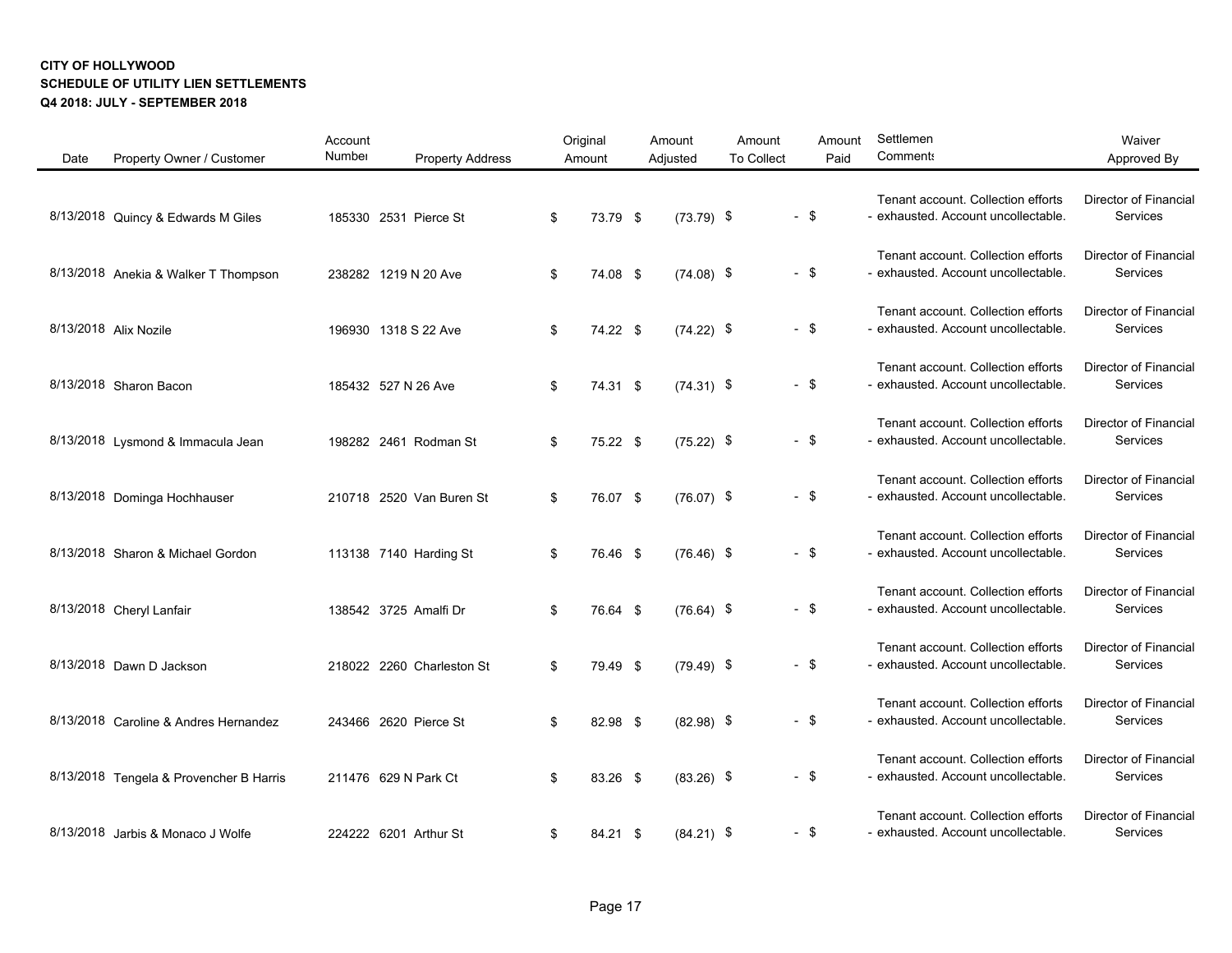**CITY OF HOLLYWOOD**
**SCHEDULE OF UTILITY LIEN SETTLEMENTS**
**Q4 2018: JULY - SEPTEMBER 2018**

| Date | Property Owner / Customer | Account Number | Property Address | Original Amount | Amount Adjusted | Amount To Collect | Amount Paid | Settlement Comments | Waiver Approved By |
|---|---|---|---|---|---|---|---|---|---|
| 8/13/2018 | Quincy & Edwards M Giles | 185330 | 2531 Pierce St | $ 73.79 | $ (73.79) | $ - | $ - | Tenant account. Collection efforts exhausted. Account uncollectable. | Director of Financial Services |
| 8/13/2018 | Anekia & Walker T Thompson | 238282 | 1219 N 20 Ave | $ 74.08 | $ (74.08) | $ - | $ - | Tenant account. Collection efforts exhausted. Account uncollectable. | Director of Financial Services |
| 8/13/2018 | Alix Nozile | 196930 | 1318 S 22 Ave | $ 74.22 | $ (74.22) | $ - | $ - | Tenant account. Collection efforts exhausted. Account uncollectable. | Director of Financial Services |
| 8/13/2018 | Sharon Bacon | 185432 | 527 N 26 Ave | $ 74.31 | $ (74.31) | $ - | $ - | Tenant account. Collection efforts exhausted. Account uncollectable. | Director of Financial Services |
| 8/13/2018 | Lysmond & Immacula Jean | 198282 | 2461 Rodman St | $ 75.22 | $ (75.22) | $ - | $ - | Tenant account. Collection efforts exhausted. Account uncollectable. | Director of Financial Services |
| 8/13/2018 | Dominga Hochhauser | 210718 | 2520 Van Buren St | $ 76.07 | $ (76.07) | $ - | $ - | Tenant account. Collection efforts exhausted. Account uncollectable. | Director of Financial Services |
| 8/13/2018 | Sharon & Michael Gordon | 113138 | 7140 Harding St | $ 76.46 | $ (76.46) | $ - | $ - | Tenant account. Collection efforts exhausted. Account uncollectable. | Director of Financial Services |
| 8/13/2018 | Cheryl Lanfair | 138542 | 3725 Amalfi Dr | $ 76.64 | $ (76.64) | $ - | $ - | Tenant account. Collection efforts exhausted. Account uncollectable. | Director of Financial Services |
| 8/13/2018 | Dawn D Jackson | 218022 | 2260 Charleston St | $ 79.49 | $ (79.49) | $ - | $ - | Tenant account. Collection efforts exhausted. Account uncollectable. | Director of Financial Services |
| 8/13/2018 | Caroline & Andres Hernandez | 243466 | 2620 Pierce St | $ 82.98 | $ (82.98) | $ - | $ - | Tenant account. Collection efforts exhausted. Account uncollectable. | Director of Financial Services |
| 8/13/2018 | Tengela & Provencher B Harris | 211476 | 629 N Park Ct | $ 83.26 | $ (83.26) | $ - | $ - | Tenant account. Collection efforts exhausted. Account uncollectable. | Director of Financial Services |
| 8/13/2018 | Jarbis & Monaco J Wolfe | 224222 | 6201 Arthur St | $ 84.21 | $ (84.21) | $ - | $ - | Tenant account. Collection efforts exhausted. Account uncollectable. | Director of Financial Services |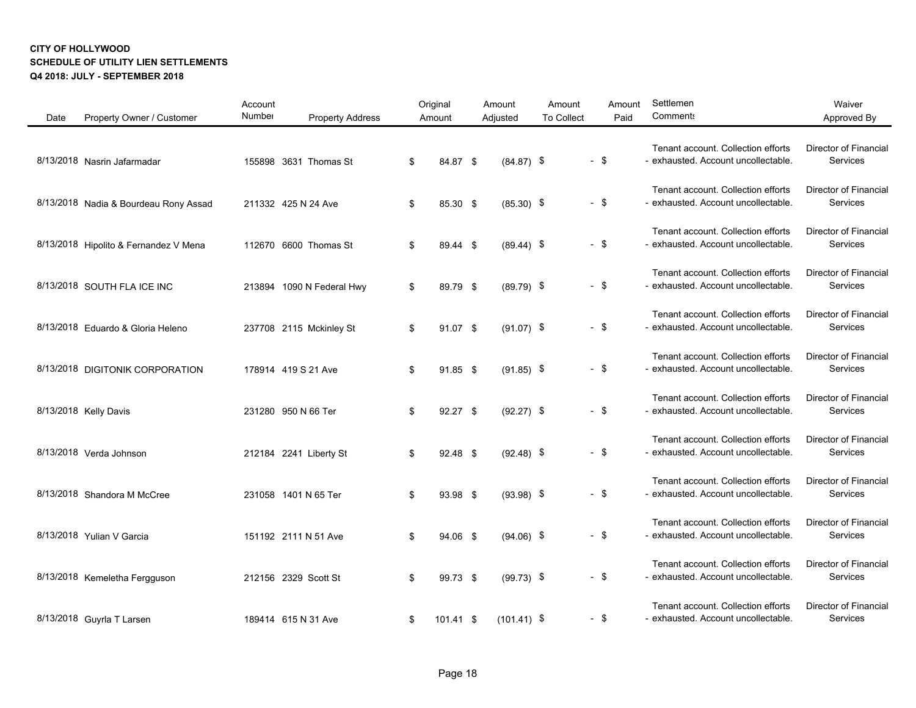**CITY OF HOLLYWOOD**
**SCHEDULE OF UTILITY LIEN SETTLEMENTS**
**Q4 2018: JULY - SEPTEMBER 2018**

| Date | Property Owner / Customer | Account Number | Property Address | Original Amount | Amount Adjusted | Amount To Collect | Amount Paid | Settlement Comments | Waiver Approved By |
|---|---|---|---|---|---|---|---|---|---|
| 8/13/2018 | Nasrin Jafarmadar | 155898 | 3631 Thomas St | $ 84.87 | $ (84.87) | $ - | $ - | Tenant account. Collection efforts exhausted. Account uncollectable. | Director of Financial Services |
| 8/13/2018 | Nadia & Bourdeau Rony Assad | 211332 | 425 N 24 Ave | $ 85.30 | $ (85.30) | $ - | $ - | Tenant account. Collection efforts exhausted. Account uncollectable. | Director of Financial Services |
| 8/13/2018 | Hipolito & Fernandez V Mena | 112670 | 6600 Thomas St | $ 89.44 | $ (89.44) | $ - | $ - | Tenant account. Collection efforts exhausted. Account uncollectable. | Director of Financial Services |
| 8/13/2018 | SOUTH FLA ICE INC | 213894 | 1090 N Federal Hwy | $ 89.79 | $ (89.79) | $ - | $ - | Tenant account. Collection efforts exhausted. Account uncollectable. | Director of Financial Services |
| 8/13/2018 | Eduardo & Gloria Heleno | 237708 | 2115 Mckinley St | $ 91.07 | $ (91.07) | $ - | $ - | Tenant account. Collection efforts exhausted. Account uncollectable. | Director of Financial Services |
| 8/13/2018 | DIGITONIK CORPORATION | 178914 | 419 S 21 Ave | $ 91.85 | $ (91.85) | $ - | $ - | Tenant account. Collection efforts exhausted. Account uncollectable. | Director of Financial Services |
| 8/13/2018 | Kelly Davis | 231280 | 950 N 66 Ter | $ 92.27 | $ (92.27) | $ - | $ - | Tenant account. Collection efforts exhausted. Account uncollectable. | Director of Financial Services |
| 8/13/2018 | Verda Johnson | 212184 | 2241 Liberty St | $ 92.48 | $ (92.48) | $ - | $ - | Tenant account. Collection efforts exhausted. Account uncollectable. | Director of Financial Services |
| 8/13/2018 | Shandora M McCree | 231058 | 1401 N 65 Ter | $ 93.98 | $ (93.98) | $ - | $ - | Tenant account. Collection efforts exhausted. Account uncollectable. | Director of Financial Services |
| 8/13/2018 | Yulian V Garcia | 151192 | 2111 N 51 Ave | $ 94.06 | $ (94.06) | $ - | $ - | Tenant account. Collection efforts exhausted. Account uncollectable. | Director of Financial Services |
| 8/13/2018 | Kemeletha Fergguson | 212156 | 2329 Scott St | $ 99.73 | $ (99.73) | $ - | $ - | Tenant account. Collection efforts exhausted. Account uncollectable. | Director of Financial Services |
| 8/13/2018 | Guyrla T Larsen | 189414 | 615 N 31 Ave | $ 101.41 | $ (101.41) | $ - | $ - | Tenant account. Collection efforts exhausted. Account uncollectable. | Director of Financial Services |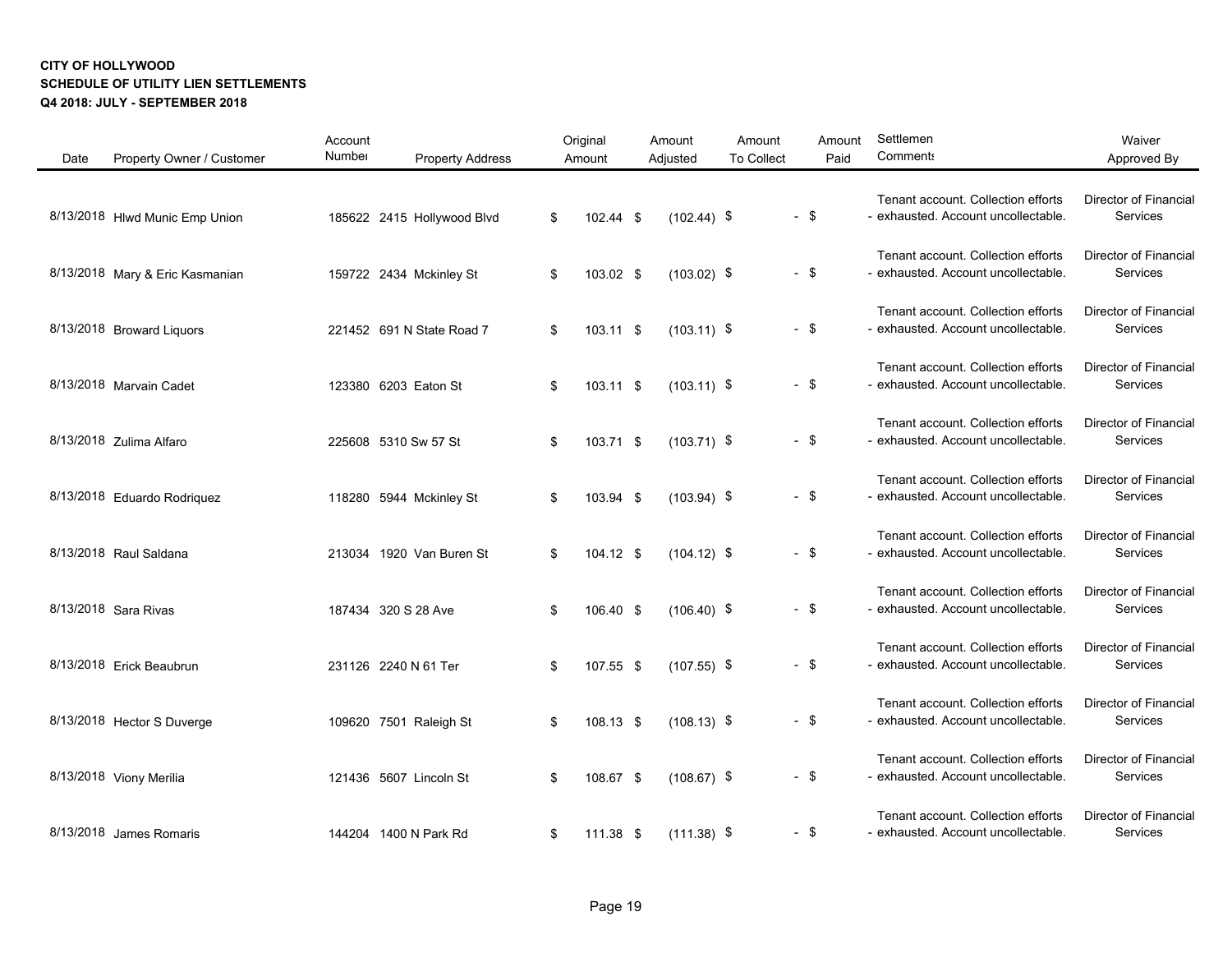**CITY OF HOLLYWOOD**
**SCHEDULE OF UTILITY LIEN SETTLEMENTS**
**Q4 2018: JULY - SEPTEMBER 2018**

| Date | Property Owner / Customer | Account Number | Property Address | Original Amount | Amount Adjusted | Amount To Collect | Amount Paid | Settlement Comments | Waiver Approved By |
|---|---|---|---|---|---|---|---|---|---|
| 8/13/2018 | Hlwd Munic Emp Union | 185622 | 2415 Hollywood Blvd | $ 102.44 | $ (102.44) | $ - | $ - | Tenant account. Collection efforts exhausted. Account uncollectable. | Director of Financial Services |
| 8/13/2018 | Mary & Eric Kasmanian | 159722 | 2434 Mckinley St | $ 103.02 | $ (103.02) | $ - | $ - | Tenant account. Collection efforts exhausted. Account uncollectable. | Director of Financial Services |
| 8/13/2018 | Broward Liquors | 221452 | 691 N State Road 7 | $ 103.11 | $ (103.11) | $ - | $ - | Tenant account. Collection efforts exhausted. Account uncollectable. | Director of Financial Services |
| 8/13/2018 | Marvain Cadet | 123380 | 6203 Eaton St | $ 103.11 | $ (103.11) | $ - | $ - | Tenant account. Collection efforts exhausted. Account uncollectable. | Director of Financial Services |
| 8/13/2018 | Zulima Alfaro | 225608 | 5310 Sw 57 St | $ 103.71 | $ (103.71) | $ - | $ - | Tenant account. Collection efforts exhausted. Account uncollectable. | Director of Financial Services |
| 8/13/2018 | Eduardo Rodriquez | 118280 | 5944 Mckinley St | $ 103.94 | $ (103.94) | $ - | $ - | Tenant account. Collection efforts exhausted. Account uncollectable. | Director of Financial Services |
| 8/13/2018 | Raul Saldana | 213034 | 1920 Van Buren St | $ 104.12 | $ (104.12) | $ - | $ - | Tenant account. Collection efforts exhausted. Account uncollectable. | Director of Financial Services |
| 8/13/2018 | Sara Rivas | 187434 | 320 S 28 Ave | $ 106.40 | $ (106.40) | $ - | $ - | Tenant account. Collection efforts exhausted. Account uncollectable. | Director of Financial Services |
| 8/13/2018 | Erick Beaubrun | 231126 | 2240 N 61 Ter | $ 107.55 | $ (107.55) | $ - | $ - | Tenant account. Collection efforts exhausted. Account uncollectable. | Director of Financial Services |
| 8/13/2018 | Hector S Duverge | 109620 | 7501 Raleigh St | $ 108.13 | $ (108.13) | $ - | $ - | Tenant account. Collection efforts exhausted. Account uncollectable. | Director of Financial Services |
| 8/13/2018 | Viony Merilia | 121436 | 5607 Lincoln St | $ 108.67 | $ (108.67) | $ - | $ - | Tenant account. Collection efforts exhausted. Account uncollectable. | Director of Financial Services |
| 8/13/2018 | James Romaris | 144204 | 1400 N Park Rd | $ 111.38 | $ (111.38) | $ - | $ - | Tenant account. Collection efforts exhausted. Account uncollectable. | Director of Financial Services |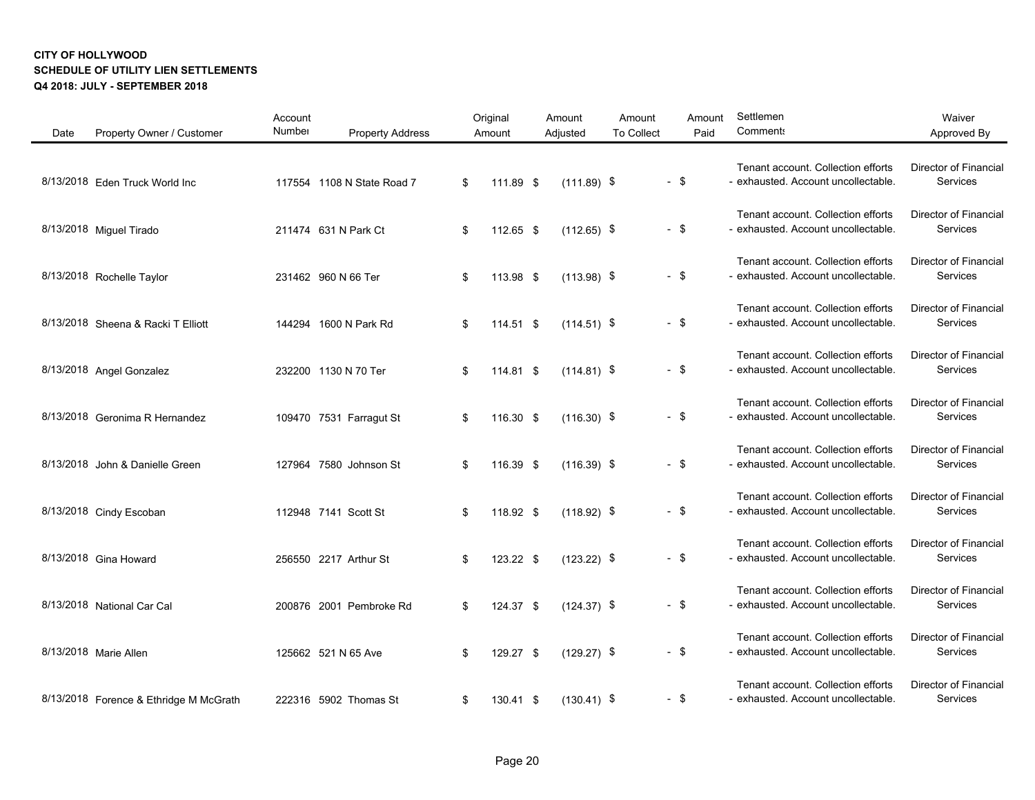**CITY OF HOLLYWOOD**
**SCHEDULE OF UTILITY LIEN SETTLEMENTS**
**Q4 2018: JULY - SEPTEMBER 2018**

| Date | Property Owner / Customer | Account Number | Property Address | Original Amount | Amount Adjusted | Amount To Collect | Amount Paid | Settlement Comments | Waiver Approved By |
|---|---|---|---|---|---|---|---|---|---|
| 8/13/2018 | Eden Truck World Inc | 117554 | 1108 N State Road 7 | $ 111.89 | $ (111.89) | $ - | $ - | Tenant account. Collection efforts exhausted. Account uncollectable. | Director of Financial Services |
| 8/13/2018 | Miguel Tirado | 211474 | 631 N Park Ct | $ 112.65 | $ (112.65) | $ - | $ - | Tenant account. Collection efforts exhausted. Account uncollectable. | Director of Financial Services |
| 8/13/2018 | Rochelle Taylor | 231462 | 960 N 66 Ter | $ 113.98 | $ (113.98) | $ - | $ - | Tenant account. Collection efforts exhausted. Account uncollectable. | Director of Financial Services |
| 8/13/2018 | Sheena & Racki T Elliott | 144294 | 1600 N Park Rd | $ 114.51 | $ (114.51) | $ - | $ - | Tenant account. Collection efforts exhausted. Account uncollectable. | Director of Financial Services |
| 8/13/2018 | Angel Gonzalez | 232200 | 1130 N 70 Ter | $ 114.81 | $ (114.81) | $ - | $ - | Tenant account. Collection efforts exhausted. Account uncollectable. | Director of Financial Services |
| 8/13/2018 | Geronima R Hernandez | 109470 | 7531 Farragut St | $ 116.30 | $ (116.30) | $ - | $ - | Tenant account. Collection efforts exhausted. Account uncollectable. | Director of Financial Services |
| 8/13/2018 | John & Danielle Green | 127964 | 7580 Johnson St | $ 116.39 | $ (116.39) | $ - | $ - | Tenant account. Collection efforts exhausted. Account uncollectable. | Director of Financial Services |
| 8/13/2018 | Cindy Escoban | 112948 | 7141 Scott St | $ 118.92 | $ (118.92) | $ - | $ - | Tenant account. Collection efforts exhausted. Account uncollectable. | Director of Financial Services |
| 8/13/2018 | Gina Howard | 256550 | 2217 Arthur St | $ 123.22 | $ (123.22) | $ - | $ - | Tenant account. Collection efforts exhausted. Account uncollectable. | Director of Financial Services |
| 8/13/2018 | National Car Cal | 200876 | 2001 Pembroke Rd | $ 124.37 | $ (124.37) | $ - | $ - | Tenant account. Collection efforts exhausted. Account uncollectable. | Director of Financial Services |
| 8/13/2018 | Marie Allen | 125662 | 521 N 65 Ave | $ 129.27 | $ (129.27) | $ - | $ - | Tenant account. Collection efforts exhausted. Account uncollectable. | Director of Financial Services |
| 8/13/2018 | Forence & Ethridge M McGrath | 222316 | 5902 Thomas St | $ 130.41 | $ (130.41) | $ - | $ - | Tenant account. Collection efforts exhausted. Account uncollectable. | Director of Financial Services |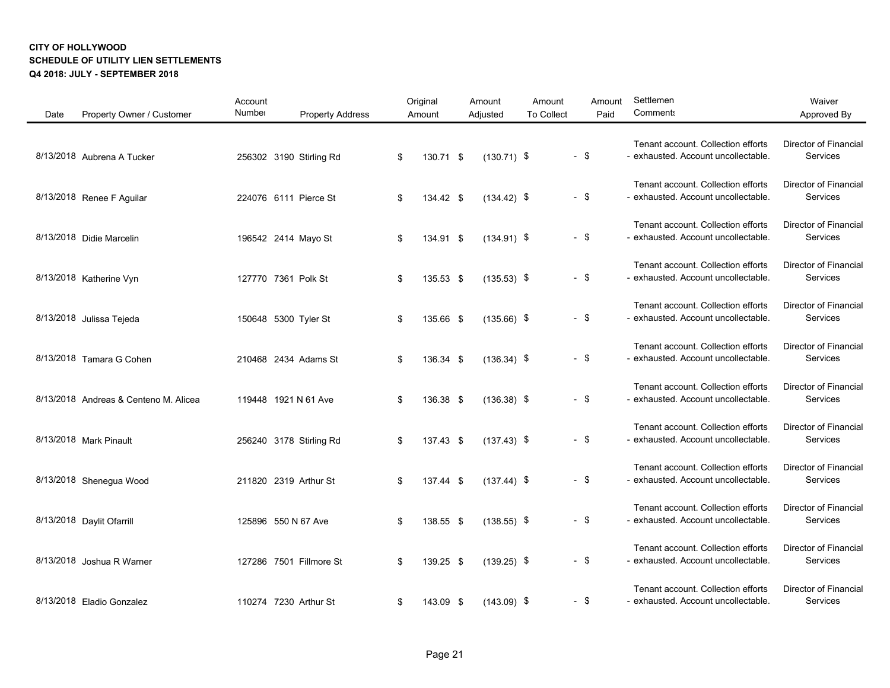**CITY OF HOLLYWOOD**
**SCHEDULE OF UTILITY LIEN SETTLEMENTS**
**Q4 2018: JULY - SEPTEMBER 2018**

| Date | Property Owner / Customer | Account Number | Property Address | Original Amount | Amount Adjusted | Amount To Collect | Amount Paid | Settlement Comments | Waiver Approved By |
|---|---|---|---|---|---|---|---|---|---|
| 8/13/2018 | Aubrena A Tucker | 256302 | 3190 Stirling Rd | $ 130.71 | $ (130.71) | $ - | $ - | Tenant account. Collection efforts exhausted. Account uncollectable. | Director of Financial Services |
| 8/13/2018 | Renee F Aguilar | 224076 | 6111 Pierce St | $ 134.42 | $ (134.42) | $ - | $ - | Tenant account. Collection efforts exhausted. Account uncollectable. | Director of Financial Services |
| 8/13/2018 | Didie Marcelin | 196542 | 2414 Mayo St | $ 134.91 | $ (134.91) | $ - | $ - | Tenant account. Collection efforts exhausted. Account uncollectable. | Director of Financial Services |
| 8/13/2018 | Katherine Vyn | 127770 | 7361 Polk St | $ 135.53 | $ (135.53) | $ - | $ - | Tenant account. Collection efforts exhausted. Account uncollectable. | Director of Financial Services |
| 8/13/2018 | Julissa Tejeda | 150648 | 5300 Tyler St | $ 135.66 | $ (135.66) | $ - | $ - | Tenant account. Collection efforts exhausted. Account uncollectable. | Director of Financial Services |
| 8/13/2018 | Tamara G Cohen | 210468 | 2434 Adams St | $ 136.34 | $ (136.34) | $ - | $ - | Tenant account. Collection efforts exhausted. Account uncollectable. | Director of Financial Services |
| 8/13/2018 | Andreas & Centeno M. Alicea | 119448 | 1921 N 61 Ave | $ 136.38 | $ (136.38) | $ - | $ - | Tenant account. Collection efforts exhausted. Account uncollectable. | Director of Financial Services |
| 8/13/2018 | Mark Pinault | 256240 | 3178 Stirling Rd | $ 137.43 | $ (137.43) | $ - | $ - | Tenant account. Collection efforts exhausted. Account uncollectable. | Director of Financial Services |
| 8/13/2018 | Shenegua Wood | 211820 | 2319 Arthur St | $ 137.44 | $ (137.44) | $ - | $ - | Tenant account. Collection efforts exhausted. Account uncollectable. | Director of Financial Services |
| 8/13/2018 | Daylit Ofarrill | 125896 | 550 N 67 Ave | $ 138.55 | $ (138.55) | $ - | $ - | Tenant account. Collection efforts exhausted. Account uncollectable. | Director of Financial Services |
| 8/13/2018 | Joshua R Warner | 127286 | 7501 Fillmore St | $ 139.25 | $ (139.25) | $ - | $ - | Tenant account. Collection efforts exhausted. Account uncollectable. | Director of Financial Services |
| 8/13/2018 | Eladio Gonzalez | 110274 | 7230 Arthur St | $ 143.09 | $ (143.09) | $ - | $ - | Tenant account. Collection efforts exhausted. Account uncollectable. | Director of Financial Services |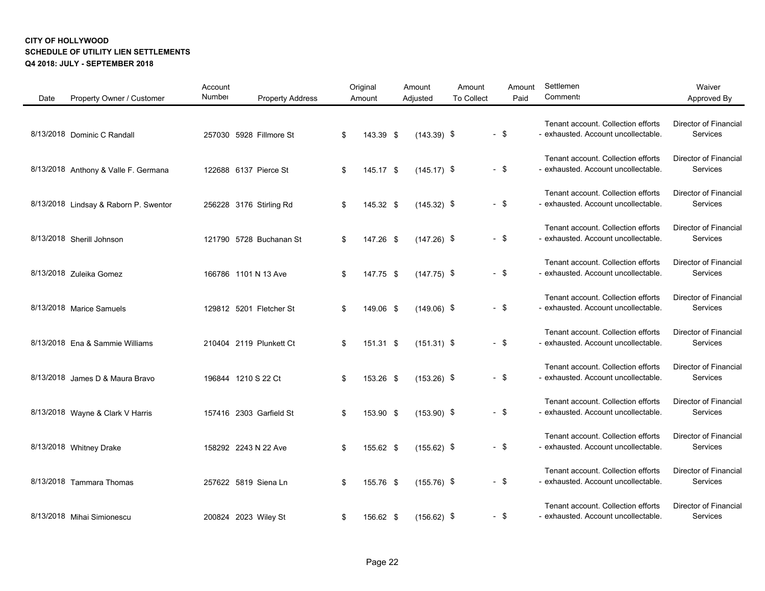**CITY OF HOLLYWOOD**
**SCHEDULE OF UTILITY LIEN SETTLEMENTS**
**Q4 2018: JULY - SEPTEMBER 2018**

| Date | Property Owner / Customer | Account Number | Property Address | Original Amount | Amount Adjusted | Amount To Collect | Amount Paid | Settlement Comments | Waiver Approved By |
|---|---|---|---|---|---|---|---|---|---|
| 8/13/2018 | Dominic C Randall | 257030 | 5928 Fillmore St | $ 143.39 | $ (143.39) | $ - | $ - | Tenant account. Collection efforts exhausted. Account uncollectable. | Director of Financial Services |
| 8/13/2018 | Anthony & Valle F. Germana | 122688 | 6137 Pierce St | $ 145.17 | $ (145.17) | $ - | $ - | Tenant account. Collection efforts exhausted. Account uncollectable. | Director of Financial Services |
| 8/13/2018 | Lindsay & Raborn P. Swentor | 256228 | 3176 Stirling Rd | $ 145.32 | $ (145.32) | $ - | $ - | Tenant account. Collection efforts exhausted. Account uncollectable. | Director of Financial Services |
| 8/13/2018 | Sherill Johnson | 121790 | 5728 Buchanan St | $ 147.26 | $ (147.26) | $ - | $ - | Tenant account. Collection efforts exhausted. Account uncollectable. | Director of Financial Services |
| 8/13/2018 | Zuleika Gomez | 166786 | 1101 N 13 Ave | $ 147.75 | $ (147.75) | $ - | $ - | Tenant account. Collection efforts exhausted. Account uncollectable. | Director of Financial Services |
| 8/13/2018 | Marice Samuels | 129812 | 5201 Fletcher St | $ 149.06 | $ (149.06) | $ - | $ - | Tenant account. Collection efforts exhausted. Account uncollectable. | Director of Financial Services |
| 8/13/2018 | Ena & Sammie Williams | 210404 | 2119 Plunkett Ct | $ 151.31 | $ (151.31) | $ - | $ - | Tenant account. Collection efforts exhausted. Account uncollectable. | Director of Financial Services |
| 8/13/2018 | James D & Maura Bravo | 196844 | 1210 S 22 Ct | $ 153.26 | $ (153.26) | $ - | $ - | Tenant account. Collection efforts exhausted. Account uncollectable. | Director of Financial Services |
| 8/13/2018 | Wayne & Clark V Harris | 157416 | 2303 Garfield St | $ 153.90 | $ (153.90) | $ - | $ - | Tenant account. Collection efforts exhausted. Account uncollectable. | Director of Financial Services |
| 8/13/2018 | Whitney Drake | 158292 | 2243 N 22 Ave | $ 155.62 | $ (155.62) | $ - | $ - | Tenant account. Collection efforts exhausted. Account uncollectable. | Director of Financial Services |
| 8/13/2018 | Tammara Thomas | 257622 | 5819 Siena Ln | $ 155.76 | $ (155.76) | $ - | $ - | Tenant account. Collection efforts exhausted. Account uncollectable. | Director of Financial Services |
| 8/13/2018 | Mihai Simionescu | 200824 | 2023 Wiley St | $ 156.62 | $ (156.62) | $ - | $ - | Tenant account. Collection efforts exhausted. Account uncollectable. | Director of Financial Services |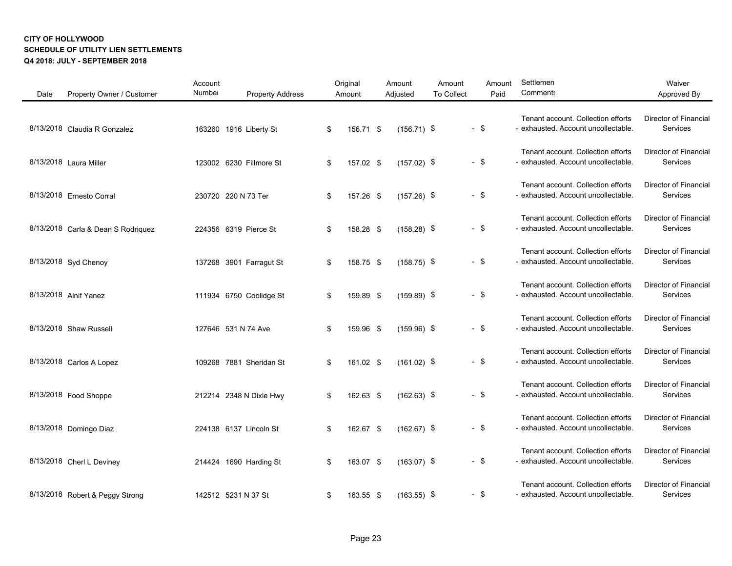**CITY OF HOLLYWOOD**
**SCHEDULE OF UTILITY LIEN SETTLEMENTS**
**Q4 2018: JULY - SEPTEMBER 2018**

| Date | Property Owner / Customer | Account Number | Property Address | Original Amount | Amount Adjusted | Amount To Collect | Amount Paid | Settlement Comments | Waiver Approved By |
|---|---|---|---|---|---|---|---|---|---|
| 8/13/2018 | Claudia R Gonzalez | 163260 | 1916 Liberty St | $ 156.71 | $ (156.71) | $ - | $ - | Tenant account. Collection efforts exhausted. Account uncollectable. | Director of Financial Services |
| 8/13/2018 | Laura Miller | 123002 | 6230 Fillmore St | $ 157.02 | $ (157.02) | $ - | $ - | Tenant account. Collection efforts exhausted. Account uncollectable. | Director of Financial Services |
| 8/13/2018 | Ernesto Corral | 230720 | 220 N 73 Ter | $ 157.26 | $ (157.26) | $ - | $ - | Tenant account. Collection efforts exhausted. Account uncollectable. | Director of Financial Services |
| 8/13/2018 | Carla & Dean S Rodriquez | 224356 | 6319 Pierce St | $ 158.28 | $ (158.28) | $ - | $ - | Tenant account. Collection efforts exhausted. Account uncollectable. | Director of Financial Services |
| 8/13/2018 | Syd Chenoy | 137268 | 3901 Farragut St | $ 158.75 | $ (158.75) | $ - | $ - | Tenant account. Collection efforts exhausted. Account uncollectable. | Director of Financial Services |
| 8/13/2018 | Alnif Yanez | 111934 | 6750 Coolidge St | $ 159.89 | $ (159.89) | $ - | $ - | Tenant account. Collection efforts exhausted. Account uncollectable. | Director of Financial Services |
| 8/13/2018 | Shaw Russell | 127646 | 531 N 74 Ave | $ 159.96 | $ (159.96) | $ - | $ - | Tenant account. Collection efforts exhausted. Account uncollectable. | Director of Financial Services |
| 8/13/2018 | Carlos A Lopez | 109268 | 7881 Sheridan St | $ 161.02 | $ (161.02) | $ - | $ - | Tenant account. Collection efforts exhausted. Account uncollectable. | Director of Financial Services |
| 8/13/2018 | Food Shoppe | 212214 | 2348 N Dixie Hwy | $ 162.63 | $ (162.63) | $ - | $ - | Tenant account. Collection efforts exhausted. Account uncollectable. | Director of Financial Services |
| 8/13/2018 | Domingo Diaz | 224138 | 6137 Lincoln St | $ 162.67 | $ (162.67) | $ - | $ - | Tenant account. Collection efforts exhausted. Account uncollectable. | Director of Financial Services |
| 8/13/2018 | Cherl L Deviney | 214424 | 1690 Harding St | $ 163.07 | $ (163.07) | $ - | $ - | Tenant account. Collection efforts exhausted. Account uncollectable. | Director of Financial Services |
| 8/13/2018 | Robert & Peggy Strong | 142512 | 5231 N 37 St | $ 163.55 | $ (163.55) | $ - | $ - | Tenant account. Collection efforts exhausted. Account uncollectable. | Director of Financial Services |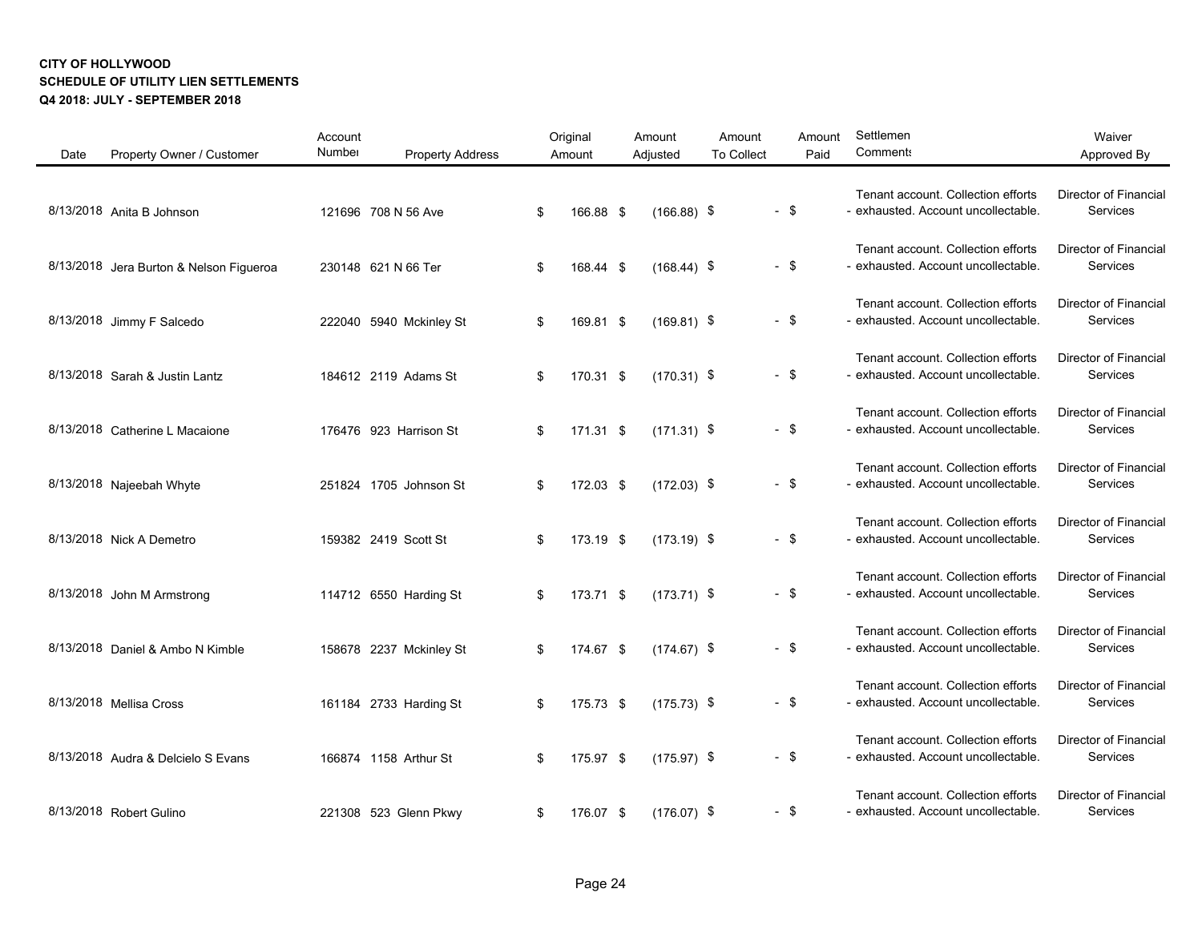**CITY OF HOLLYWOOD**
**SCHEDULE OF UTILITY LIEN SETTLEMENTS**
**Q4 2018: JULY - SEPTEMBER 2018**

| Date | Property Owner / Customer | Account Number | Property Address | Original Amount | Amount Adjusted | Amount To Collect | Amount Paid | Settlement Comments | Waiver Approved By |
|---|---|---|---|---|---|---|---|---|---|
| 8/13/2018 | Anita B Johnson | 121696 | 708 N 56 Ave | $ 166.88 | $ (166.88) | $ - | $ - | Tenant account. Collection efforts exhausted. Account uncollectable. | Director of Financial Services |
| 8/13/2018 | Jera Burton & Nelson Figueroa | 230148 | 621 N 66 Ter | $ 168.44 | $ (168.44) | $ - | $ - | Tenant account. Collection efforts exhausted. Account uncollectable. | Director of Financial Services |
| 8/13/2018 | Jimmy F Salcedo | 222040 | 5940 Mckinley St | $ 169.81 | $ (169.81) | $ - | $ - | Tenant account. Collection efforts exhausted. Account uncollectable. | Director of Financial Services |
| 8/13/2018 | Sarah & Justin Lantz | 184612 | 2119 Adams St | $ 170.31 | $ (170.31) | $ - | $ - | Tenant account. Collection efforts exhausted. Account uncollectable. | Director of Financial Services |
| 8/13/2018 | Catherine L Macaione | 176476 | 923 Harrison St | $ 171.31 | $ (171.31) | $ - | $ - | Tenant account. Collection efforts exhausted. Account uncollectable. | Director of Financial Services |
| 8/13/2018 | Najeebah Whyte | 251824 | 1705 Johnson St | $ 172.03 | $ (172.03) | $ - | $ - | Tenant account. Collection efforts exhausted. Account uncollectable. | Director of Financial Services |
| 8/13/2018 | Nick A Demetro | 159382 | 2419 Scott St | $ 173.19 | $ (173.19) | $ - | $ - | Tenant account. Collection efforts exhausted. Account uncollectable. | Director of Financial Services |
| 8/13/2018 | John M Armstrong | 114712 | 6550 Harding St | $ 173.71 | $ (173.71) | $ - | $ - | Tenant account. Collection efforts exhausted. Account uncollectable. | Director of Financial Services |
| 8/13/2018 | Daniel & Ambo N Kimble | 158678 | 2237 Mckinley St | $ 174.67 | $ (174.67) | $ - | $ - | Tenant account. Collection efforts exhausted. Account uncollectable. | Director of Financial Services |
| 8/13/2018 | Mellisa Cross | 161184 | 2733 Harding St | $ 175.73 | $ (175.73) | $ - | $ - | Tenant account. Collection efforts exhausted. Account uncollectable. | Director of Financial Services |
| 8/13/2018 | Audra & Delcielo S Evans | 166874 | 1158 Arthur St | $ 175.97 | $ (175.97) | $ - | $ - | Tenant account. Collection efforts exhausted. Account uncollectable. | Director of Financial Services |
| 8/13/2018 | Robert Gulino | 221308 | 523 Glenn Pkwy | $ 176.07 | $ (176.07) | $ - | $ - | Tenant account. Collection efforts exhausted. Account uncollectable. | Director of Financial Services |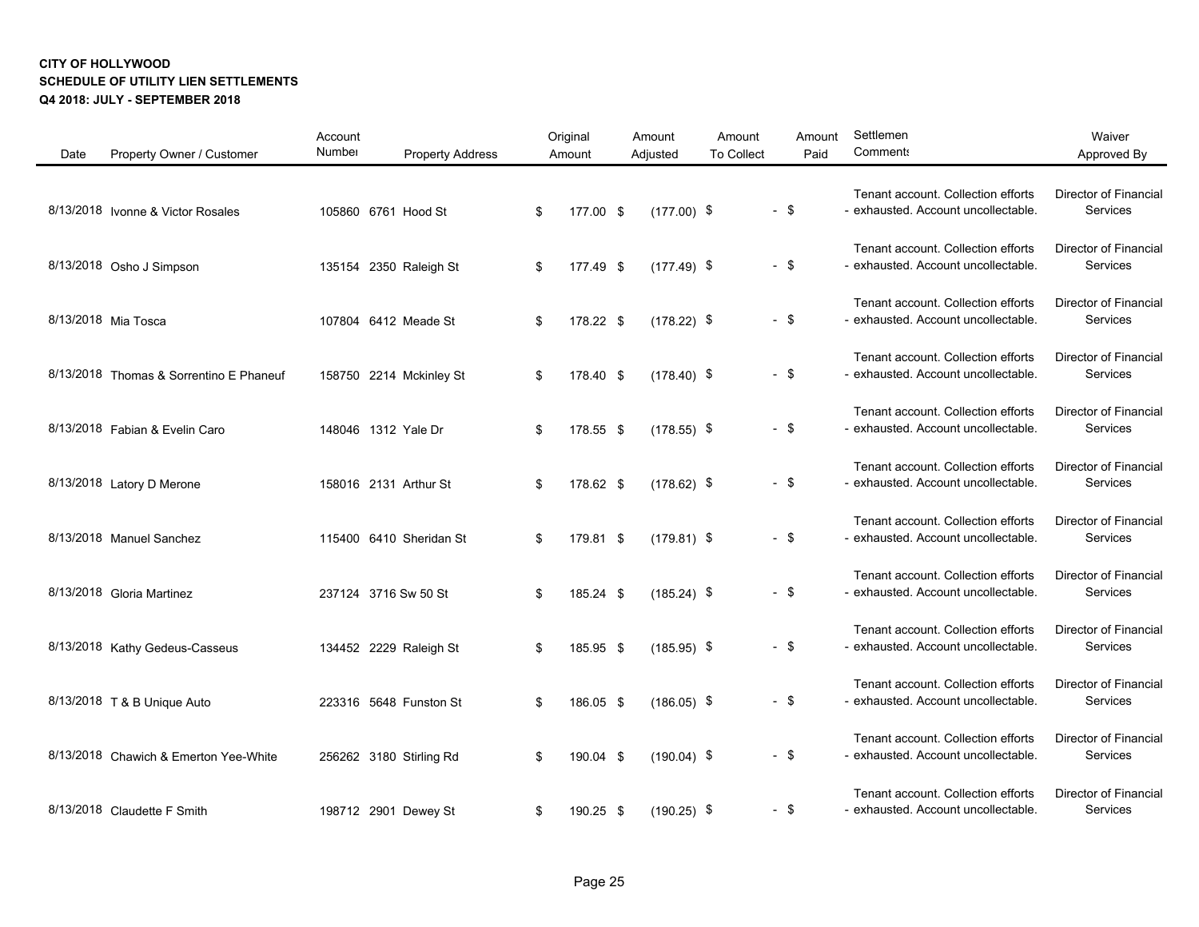**CITY OF HOLLYWOOD**
**SCHEDULE OF UTILITY LIEN SETTLEMENTS**
**Q4 2018: JULY - SEPTEMBER 2018**

| Date | Property Owner / Customer | Account Number | Property Address | Original Amount | Amount Adjusted | Amount To Collect | Amount Paid | Settlement Comments | Waiver Approved By |
|---|---|---|---|---|---|---|---|---|---|
| 8/13/2018 | Ivonne & Victor Rosales | 105860 | 6761 Hood St | $ 177.00 | $ (177.00) | $ - | $ - | Tenant account. Collection efforts exhausted. Account uncollectable. | Director of Financial Services |
| 8/13/2018 | Osho J Simpson | 135154 | 2350 Raleigh St | $ 177.49 | $ (177.49) | $ - | $ - | Tenant account. Collection efforts exhausted. Account uncollectable. | Director of Financial Services |
| 8/13/2018 | Mia Tosca | 107804 | 6412 Meade St | $ 178.22 | $ (178.22) | $ - | $ - | Tenant account. Collection efforts exhausted. Account uncollectable. | Director of Financial Services |
| 8/13/2018 | Thomas & Sorrentino E Phaneuf | 158750 | 2214 Mckinley St | $ 178.40 | $ (178.40) | $ - | $ - | Tenant account. Collection efforts exhausted. Account uncollectable. | Director of Financial Services |
| 8/13/2018 | Fabian & Evelin Caro | 148046 | 1312 Yale Dr | $ 178.55 | $ (178.55) | $ - | $ - | Tenant account. Collection efforts exhausted. Account uncollectable. | Director of Financial Services |
| 8/13/2018 | Latory D Merone | 158016 | 2131 Arthur St | $ 178.62 | $ (178.62) | $ - | $ - | Tenant account. Collection efforts exhausted. Account uncollectable. | Director of Financial Services |
| 8/13/2018 | Manuel Sanchez | 115400 | 6410 Sheridan St | $ 179.81 | $ (179.81) | $ - | $ - | Tenant account. Collection efforts exhausted. Account uncollectable. | Director of Financial Services |
| 8/13/2018 | Gloria Martinez | 237124 | 3716 Sw 50 St | $ 185.24 | $ (185.24) | $ - | $ - | Tenant account. Collection efforts exhausted. Account uncollectable. | Director of Financial Services |
| 8/13/2018 | Kathy Gedeus-Casseus | 134452 | 2229 Raleigh St | $ 185.95 | $ (185.95) | $ - | $ - | Tenant account. Collection efforts exhausted. Account uncollectable. | Director of Financial Services |
| 8/13/2018 | T & B Unique Auto | 223316 | 5648 Funston St | $ 186.05 | $ (186.05) | $ - | $ - | Tenant account. Collection efforts exhausted. Account uncollectable. | Director of Financial Services |
| 8/13/2018 | Chawich & Emerton Yee-White | 256262 | 3180 Stirling Rd | $ 190.04 | $ (190.04) | $ - | $ - | Tenant account. Collection efforts exhausted. Account uncollectable. | Director of Financial Services |
| 8/13/2018 | Claudette F Smith | 198712 | 2901 Dewey St | $ 190.25 | $ (190.25) | $ - | $ - | Tenant account. Collection efforts exhausted. Account uncollectable. | Director of Financial Services |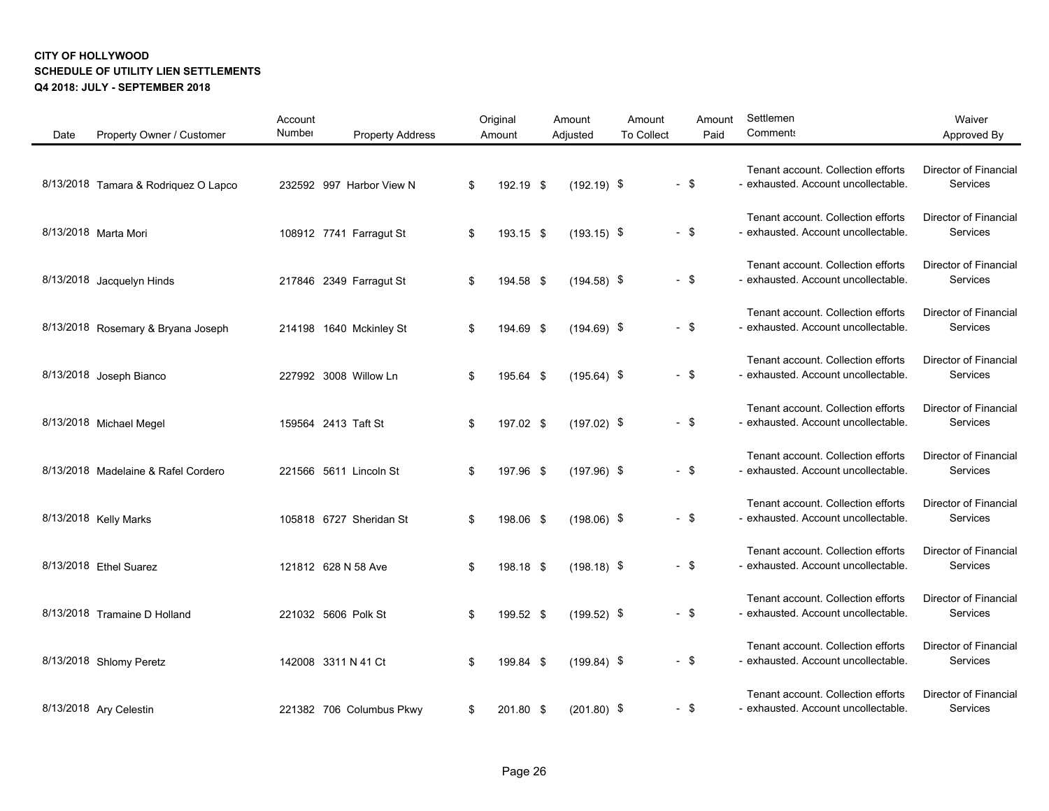**CITY OF HOLLYWOOD**
**SCHEDULE OF UTILITY LIEN SETTLEMENTS**
**Q4 2018: JULY - SEPTEMBER 2018**

| Date | Property Owner / Customer | Account Number | Property Address | Original Amount | Amount Adjusted | Amount To Collect | Amount Paid | Settlement Comments | Waiver Approved By |
|---|---|---|---|---|---|---|---|---|---|
| 8/13/2018 | Tamara & Rodriquez O Lapco | 232592 | 997 Harbor View N | $ 192.19 | $ (192.19) | $ - | $ - | Tenant account. Collection efforts exhausted. Account uncollectable. | Director of Financial Services |
| 8/13/2018 | Marta Mori | 108912 | 7741 Farragut St | $ 193.15 | $ (193.15) | $ - | $ - | Tenant account. Collection efforts exhausted. Account uncollectable. | Director of Financial Services |
| 8/13/2018 | Jacquelyn Hinds | 217846 | 2349 Farragut St | $ 194.58 | $ (194.58) | $ - | $ - | Tenant account. Collection efforts exhausted. Account uncollectable. | Director of Financial Services |
| 8/13/2018 | Rosemary & Bryana Joseph | 214198 | 1640 Mckinley St | $ 194.69 | $ (194.69) | $ - | $ - | Tenant account. Collection efforts exhausted. Account uncollectable. | Director of Financial Services |
| 8/13/2018 | Joseph Bianco | 227992 | 3008 Willow Ln | $ 195.64 | $ (195.64) | $ - | $ - | Tenant account. Collection efforts exhausted. Account uncollectable. | Director of Financial Services |
| 8/13/2018 | Michael Megel | 159564 | 2413 Taft St | $ 197.02 | $ (197.02) | $ - | $ - | Tenant account. Collection efforts exhausted. Account uncollectable. | Director of Financial Services |
| 8/13/2018 | Madelaine & Rafel Cordero | 221566 | 5611 Lincoln St | $ 197.96 | $ (197.96) | $ - | $ - | Tenant account. Collection efforts exhausted. Account uncollectable. | Director of Financial Services |
| 8/13/2018 | Kelly Marks | 105818 | 6727 Sheridan St | $ 198.06 | $ (198.06) | $ - | $ - | Tenant account. Collection efforts exhausted. Account uncollectable. | Director of Financial Services |
| 8/13/2018 | Ethel Suarez | 121812 | 628 N 58 Ave | $ 198.18 | $ (198.18) | $ - | $ - | Tenant account. Collection efforts exhausted. Account uncollectable. | Director of Financial Services |
| 8/13/2018 | Tramaine D Holland | 221032 | 5606 Polk St | $ 199.52 | $ (199.52) | $ - | $ - | Tenant account. Collection efforts exhausted. Account uncollectable. | Director of Financial Services |
| 8/13/2018 | Shlomy Peretz | 142008 | 3311 N 41 Ct | $ 199.84 | $ (199.84) | $ - | $ - | Tenant account. Collection efforts exhausted. Account uncollectable. | Director of Financial Services |
| 8/13/2018 | Ary Celestin | 221382 | 706 Columbus Pkwy | $ 201.80 | $ (201.80) | $ - | $ - | Tenant account. Collection efforts exhausted. Account uncollectable. | Director of Financial Services |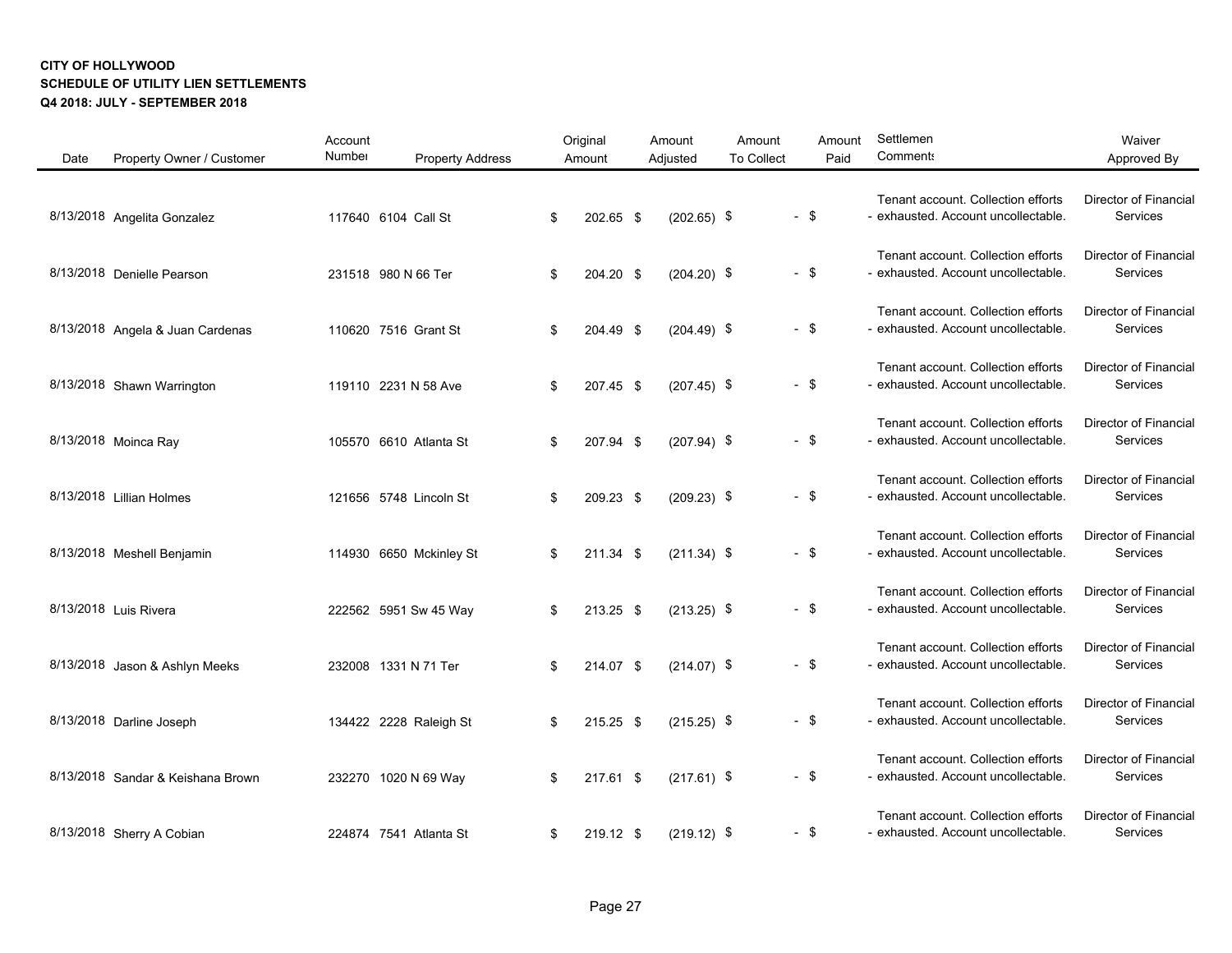**CITY OF HOLLYWOOD**
**SCHEDULE OF UTILITY LIEN SETTLEMENTS**
**Q4 2018: JULY - SEPTEMBER 2018**

| Date | Property Owner / Customer | Account Number | Property Address | Original Amount | Amount Adjusted | Amount To Collect | Amount Paid | Settlement Comments | Waiver Approved By |
|---|---|---|---|---|---|---|---|---|---|
| 8/13/2018 | Angelita Gonzalez | 117640 | 6104 Call St | $ 202.65 | $ (202.65) | $ - | $ - | Tenant account. Collection efforts exhausted. Account uncollectable. | Director of Financial Services |
| 8/13/2018 | Denielle Pearson | 231518 | 980 N 66 Ter | $ 204.20 | $ (204.20) | $ - | $ - | Tenant account. Collection efforts exhausted. Account uncollectable. | Director of Financial Services |
| 8/13/2018 | Angela & Juan Cardenas | 110620 | 7516 Grant St | $ 204.49 | $ (204.49) | $ - | $ - | Tenant account. Collection efforts exhausted. Account uncollectable. | Director of Financial Services |
| 8/13/2018 | Shawn Warrington | 119110 | 2231 N 58 Ave | $ 207.45 | $ (207.45) | $ - | $ - | Tenant account. Collection efforts exhausted. Account uncollectable. | Director of Financial Services |
| 8/13/2018 | Moinca Ray | 105570 | 6610 Atlanta St | $ 207.94 | $ (207.94) | $ - | $ - | Tenant account. Collection efforts exhausted. Account uncollectable. | Director of Financial Services |
| 8/13/2018 | Lillian Holmes | 121656 | 5748 Lincoln St | $ 209.23 | $ (209.23) | $ - | $ - | Tenant account. Collection efforts exhausted. Account uncollectable. | Director of Financial Services |
| 8/13/2018 | Meshell Benjamin | 114930 | 6650 Mckinley St | $ 211.34 | $ (211.34) | $ - | $ - | Tenant account. Collection efforts exhausted. Account uncollectable. | Director of Financial Services |
| 8/13/2018 | Luis Rivera | 222562 | 5951 Sw 45 Way | $ 213.25 | $ (213.25) | $ - | $ - | Tenant account. Collection efforts exhausted. Account uncollectable. | Director of Financial Services |
| 8/13/2018 | Jason & Ashlyn Meeks | 232008 | 1331 N 71 Ter | $ 214.07 | $ (214.07) | $ - | $ - | Tenant account. Collection efforts exhausted. Account uncollectable. | Director of Financial Services |
| 8/13/2018 | Darline Joseph | 134422 | 2228 Raleigh St | $ 215.25 | $ (215.25) | $ - | $ - | Tenant account. Collection efforts exhausted. Account uncollectable. | Director of Financial Services |
| 8/13/2018 | Sandar & Keishana Brown | 232270 | 1020 N 69 Way | $ 217.61 | $ (217.61) | $ - | $ - | Tenant account. Collection efforts exhausted. Account uncollectable. | Director of Financial Services |
| 8/13/2018 | Sherry A Cobian | 224874 | 7541 Atlanta St | $ 219.12 | $ (219.12) | $ - | $ - | Tenant account. Collection efforts exhausted. Account uncollectable. | Director of Financial Services |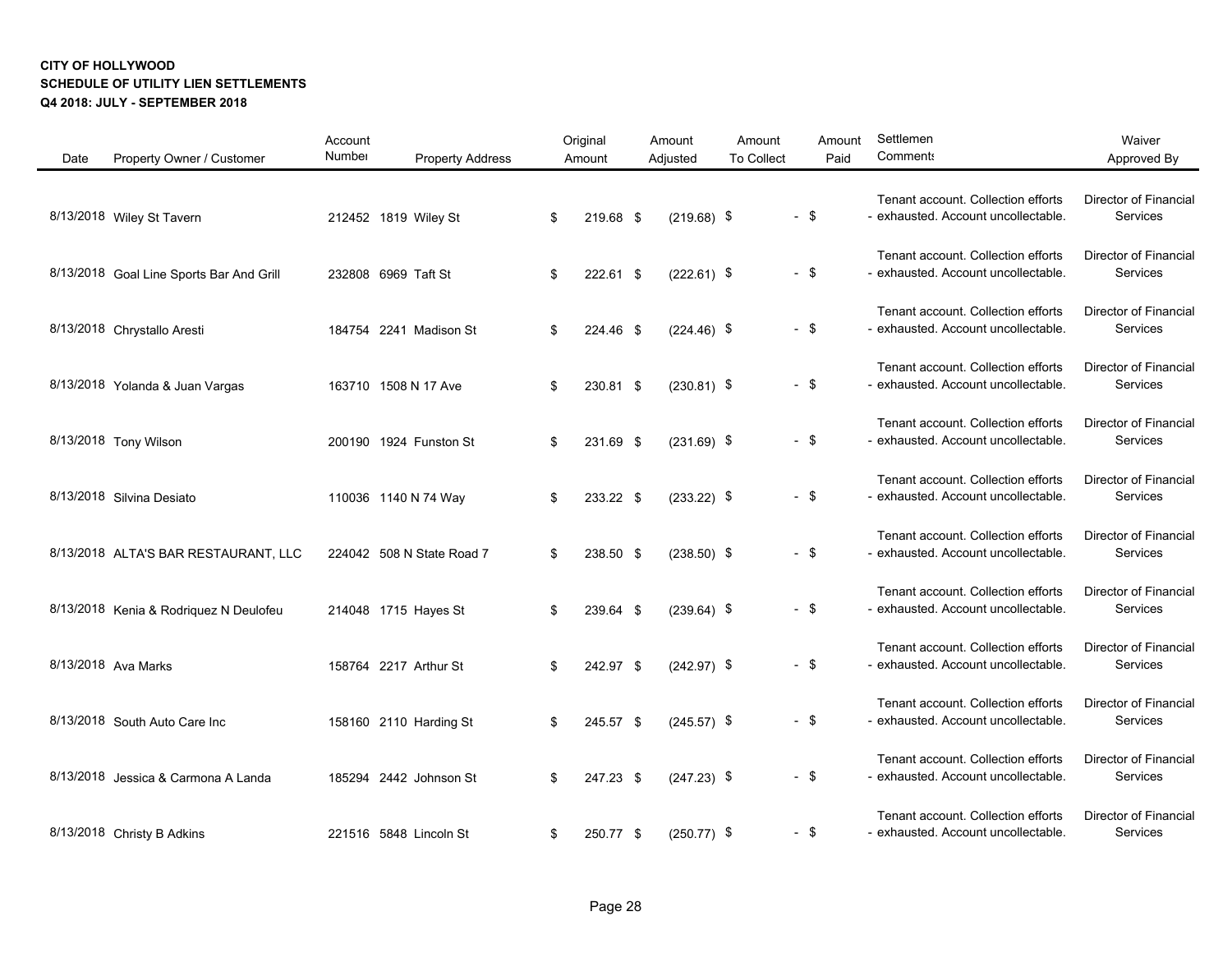**CITY OF HOLLYWOOD**
**SCHEDULE OF UTILITY LIEN SETTLEMENTS**
**Q4 2018: JULY - SEPTEMBER 2018**

| Date | Property Owner / Customer | Account Number | Property Address | Original Amount | Amount Adjusted | Amount To Collect | Amount Paid | Settlement Comments | Waiver Approved By |
|---|---|---|---|---|---|---|---|---|---|
| 8/13/2018 | Wiley St Tavern | 212452 | 1819 Wiley St | $ 219.68 | $ (219.68) | $ - | $ - | Tenant account. Collection efforts exhausted. Account uncollectable. | Director of Financial Services |
| 8/13/2018 | Goal Line Sports Bar And Grill | 232808 | 6969 Taft St | $ 222.61 | $ (222.61) | $ - | $ - | Tenant account. Collection efforts exhausted. Account uncollectable. | Director of Financial Services |
| 8/13/2018 | Chrystallo Aresti | 184754 | 2241 Madison St | $ 224.46 | $ (224.46) | $ - | $ - | Tenant account. Collection efforts exhausted. Account uncollectable. | Director of Financial Services |
| 8/13/2018 | Yolanda & Juan Vargas | 163710 | 1508 N 17 Ave | $ 230.81 | $ (230.81) | $ - | $ - | Tenant account. Collection efforts exhausted. Account uncollectable. | Director of Financial Services |
| 8/13/2018 | Tony Wilson | 200190 | 1924 Funston St | $ 231.69 | $ (231.69) | $ - | $ - | Tenant account. Collection efforts exhausted. Account uncollectable. | Director of Financial Services |
| 8/13/2018 | Silvina Desiato | 110036 | 1140 N 74 Way | $ 233.22 | $ (233.22) | $ - | $ - | Tenant account. Collection efforts exhausted. Account uncollectable. | Director of Financial Services |
| 8/13/2018 | ALTA'S BAR RESTAURANT, LLC | 224042 | 508 N State Road 7 | $ 238.50 | $ (238.50) | $ - | $ - | Tenant account. Collection efforts exhausted. Account uncollectable. | Director of Financial Services |
| 8/13/2018 | Kenia & Rodriquez N Deulofeu | 214048 | 1715 Hayes St | $ 239.64 | $ (239.64) | $ - | $ - | Tenant account. Collection efforts exhausted. Account uncollectable. | Director of Financial Services |
| 8/13/2018 | Ava Marks | 158764 | 2217 Arthur St | $ 242.97 | $ (242.97) | $ - | $ - | Tenant account. Collection efforts exhausted. Account uncollectable. | Director of Financial Services |
| 8/13/2018 | South Auto Care Inc | 158160 | 2110 Harding St | $ 245.57 | $ (245.57) | $ - | $ - | Tenant account. Collection efforts exhausted. Account uncollectable. | Director of Financial Services |
| 8/13/2018 | Jessica & Carmona A Landa | 185294 | 2442 Johnson St | $ 247.23 | $ (247.23) | $ - | $ - | Tenant account. Collection efforts exhausted. Account uncollectable. | Director of Financial Services |
| 8/13/2018 | Christy B Adkins | 221516 | 5848 Lincoln St | $ 250.77 | $ (250.77) | $ - | $ - | Tenant account. Collection efforts exhausted. Account uncollectable. | Director of Financial Services |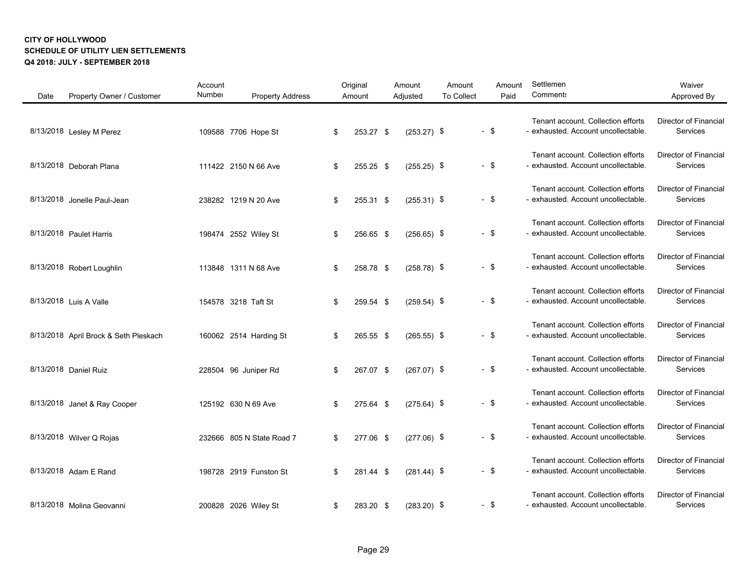**CITY OF HOLLYWOOD**
**SCHEDULE OF UTILITY LIEN SETTLEMENTS**
**Q4 2018: JULY - SEPTEMBER 2018**

| Date | Property Owner / Customer | Account Number | Property Address | Original Amount | Amount Adjusted | Amount To Collect | Amount Paid | Settlement Comments | Waiver Approved By |
|---|---|---|---|---|---|---|---|---|---|
| 8/13/2018 | Lesley M Perez | 109588 | 7706 Hope St | $ 253.27 | $ (253.27) | $ - | $ - | Tenant account. Collection efforts exhausted. Account uncollectable. | Director of Financial Services |
| 8/13/2018 | Deborah Plana | 111422 | 2150 N 66 Ave | $ 255.25 | $ (255.25) | $ - | $ - | Tenant account. Collection efforts exhausted. Account uncollectable. | Director of Financial Services |
| 8/13/2018 | Jonelle Paul-Jean | 238282 | 1219 N 20 Ave | $ 255.31 | $ (255.31) | $ - | $ - | Tenant account. Collection efforts exhausted. Account uncollectable. | Director of Financial Services |
| 8/13/2018 | Paulet Harris | 198474 | 2552 Wiley St | $ 256.65 | $ (256.65) | $ - | $ - | Tenant account. Collection efforts exhausted. Account uncollectable. | Director of Financial Services |
| 8/13/2018 | Robert Loughlin | 113848 | 1311 N 68 Ave | $ 258.78 | $ (258.78) | $ - | $ - | Tenant account. Collection efforts exhausted. Account uncollectable. | Director of Financial Services |
| 8/13/2018 | Luis A Valle | 154578 | 3218 Taft St | $ 259.54 | $ (259.54) | $ - | $ - | Tenant account. Collection efforts exhausted. Account uncollectable. | Director of Financial Services |
| 8/13/2018 | April Brock & Seth Pleskach | 160062 | 2514 Harding St | $ 265.55 | $ (265.55) | $ - | $ - | Tenant account. Collection efforts exhausted. Account uncollectable. | Director of Financial Services |
| 8/13/2018 | Daniel Ruiz | 228504 | 96 Juniper Rd | $ 267.07 | $ (267.07) | $ - | $ - | Tenant account. Collection efforts exhausted. Account uncollectable. | Director of Financial Services |
| 8/13/2018 | Janet & Ray Cooper | 125192 | 630 N 69 Ave | $ 275.64 | $ (275.64) | $ - | $ - | Tenant account. Collection efforts exhausted. Account uncollectable. | Director of Financial Services |
| 8/13/2018 | Wilver Q Rojas | 232666 | 805 N State Road 7 | $ 277.06 | $ (277.06) | $ - | $ - | Tenant account. Collection efforts exhausted. Account uncollectable. | Director of Financial Services |
| 8/13/2018 | Adam E Rand | 198728 | 2919 Funston St | $ 281.44 | $ (281.44) | $ - | $ - | Tenant account. Collection efforts exhausted. Account uncollectable. | Director of Financial Services |
| 8/13/2018 | Molina Geovanni | 200828 | 2026 Wiley St | $ 283.20 | $ (283.20) | $ - | $ - | Tenant account. Collection efforts exhausted. Account uncollectable. | Director of Financial Services |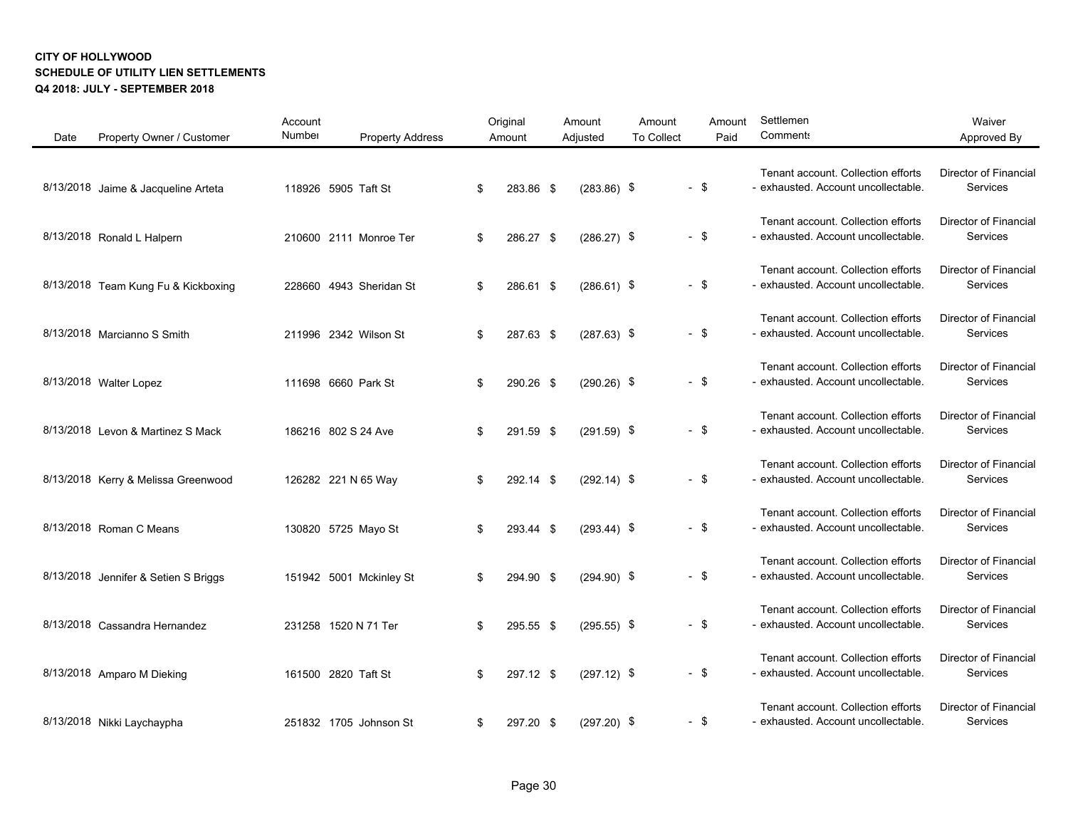**CITY OF HOLLYWOOD**
**SCHEDULE OF UTILITY LIEN SETTLEMENTS**
**Q4 2018: JULY - SEPTEMBER 2018**

| Date | Property Owner / Customer | Account Number | Property Address | Original Amount | Amount Adjusted | Amount To Collect | Amount Paid | Settlement Comments | Waiver Approved By |
|---|---|---|---|---|---|---|---|---|---|
| 8/13/2018 | Jaime & Jacqueline Arteta | 118926 | 5905 Taft St | $ 283.86 | $ (283.86) | $ - | $ - | Tenant account. Collection efforts exhausted. Account uncollectable. | Director of Financial Services |
| 8/13/2018 | Ronald L Halpern | 210600 | 2111 Monroe Ter | $ 286.27 | $ (286.27) | $ - | $ - | Tenant account. Collection efforts exhausted. Account uncollectable. | Director of Financial Services |
| 8/13/2018 | Team Kung Fu & Kickboxing | 228660 | 4943 Sheridan St | $ 286.61 | $ (286.61) | $ - | $ - | Tenant account. Collection efforts exhausted. Account uncollectable. | Director of Financial Services |
| 8/13/2018 | Marcianno S Smith | 211996 | 2342 Wilson St | $ 287.63 | $ (287.63) | $ - | $ - | Tenant account. Collection efforts exhausted. Account uncollectable. | Director of Financial Services |
| 8/13/2018 | Walter Lopez | 111698 | 6660 Park St | $ 290.26 | $ (290.26) | $ - | $ - | Tenant account. Collection efforts exhausted. Account uncollectable. | Director of Financial Services |
| 8/13/2018 | Levon & Martinez S Mack | 186216 | 802 S 24 Ave | $ 291.59 | $ (291.59) | $ - | $ - | Tenant account. Collection efforts exhausted. Account uncollectable. | Director of Financial Services |
| 8/13/2018 | Kerry & Melissa Greenwood | 126282 | 221 N 65 Way | $ 292.14 | $ (292.14) | $ - | $ - | Tenant account. Collection efforts exhausted. Account uncollectable. | Director of Financial Services |
| 8/13/2018 | Roman C Means | 130820 | 5725 Mayo St | $ 293.44 | $ (293.44) | $ - | $ - | Tenant account. Collection efforts exhausted. Account uncollectable. | Director of Financial Services |
| 8/13/2018 | Jennifer & Setien S Briggs | 151942 | 5001 Mckinley St | $ 294.90 | $ (294.90) | $ - | $ - | Tenant account. Collection efforts exhausted. Account uncollectable. | Director of Financial Services |
| 8/13/2018 | Cassandra Hernandez | 231258 | 1520 N 71 Ter | $ 295.55 | $ (295.55) | $ - | $ - | Tenant account. Collection efforts exhausted. Account uncollectable. | Director of Financial Services |
| 8/13/2018 | Amparo M Dieking | 161500 | 2820 Taft St | $ 297.12 | $ (297.12) | $ - | $ - | Tenant account. Collection efforts exhausted. Account uncollectable. | Director of Financial Services |
| 8/13/2018 | Nikki Laychaypha | 251832 | 1705 Johnson St | $ 297.20 | $ (297.20) | $ - | $ - | Tenant account. Collection efforts exhausted. Account uncollectable. | Director of Financial Services |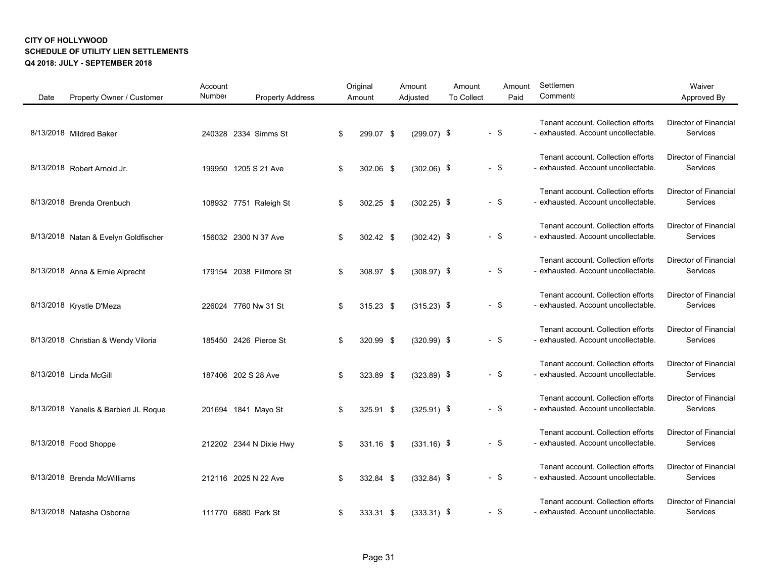**CITY OF HOLLYWOOD**
**SCHEDULE OF UTILITY LIEN SETTLEMENTS**
**Q4 2018: JULY - SEPTEMBER 2018**

| Date | Property Owner / Customer | Account Number | Property Address | Original Amount | Amount Adjusted | Amount To Collect | Amount Paid | Settlement Comments | Waiver Approved By |
|---|---|---|---|---|---|---|---|---|---|
| 8/13/2018 | Mildred Baker | 240328 | 2334 Simms St | $ 299.07 | $ (299.07) | $ - | $ - | Tenant account. Collection efforts exhausted. Account uncollectable. | Director of Financial Services |
| 8/13/2018 | Robert Arnold Jr. | 199950 | 1205 S 21 Ave | $ 302.06 | $ (302.06) | $ - | $ - | Tenant account. Collection efforts exhausted. Account uncollectable. | Director of Financial Services |
| 8/13/2018 | Brenda Orenbuch | 108932 | 7751 Raleigh St | $ 302.25 | $ (302.25) | $ - | $ - | Tenant account. Collection efforts exhausted. Account uncollectable. | Director of Financial Services |
| 8/13/2018 | Natan & Evelyn Goldfischer | 156032 | 2300 N 37 Ave | $ 302.42 | $ (302.42) | $ - | $ - | Tenant account. Collection efforts exhausted. Account uncollectable. | Director of Financial Services |
| 8/13/2018 | Anna & Ernie Alprecht | 179154 | 2038 Fillmore St | $ 308.97 | $ (308.97) | $ - | $ - | Tenant account. Collection efforts exhausted. Account uncollectable. | Director of Financial Services |
| 8/13/2018 | Krystle D'Meza | 226024 | 7760 Nw 31 St | $ 315.23 | $ (315.23) | $ - | $ - | Tenant account. Collection efforts exhausted. Account uncollectable. | Director of Financial Services |
| 8/13/2018 | Christian & Wendy Viloria | 185450 | 2426 Pierce St | $ 320.99 | $ (320.99) | $ - | $ - | Tenant account. Collection efforts exhausted. Account uncollectable. | Director of Financial Services |
| 8/13/2018 | Linda McGill | 187406 | 202 S 28 Ave | $ 323.89 | $ (323.89) | $ - | $ - | Tenant account. Collection efforts exhausted. Account uncollectable. | Director of Financial Services |
| 8/13/2018 | Yanelis & Barbieri JL Roque | 201694 | 1841 Mayo St | $ 325.91 | $ (325.91) | $ - | $ - | Tenant account. Collection efforts exhausted. Account uncollectable. | Director of Financial Services |
| 8/13/2018 | Food Shoppe | 212202 | 2344 N Dixie Hwy | $ 331.16 | $ (331.16) | $ - | $ - | Tenant account. Collection efforts exhausted. Account uncollectable. | Director of Financial Services |
| 8/13/2018 | Brenda McWilliams | 212116 | 2025 N 22 Ave | $ 332.84 | $ (332.84) | $ - | $ - | Tenant account. Collection efforts exhausted. Account uncollectable. | Director of Financial Services |
| 8/13/2018 | Natasha Osborne | 111770 | 6880 Park St | $ 333.31 | $ (333.31) | $ - | $ - | Tenant account. Collection efforts exhausted. Account uncollectable. | Director of Financial Services |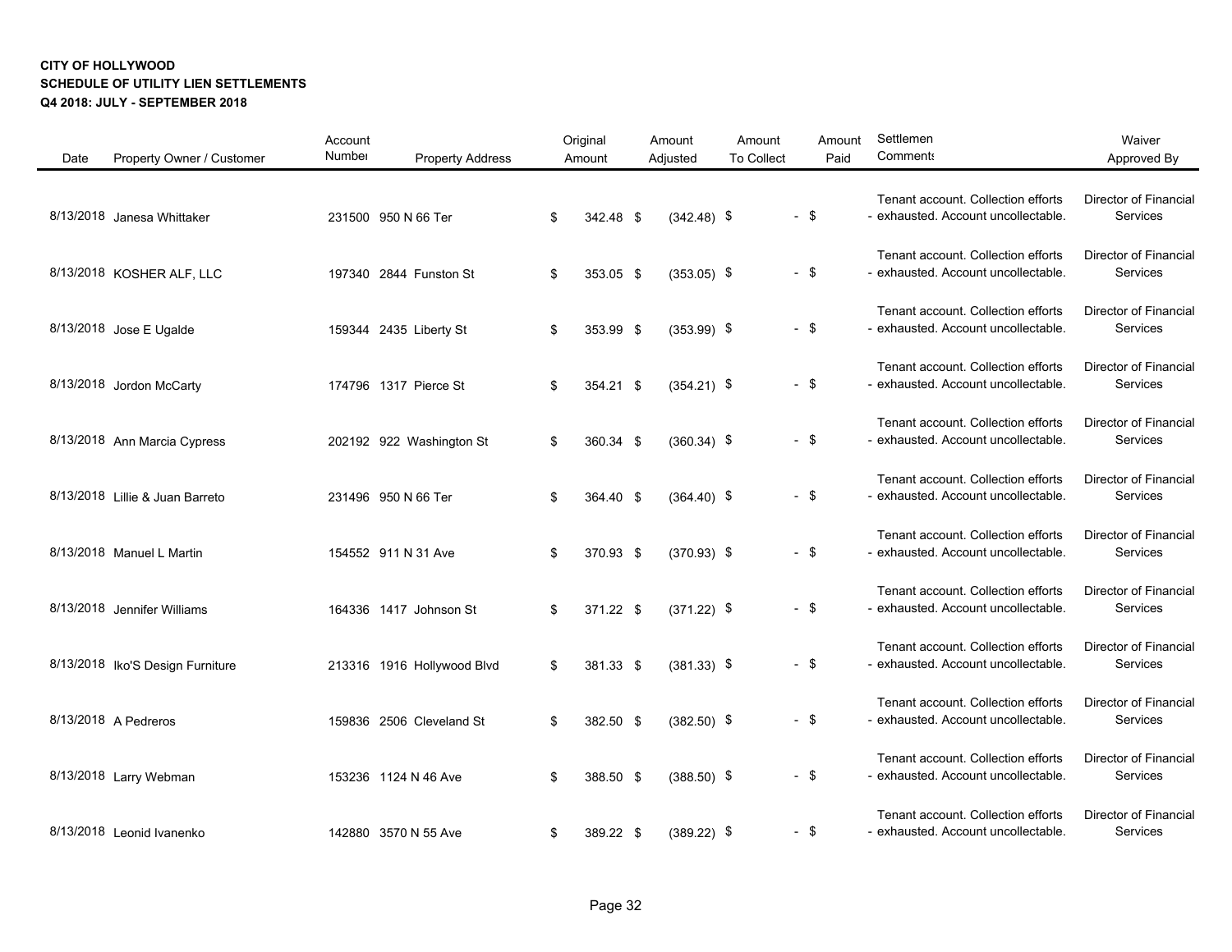**CITY OF HOLLYWOOD**
**SCHEDULE OF UTILITY LIEN SETTLEMENTS**
**Q4 2018: JULY - SEPTEMBER 2018**

| Date | Property Owner / Customer | Account Number | Property Address | Original Amount | Amount Adjusted | Amount To Collect | Amount Paid | Settlement Comments | Waiver Approved By |
|---|---|---|---|---|---|---|---|---|---|
| 8/13/2018 | Janesa Whittaker | 231500 | 950 N 66 Ter | $ 342.48 | $ (342.48) | $ - | $ - | Tenant account. Collection efforts exhausted. Account uncollectable. | Director of Financial Services |
| 8/13/2018 | KOSHER ALF, LLC | 197340 | 2844 Funston St | $ 353.05 | $ (353.05) | $ - | $ - | Tenant account. Collection efforts exhausted. Account uncollectable. | Director of Financial Services |
| 8/13/2018 | Jose E Ugalde | 159344 | 2435 Liberty St | $ 353.99 | $ (353.99) | $ - | $ - | Tenant account. Collection efforts exhausted. Account uncollectable. | Director of Financial Services |
| 8/13/2018 | Jordon McCarty | 174796 | 1317 Pierce St | $ 354.21 | $ (354.21) | $ - | $ - | Tenant account. Collection efforts exhausted. Account uncollectable. | Director of Financial Services |
| 8/13/2018 | Ann Marcia Cypress | 202192 | 922 Washington St | $ 360.34 | $ (360.34) | $ - | $ - | Tenant account. Collection efforts exhausted. Account uncollectable. | Director of Financial Services |
| 8/13/2018 | Lillie & Juan Barreto | 231496 | 950 N 66 Ter | $ 364.40 | $ (364.40) | $ - | $ - | Tenant account. Collection efforts exhausted. Account uncollectable. | Director of Financial Services |
| 8/13/2018 | Manuel L Martin | 154552 | 911 N 31 Ave | $ 370.93 | $ (370.93) | $ - | $ - | Tenant account. Collection efforts exhausted. Account uncollectable. | Director of Financial Services |
| 8/13/2018 | Jennifer Williams | 164336 | 1417 Johnson St | $ 371.22 | $ (371.22) | $ - | $ - | Tenant account. Collection efforts exhausted. Account uncollectable. | Director of Financial Services |
| 8/13/2018 | Iko'S Design Furniture | 213316 | 1916 Hollywood Blvd | $ 381.33 | $ (381.33) | $ - | $ - | Tenant account. Collection efforts exhausted. Account uncollectable. | Director of Financial Services |
| 8/13/2018 | A Pedreros | 159836 | 2506 Cleveland St | $ 382.50 | $ (382.50) | $ - | $ - | Tenant account. Collection efforts exhausted. Account uncollectable. | Director of Financial Services |
| 8/13/2018 | Larry Webman | 153236 | 1124 N 46 Ave | $ 388.50 | $ (388.50) | $ - | $ - | Tenant account. Collection efforts exhausted. Account uncollectable. | Director of Financial Services |
| 8/13/2018 | Leonid Ivanenko | 142880 | 3570 N 55 Ave | $ 389.22 | $ (389.22) | $ - | $ - | Tenant account. Collection efforts exhausted. Account uncollectable. | Director of Financial Services |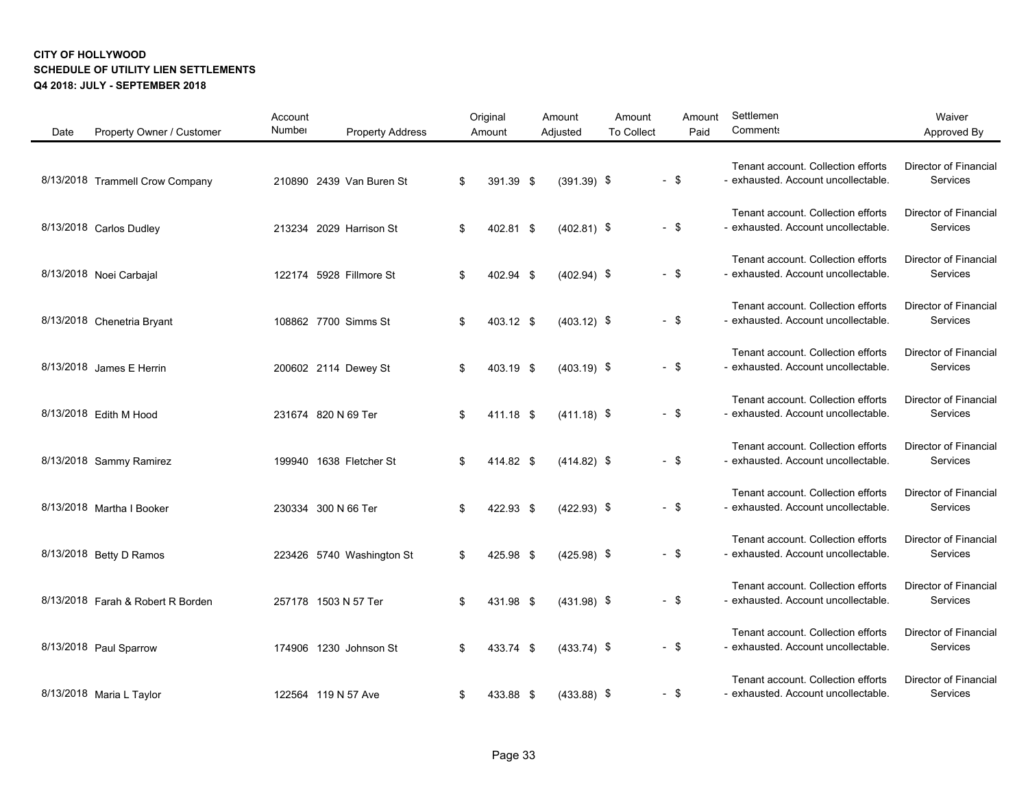**CITY OF HOLLYWOOD**
**SCHEDULE OF UTILITY LIEN SETTLEMENTS**
**Q4 2018: JULY - SEPTEMBER 2018**

| Date | Property Owner / Customer | Account Number | Property Address | Original Amount | Amount Adjusted | Amount To Collect | Amount Paid | Settlement Comments | Waiver Approved By |
|---|---|---|---|---|---|---|---|---|---|
| 8/13/2018 | Trammell Crow Company | 210890 | 2439 Van Buren St | $ 391.39 | $ (391.39) | $ - | $ - | Tenant account. Collection efforts exhausted. Account uncollectable. | Director of Financial Services |
| 8/13/2018 | Carlos Dudley | 213234 | 2029 Harrison St | $ 402.81 | $ (402.81) | $ - | $ - | Tenant account. Collection efforts exhausted. Account uncollectable. | Director of Financial Services |
| 8/13/2018 | Noei Carbajal | 122174 | 5928 Fillmore St | $ 402.94 | $ (402.94) | $ - | $ - | Tenant account. Collection efforts exhausted. Account uncollectable. | Director of Financial Services |
| 8/13/2018 | Chenetria Bryant | 108862 | 7700 Simms St | $ 403.12 | $ (403.12) | $ - | $ - | Tenant account. Collection efforts exhausted. Account uncollectable. | Director of Financial Services |
| 8/13/2018 | James E Herrin | 200602 | 2114 Dewey St | $ 403.19 | $ (403.19) | $ - | $ - | Tenant account. Collection efforts exhausted. Account uncollectable. | Director of Financial Services |
| 8/13/2018 | Edith M Hood | 231674 | 820 N 69 Ter | $ 411.18 | $ (411.18) | $ - | $ - | Tenant account. Collection efforts exhausted. Account uncollectable. | Director of Financial Services |
| 8/13/2018 | Sammy Ramirez | 199940 | 1638 Fletcher St | $ 414.82 | $ (414.82) | $ - | $ - | Tenant account. Collection efforts exhausted. Account uncollectable. | Director of Financial Services |
| 8/13/2018 | Martha I Booker | 230334 | 300 N 66 Ter | $ 422.93 | $ (422.93) | $ - | $ - | Tenant account. Collection efforts exhausted. Account uncollectable. | Director of Financial Services |
| 8/13/2018 | Betty D Ramos | 223426 | 5740 Washington St | $ 425.98 | $ (425.98) | $ - | $ - | Tenant account. Collection efforts exhausted. Account uncollectable. | Director of Financial Services |
| 8/13/2018 | Farah & Robert R Borden | 257178 | 1503 N 57 Ter | $ 431.98 | $ (431.98) | $ - | $ - | Tenant account. Collection efforts exhausted. Account uncollectable. | Director of Financial Services |
| 8/13/2018 | Paul Sparrow | 174906 | 1230 Johnson St | $ 433.74 | $ (433.74) | $ - | $ - | Tenant account. Collection efforts exhausted. Account uncollectable. | Director of Financial Services |
| 8/13/2018 | Maria L Taylor | 122564 | 119 N 57 Ave | $ 433.88 | $ (433.88) | $ - | $ - | Tenant account. Collection efforts exhausted. Account uncollectable. | Director of Financial Services |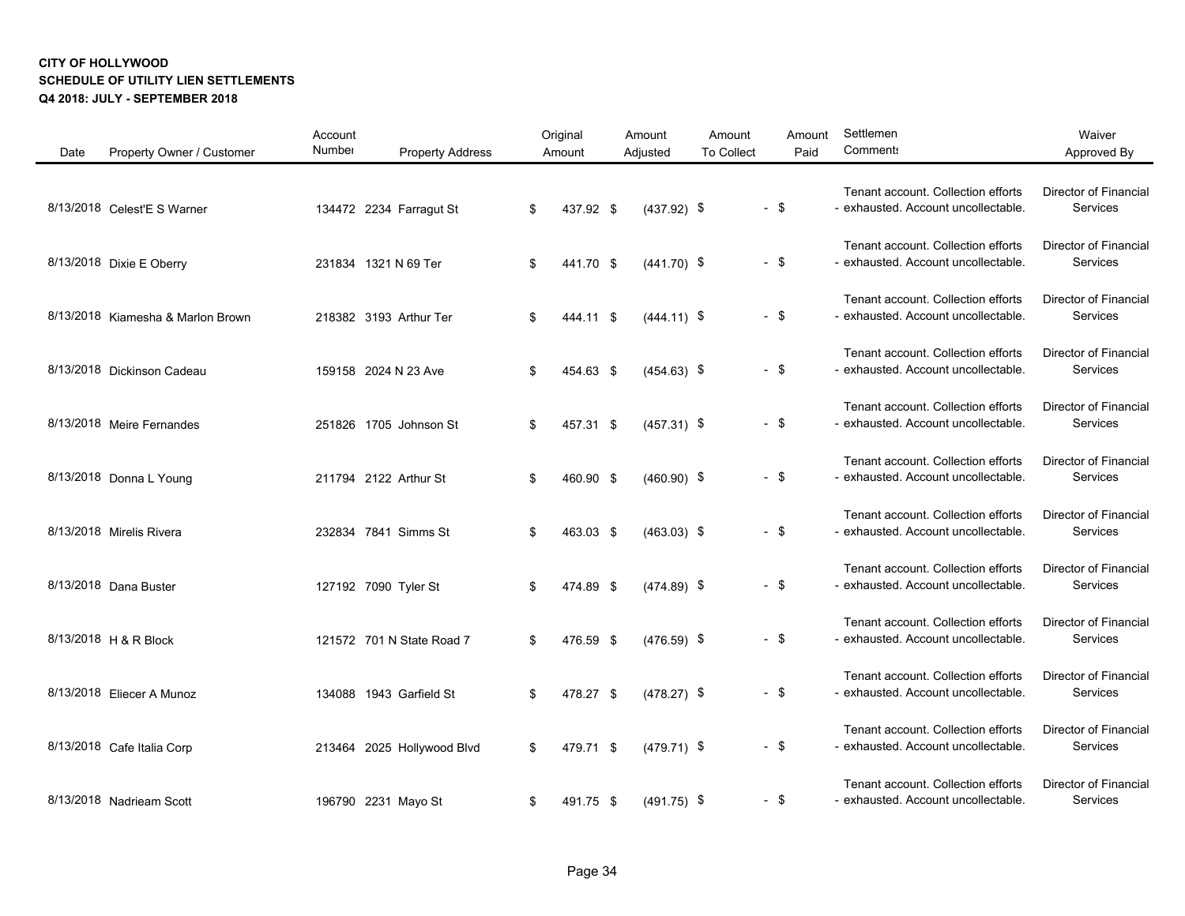**CITY OF HOLLYWOOD**
**SCHEDULE OF UTILITY LIEN SETTLEMENTS**
**Q4 2018: JULY - SEPTEMBER 2018**

| Date | Property Owner / Customer | Account Number | Property Address | Original Amount | Amount Adjusted | Amount To Collect | Amount Paid | Settlement Comments | Waiver Approved By |
|---|---|---|---|---|---|---|---|---|---|
| 8/13/2018 | Celest'E S Warner | 134472 | 2234 Farragut St | $ 437.92 | $ (437.92) | $ - | $ - | Tenant account. Collection efforts exhausted. Account uncollectable. | Director of Financial Services |
| 8/13/2018 | Dixie E Oberry | 231834 | 1321 N 69 Ter | $ 441.70 | $ (441.70) | $ - | $ - | Tenant account. Collection efforts exhausted. Account uncollectable. | Director of Financial Services |
| 8/13/2018 | Kiamesha & Marlon Brown | 218382 | 3193 Arthur Ter | $ 444.11 | $ (444.11) | $ - | $ - | Tenant account. Collection efforts exhausted. Account uncollectable. | Director of Financial Services |
| 8/13/2018 | Dickinson Cadeau | 159158 | 2024 N 23 Ave | $ 454.63 | $ (454.63) | $ - | $ - | Tenant account. Collection efforts exhausted. Account uncollectable. | Director of Financial Services |
| 8/13/2018 | Meire Fernandes | 251826 | 1705 Johnson St | $ 457.31 | $ (457.31) | $ - | $ - | Tenant account. Collection efforts exhausted. Account uncollectable. | Director of Financial Services |
| 8/13/2018 | Donna L Young | 211794 | 2122 Arthur St | $ 460.90 | $ (460.90) | $ - | $ - | Tenant account. Collection efforts exhausted. Account uncollectable. | Director of Financial Services |
| 8/13/2018 | Mirelis Rivera | 232834 | 7841 Simms St | $ 463.03 | $ (463.03) | $ - | $ - | Tenant account. Collection efforts exhausted. Account uncollectable. | Director of Financial Services |
| 8/13/2018 | Dana Buster | 127192 | 7090 Tyler St | $ 474.89 | $ (474.89) | $ - | $ - | Tenant account. Collection efforts exhausted. Account uncollectable. | Director of Financial Services |
| 8/13/2018 | H & R Block | 121572 | 701 N State Road 7 | $ 476.59 | $ (476.59) | $ - | $ - | Tenant account. Collection efforts exhausted. Account uncollectable. | Director of Financial Services |
| 8/13/2018 | Eliecer A Munoz | 134088 | 1943 Garfield St | $ 478.27 | $ (478.27) | $ - | $ - | Tenant account. Collection efforts exhausted. Account uncollectable. | Director of Financial Services |
| 8/13/2018 | Cafe Italia Corp | 213464 | 2025 Hollywood Blvd | $ 479.71 | $ (479.71) | $ - | $ - | Tenant account. Collection efforts exhausted. Account uncollectable. | Director of Financial Services |
| 8/13/2018 | Nadrieam Scott | 196790 | 2231 Mayo St | $ 491.75 | $ (491.75) | $ - | $ - | Tenant account. Collection efforts exhausted. Account uncollectable. | Director of Financial Services |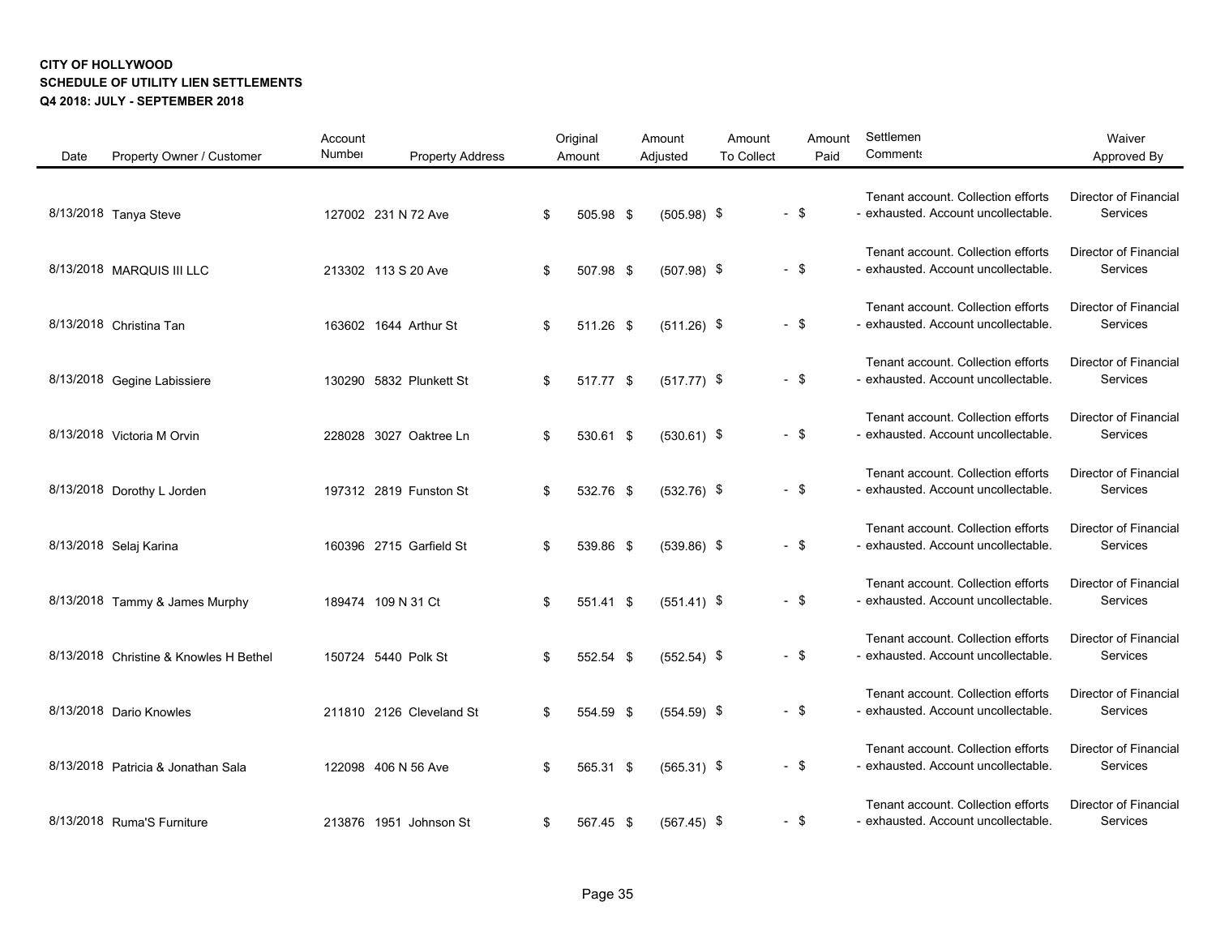**CITY OF HOLLYWOOD**
**SCHEDULE OF UTILITY LIEN SETTLEMENTS**
**Q4 2018: JULY - SEPTEMBER 2018**

| Date | Property Owner / Customer | Account Number | Property Address | Original Amount | Amount Adjusted | Amount To Collect | Amount Paid | Settlement Comments | Waiver Approved By |
|---|---|---|---|---|---|---|---|---|---|
| 8/13/2018 | Tanya Steve | 127002 | 231 N 72 Ave | $ 505.98 | $ (505.98) | $ - | $ - | Tenant account. Collection efforts exhausted. Account uncollectable. | Director of Financial Services |
| 8/13/2018 | MARQUIS III LLC | 213302 | 113 S 20 Ave | $ 507.98 | $ (507.98) | $ - | $ - | Tenant account. Collection efforts exhausted. Account uncollectable. | Director of Financial Services |
| 8/13/2018 | Christina Tan | 163602 | 1644 Arthur St | $ 511.26 | $ (511.26) | $ - | $ - | Tenant account. Collection efforts exhausted. Account uncollectable. | Director of Financial Services |
| 8/13/2018 | Gegine Labissiere | 130290 | 5832 Plunkett St | $ 517.77 | $ (517.77) | $ - | $ - | Tenant account. Collection efforts exhausted. Account uncollectable. | Director of Financial Services |
| 8/13/2018 | Victoria M Orvin | 228028 | 3027 Oaktree Ln | $ 530.61 | $ (530.61) | $ - | $ - | Tenant account. Collection efforts exhausted. Account uncollectable. | Director of Financial Services |
| 8/13/2018 | Dorothy L Jorden | 197312 | 2819 Funston St | $ 532.76 | $ (532.76) | $ - | $ - | Tenant account. Collection efforts exhausted. Account uncollectable. | Director of Financial Services |
| 8/13/2018 | Selaj Karina | 160396 | 2715 Garfield St | $ 539.86 | $ (539.86) | $ - | $ - | Tenant account. Collection efforts exhausted. Account uncollectable. | Director of Financial Services |
| 8/13/2018 | Tammy & James Murphy | 189474 | 109 N 31 Ct | $ 551.41 | $ (551.41) | $ - | $ - | Tenant account. Collection efforts exhausted. Account uncollectable. | Director of Financial Services |
| 8/13/2018 | Christine & Knowles H Bethel | 150724 | 5440 Polk St | $ 552.54 | $ (552.54) | $ - | $ - | Tenant account. Collection efforts exhausted. Account uncollectable. | Director of Financial Services |
| 8/13/2018 | Dario Knowles | 211810 | 2126 Cleveland St | $ 554.59 | $ (554.59) | $ - | $ - | Tenant account. Collection efforts exhausted. Account uncollectable. | Director of Financial Services |
| 8/13/2018 | Patricia & Jonathan Sala | 122098 | 406 N 56 Ave | $ 565.31 | $ (565.31) | $ - | $ - | Tenant account. Collection efforts exhausted. Account uncollectable. | Director of Financial Services |
| 8/13/2018 | Ruma'S Furniture | 213876 | 1951 Johnson St | $ 567.45 | $ (567.45) | $ - | $ - | Tenant account. Collection efforts exhausted. Account uncollectable. | Director of Financial Services |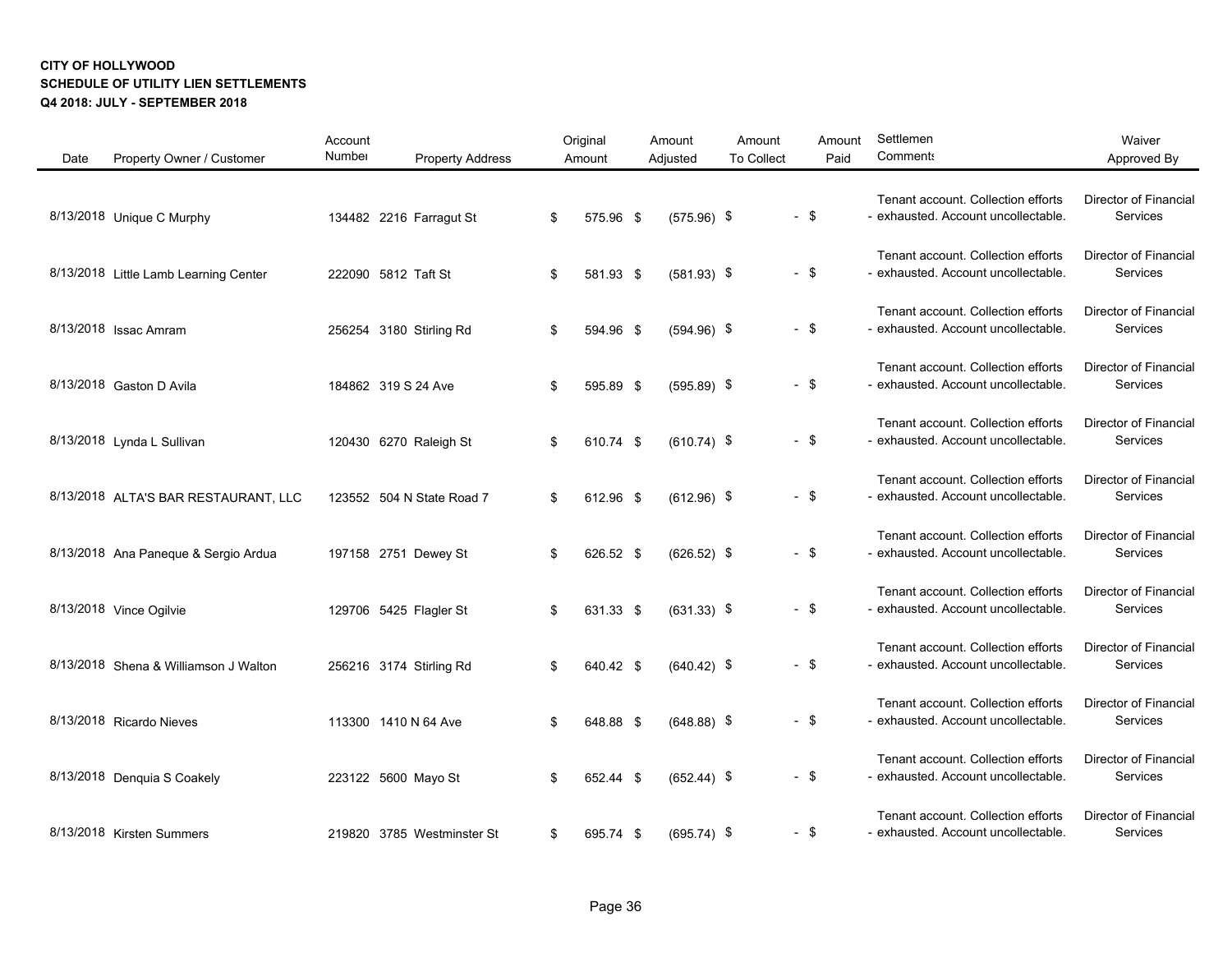**CITY OF HOLLYWOOD**
**SCHEDULE OF UTILITY LIEN SETTLEMENTS**
**Q4 2018: JULY - SEPTEMBER 2018**

| Date | Property Owner / Customer | Account Number | Property Address | Original Amount | Amount Adjusted | Amount To Collect | Amount Paid | Settlement Comments | Waiver Approved By |
|---|---|---|---|---|---|---|---|---|---|
| 8/13/2018 | Unique C Murphy | 134482 | 2216 Farragut St | $ 575.96 | $ (575.96) | $ - | $ - | Tenant account. Collection efforts exhausted. Account uncollectable. | Director of Financial Services |
| 8/13/2018 | Little Lamb Learning Center | 222090 | 5812 Taft St | $ 581.93 | $ (581.93) | $ - | $ - | Tenant account. Collection efforts exhausted. Account uncollectable. | Director of Financial Services |
| 8/13/2018 | Issac Amram | 256254 | 3180 Stirling Rd | $ 594.96 | $ (594.96) | $ - | $ - | Tenant account. Collection efforts exhausted. Account uncollectable. | Director of Financial Services |
| 8/13/2018 | Gaston D Avila | 184862 | 319 S 24 Ave | $ 595.89 | $ (595.89) | $ - | $ - | Tenant account. Collection efforts exhausted. Account uncollectable. | Director of Financial Services |
| 8/13/2018 | Lynda L Sullivan | 120430 | 6270 Raleigh St | $ 610.74 | $ (610.74) | $ - | $ - | Tenant account. Collection efforts exhausted. Account uncollectable. | Director of Financial Services |
| 8/13/2018 | ALTA'S BAR RESTAURANT, LLC | 123552 | 504 N State Road 7 | $ 612.96 | $ (612.96) | $ - | $ - | Tenant account. Collection efforts exhausted. Account uncollectable. | Director of Financial Services |
| 8/13/2018 | Ana Paneque & Sergio Ardua | 197158 | 2751 Dewey St | $ 626.52 | $ (626.52) | $ - | $ - | Tenant account. Collection efforts exhausted. Account uncollectable. | Director of Financial Services |
| 8/13/2018 | Vince Ogilvie | 129706 | 5425 Flagler St | $ 631.33 | $ (631.33) | $ - | $ - | Tenant account. Collection efforts exhausted. Account uncollectable. | Director of Financial Services |
| 8/13/2018 | Shena & Williamson J Walton | 256216 | 3174 Stirling Rd | $ 640.42 | $ (640.42) | $ - | $ - | Tenant account. Collection efforts exhausted. Account uncollectable. | Director of Financial Services |
| 8/13/2018 | Ricardo Nieves | 113300 | 1410 N 64 Ave | $ 648.88 | $ (648.88) | $ - | $ - | Tenant account. Collection efforts exhausted. Account uncollectable. | Director of Financial Services |
| 8/13/2018 | Denquia S Coakely | 223122 | 5600 Mayo St | $ 652.44 | $ (652.44) | $ - | $ - | Tenant account. Collection efforts exhausted. Account uncollectable. | Director of Financial Services |
| 8/13/2018 | Kirsten Summers | 219820 | 3785 Westminster St | $ 695.74 | $ (695.74) | $ - | $ - | Tenant account. Collection efforts exhausted. Account uncollectable. | Director of Financial Services |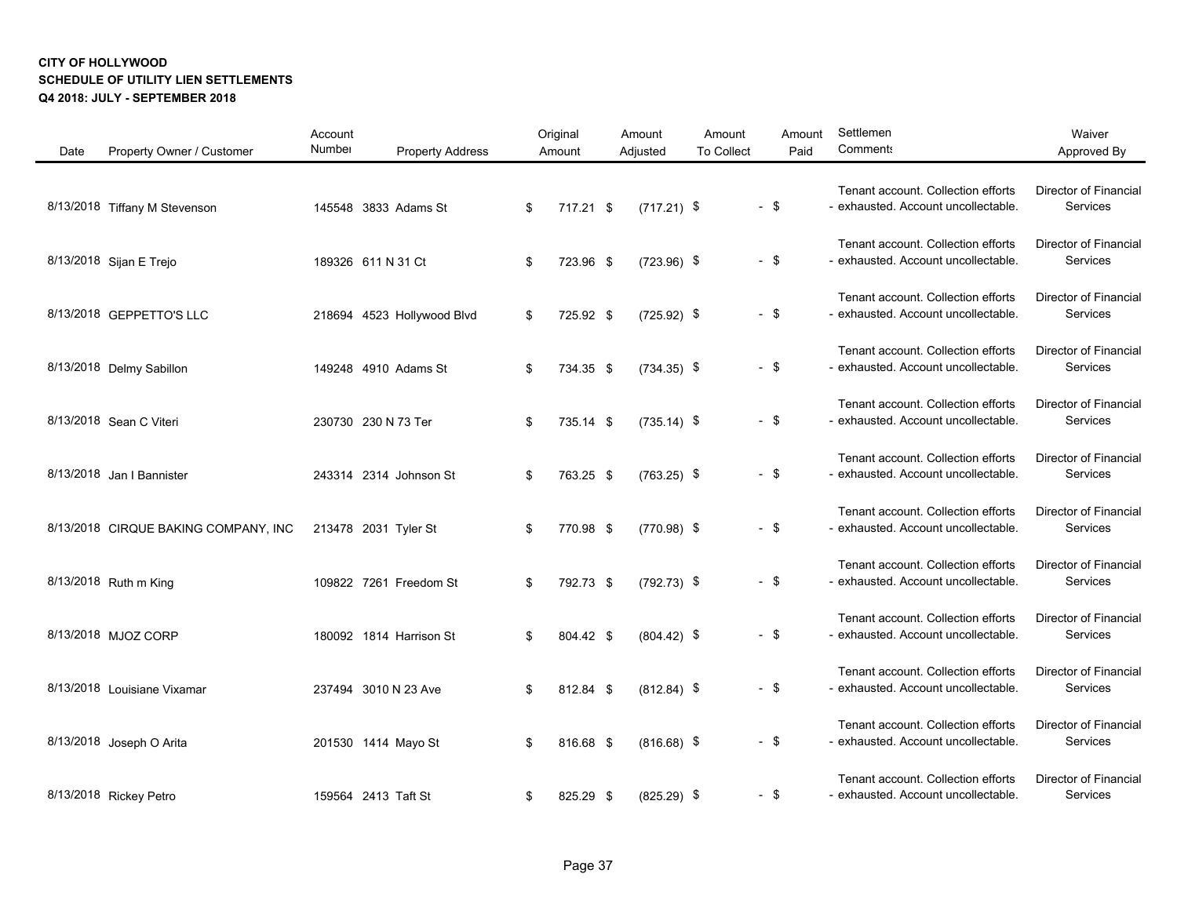**CITY OF HOLLYWOOD**
**SCHEDULE OF UTILITY LIEN SETTLEMENTS**
**Q4 2018: JULY - SEPTEMBER 2018**

| Date | Property Owner / Customer | Account Number | Property Address | Original Amount | Amount Adjusted | Amount To Collect | Amount Paid | Settlement Comments | Waiver Approved By |
|---|---|---|---|---|---|---|---|---|---|
| 8/13/2018 | Tiffany M Stevenson | 145548 | 3833 Adams St | $ 717.21 | $ (717.21) | $ - | $ - | Tenant account. Collection efforts exhausted. Account uncollectable. | Director of Financial Services |
| 8/13/2018 | Sijan E Trejo | 189326 | 611 N 31 Ct | $ 723.96 | $ (723.96) | $ - | $ - | Tenant account. Collection efforts exhausted. Account uncollectable. | Director of Financial Services |
| 8/13/2018 | GEPPETTO'S LLC | 218694 | 4523 Hollywood Blvd | $ 725.92 | $ (725.92) | $ - | $ - | Tenant account. Collection efforts exhausted. Account uncollectable. | Director of Financial Services |
| 8/13/2018 | Delmy Sabillon | 149248 | 4910 Adams St | $ 734.35 | $ (734.35) | $ - | $ - | Tenant account. Collection efforts exhausted. Account uncollectable. | Director of Financial Services |
| 8/13/2018 | Sean C Viteri | 230730 | 230 N 73 Ter | $ 735.14 | $ (735.14) | $ - | $ - | Tenant account. Collection efforts exhausted. Account uncollectable. | Director of Financial Services |
| 8/13/2018 | Jan I Bannister | 243314 | 2314 Johnson St | $ 763.25 | $ (763.25) | $ - | $ - | Tenant account. Collection efforts exhausted. Account uncollectable. | Director of Financial Services |
| 8/13/2018 | CIRQUE BAKING COMPANY, INC | 213478 | 2031 Tyler St | $ 770.98 | $ (770.98) | $ - | $ - | Tenant account. Collection efforts exhausted. Account uncollectable. | Director of Financial Services |
| 8/13/2018 | Ruth m King | 109822 | 7261 Freedom St | $ 792.73 | $ (792.73) | $ - | $ - | Tenant account. Collection efforts exhausted. Account uncollectable. | Director of Financial Services |
| 8/13/2018 | MJOZ CORP | 180092 | 1814 Harrison St | $ 804.42 | $ (804.42) | $ - | $ - | Tenant account. Collection efforts exhausted. Account uncollectable. | Director of Financial Services |
| 8/13/2018 | Louisiane Vixamar | 237494 | 3010 N 23 Ave | $ 812.84 | $ (812.84) | $ - | $ - | Tenant account. Collection efforts exhausted. Account uncollectable. | Director of Financial Services |
| 8/13/2018 | Joseph O Arita | 201530 | 1414 Mayo St | $ 816.68 | $ (816.68) | $ - | $ - | Tenant account. Collection efforts exhausted. Account uncollectable. | Director of Financial Services |
| 8/13/2018 | Rickey Petro | 159564 | 2413 Taft St | $ 825.29 | $ (825.29) | $ - | $ - | Tenant account. Collection efforts exhausted. Account uncollectable. | Director of Financial Services |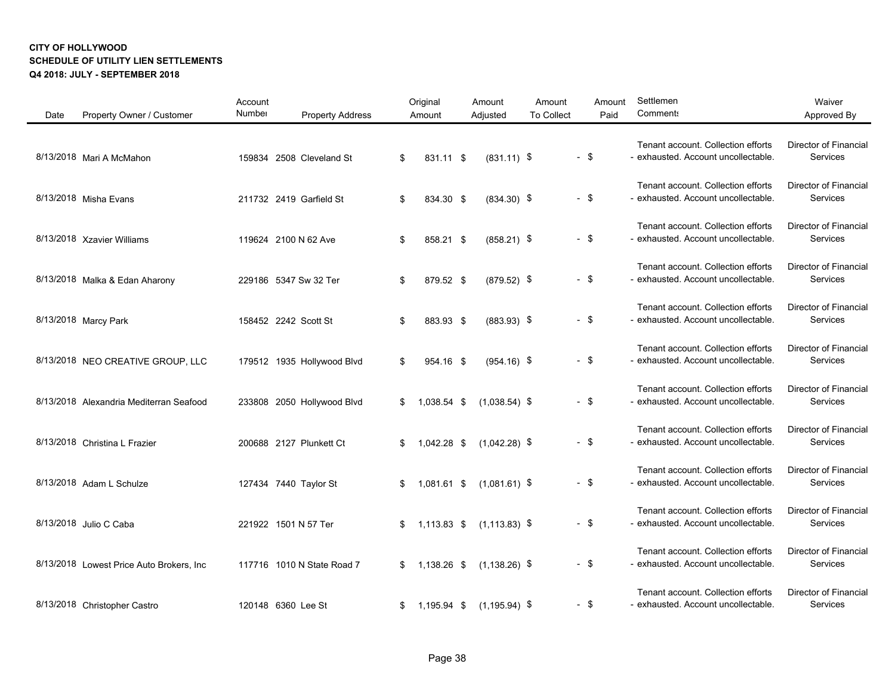**CITY OF HOLLYWOOD**
**SCHEDULE OF UTILITY LIEN SETTLEMENTS**
**Q4 2018: JULY - SEPTEMBER 2018**

| Date | Property Owner / Customer | Account Number | Property Address | Original Amount | Amount Adjusted | Amount To Collect | Amount Paid | Settlement Comments | Waiver Approved By |
|---|---|---|---|---|---|---|---|---|---|
| 8/13/2018 | Mari A McMahon | 159834 | 2508 Cleveland St | $ 831.11 | $ (831.11) | $ - | $ - | Tenant account. Collection efforts exhausted. Account uncollectable. | Director of Financial Services |
| 8/13/2018 | Misha Evans | 211732 | 2419 Garfield St | $ 834.30 | $ (834.30) | $ - | $ - | Tenant account. Collection efforts exhausted. Account uncollectable. | Director of Financial Services |
| 8/13/2018 | Xzavier Williams | 119624 | 2100 N 62 Ave | $ 858.21 | $ (858.21) | $ - | $ - | Tenant account. Collection efforts exhausted. Account uncollectable. | Director of Financial Services |
| 8/13/2018 | Malka & Edan Aharony | 229186 | 5347 Sw 32 Ter | $ 879.52 | $ (879.52) | $ - | $ - | Tenant account. Collection efforts exhausted. Account uncollectable. | Director of Financial Services |
| 8/13/2018 | Marcy Park | 158452 | 2242 Scott St | $ 883.93 | $ (883.93) | $ - | $ - | Tenant account. Collection efforts exhausted. Account uncollectable. | Director of Financial Services |
| 8/13/2018 | NEO CREATIVE GROUP, LLC | 179512 | 1935 Hollywood Blvd | $ 954.16 | $ (954.16) | $ - | $ - | Tenant account. Collection efforts exhausted. Account uncollectable. | Director of Financial Services |
| 8/13/2018 | Alexandria Mediterran Seafood | 233808 | 2050 Hollywood Blvd | $ 1,038.54 | $ (1,038.54) | $ - | $ - | Tenant account. Collection efforts exhausted. Account uncollectable. | Director of Financial Services |
| 8/13/2018 | Christina L Frazier | 200688 | 2127 Plunkett Ct | $ 1,042.28 | $ (1,042.28) | $ - | $ - | Tenant account. Collection efforts exhausted. Account uncollectable. | Director of Financial Services |
| 8/13/2018 | Adam L Schulze | 127434 | 7440 Taylor St | $ 1,081.61 | $ (1,081.61) | $ - | $ - | Tenant account. Collection efforts exhausted. Account uncollectable. | Director of Financial Services |
| 8/13/2018 | Julio C Caba | 221922 | 1501 N 57 Ter | $ 1,113.83 | $ (1,113.83) | $ - | $ - | Tenant account. Collection efforts exhausted. Account uncollectable. | Director of Financial Services |
| 8/13/2018 | Lowest Price Auto Brokers, Inc | 117716 | 1010 N State Road 7 | $ 1,138.26 | $ (1,138.26) | $ - | $ - | Tenant account. Collection efforts exhausted. Account uncollectable. | Director of Financial Services |
| 8/13/2018 | Christopher Castro | 120148 | 6360 Lee St | $ 1,195.94 | $ (1,195.94) | $ - | $ - | Tenant account. Collection efforts exhausted. Account uncollectable. | Director of Financial Services |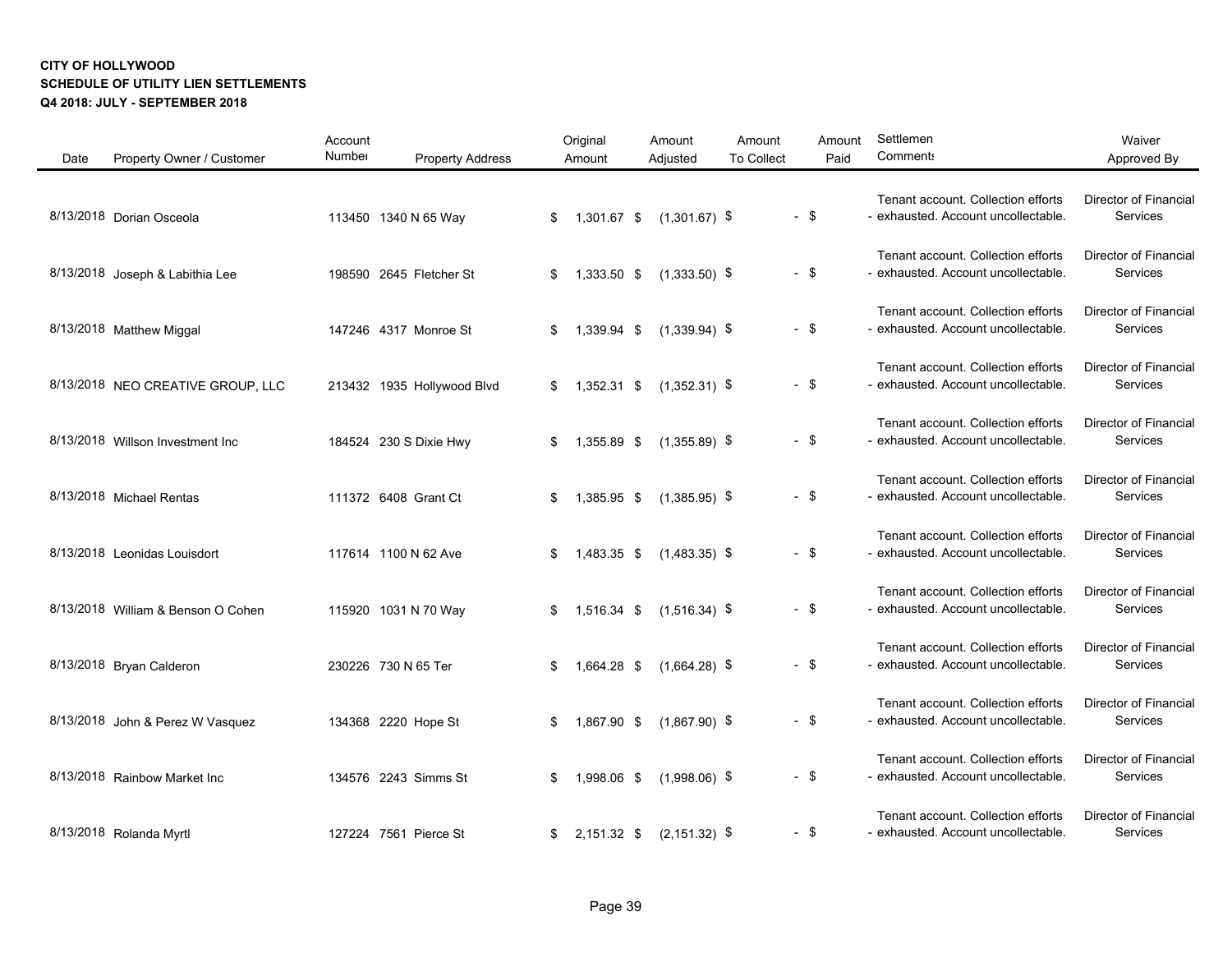**CITY OF HOLLYWOOD**
**SCHEDULE OF UTILITY LIEN SETTLEMENTS**
**Q4 2018: JULY - SEPTEMBER 2018**

| Date | Property Owner / Customer | Account Number | Property Address | Original Amount | Amount Adjusted | Amount To Collect | Amount Paid | Settlement Comments | Waiver Approved By |
|---|---|---|---|---|---|---|---|---|---|
| 8/13/2018 | Dorian Osceola | 113450 | 1340 N 65 Way | $ 1,301.67 | $ (1,301.67) | $ - | $ - | Tenant account. Collection efforts exhausted. Account uncollectable. | Director of Financial Services |
| 8/13/2018 | Joseph & Labithia Lee | 198590 | 2645 Fletcher St | $ 1,333.50 | $ (1,333.50) | $ - | $ - | Tenant account. Collection efforts exhausted. Account uncollectable. | Director of Financial Services |
| 8/13/2018 | Matthew Miggal | 147246 | 4317 Monroe St | $ 1,339.94 | $ (1,339.94) | $ - | $ - | Tenant account. Collection efforts exhausted. Account uncollectable. | Director of Financial Services |
| 8/13/2018 | NEO CREATIVE GROUP, LLC | 213432 | 1935 Hollywood Blvd | $ 1,352.31 | $ (1,352.31) | $ - | $ - | Tenant account. Collection efforts exhausted. Account uncollectable. | Director of Financial Services |
| 8/13/2018 | Willson Investment Inc | 184524 | 230 S Dixie Hwy | $ 1,355.89 | $ (1,355.89) | $ - | $ - | Tenant account. Collection efforts exhausted. Account uncollectable. | Director of Financial Services |
| 8/13/2018 | Michael Rentas | 111372 | 6408 Grant Ct | $ 1,385.95 | $ (1,385.95) | $ - | $ - | Tenant account. Collection efforts exhausted. Account uncollectable. | Director of Financial Services |
| 8/13/2018 | Leonidas Louisdort | 117614 | 1100 N 62 Ave | $ 1,483.35 | $ (1,483.35) | $ - | $ - | Tenant account. Collection efforts exhausted. Account uncollectable. | Director of Financial Services |
| 8/13/2018 | William & Benson O Cohen | 115920 | 1031 N 70 Way | $ 1,516.34 | $ (1,516.34) | $ - | $ - | Tenant account. Collection efforts exhausted. Account uncollectable. | Director of Financial Services |
| 8/13/2018 | Bryan Calderon | 230226 | 730 N 65 Ter | $ 1,664.28 | $ (1,664.28) | $ - | $ - | Tenant account. Collection efforts exhausted. Account uncollectable. | Director of Financial Services |
| 8/13/2018 | John & Perez W Vasquez | 134368 | 2220 Hope St | $ 1,867.90 | $ (1,867.90) | $ - | $ - | Tenant account. Collection efforts exhausted. Account uncollectable. | Director of Financial Services |
| 8/13/2018 | Rainbow Market Inc | 134576 | 2243 Simms St | $ 1,998.06 | $ (1,998.06) | $ - | $ - | Tenant account. Collection efforts exhausted. Account uncollectable. | Director of Financial Services |
| 8/13/2018 | Rolanda Myrtl | 127224 | 7561 Pierce St | $ 2,151.32 | $ (2,151.32) | $ - | $ - | Tenant account. Collection efforts exhausted. Account uncollectable. | Director of Financial Services |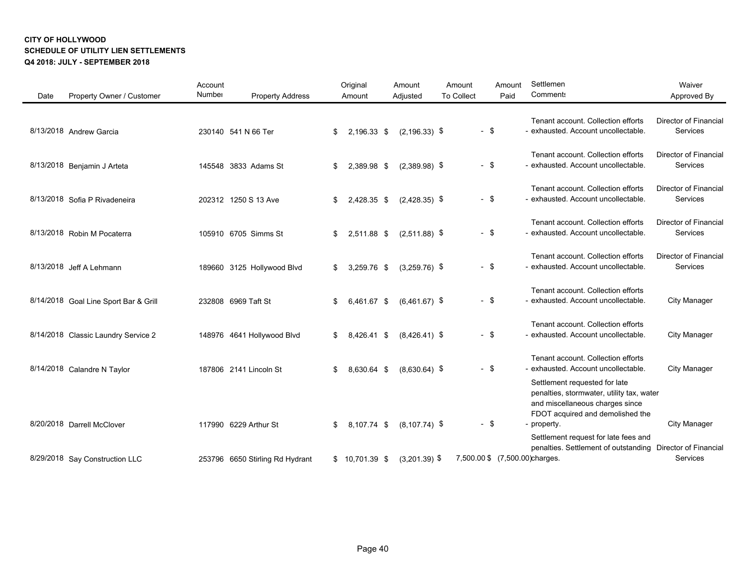**CITY OF HOLLYWOOD**
**SCHEDULE OF UTILITY LIEN SETTLEMENTS**
**Q4 2018: JULY - SEPTEMBER 2018**

| Date | Property Owner / Customer | Account Number | Property Address | Original Amount | Amount Adjusted | Amount To Collect | Amount Paid | Settlement Comments | Waiver Approved By |
|---|---|---|---|---|---|---|---|---|---|
| 8/13/2018 | Andrew Garcia | 230140 | 541 N 66 Ter | $ 2,196.33 | $ (2,196.33) | $ - | $ - | Tenant account. Collection efforts exhausted. Account uncollectable. | Director of Financial Services |
| 8/13/2018 | Benjamin J Arteta | 145548 | 3833 Adams St | $ 2,389.98 | $ (2,389.98) | $ - | $ - | Tenant account. Collection efforts exhausted. Account uncollectable. | Director of Financial Services |
| 8/13/2018 | Sofia P Rivadeneira | 202312 | 1250 S 13 Ave | $ 2,428.35 | $ (2,428.35) | $ - | $ - | Tenant account. Collection efforts exhausted. Account uncollectable. | Director of Financial Services |
| 8/13/2018 | Robin M Pocaterra | 105910 | 6705 Simms St | $ 2,511.88 | $ (2,511.88) | $ - | $ - | Tenant account. Collection efforts exhausted. Account uncollectable. | Director of Financial Services |
| 8/13/2018 | Jeff A Lehmann | 189660 | 3125 Hollywood Blvd | $ 3,259.76 | $ (3,259.76) | $ - | $ - | Tenant account. Collection efforts exhausted. Account uncollectable. | Director of Financial Services |
| 8/14/2018 | Goal Line Sport Bar & Grill | 232808 | 6969 Taft St | $ 6,461.67 | $ (6,461.67) | $ - | $ - | Tenant account. Collection efforts exhausted. Account uncollectable. | City Manager |
| 8/14/2018 | Classic Laundry Service 2 | 148976 | 4641 Hollywood Blvd | $ 8,426.41 | $ (8,426.41) | $ - | $ - | Tenant account. Collection efforts exhausted. Account uncollectable. | City Manager |
| 8/14/2018 | Calandre N Taylor | 187806 | 2141 Lincoln St | $ 8,630.64 | $ (8,630.64) | $ - | $ - | Tenant account. Collection efforts exhausted. Account uncollectable. | City Manager |
| 8/20/2018 | Darrell McClover | 117990 | 6229 Arthur St | $ 8,107.74 | $ (8,107.74) | $ - | $ - | Settlement requested for late penalties, stormwater, utility tax, water and miscellaneous charges since FDOT acquired and demolished the property. | City Manager |
| 8/29/2018 | Say Construction LLC | 253796 | 6650 Stirling Rd Hydrant | $ 10,701.39 | $ (3,201.39) | $ 7,500.00 | $ (7,500.00) | Settlement request for late fees and penalties. Settlement of outstanding charges. | Director of Financial Services |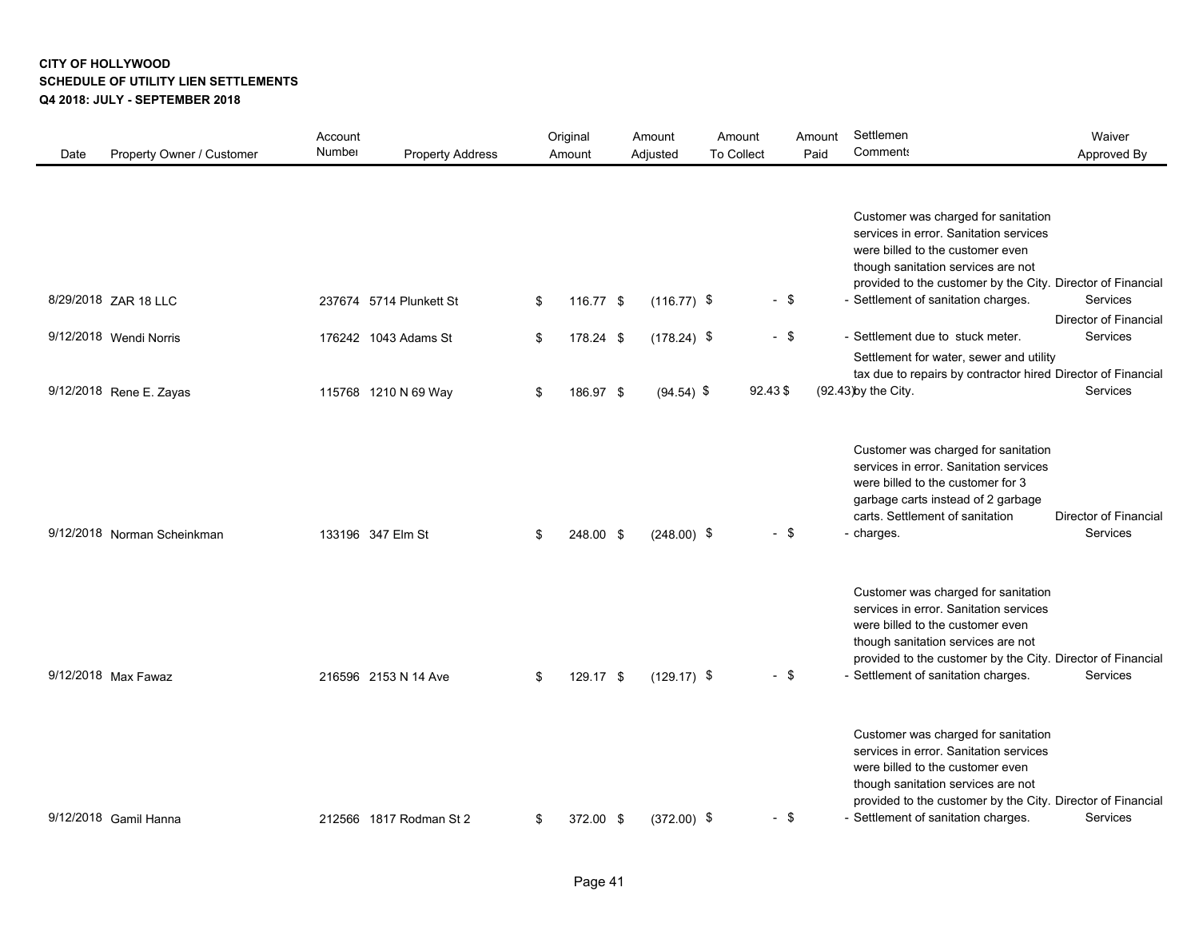**CITY OF HOLLYWOOD**
**SCHEDULE OF UTILITY LIEN SETTLEMENTS**
**Q4 2018: JULY - SEPTEMBER 2018**

| Date | Property Owner / Customer | Account Number | Property Address | Original Amount | Amount Adjusted | Amount To Collect | Amount Paid | Settlement Comments | Waiver Approved By |
|---|---|---|---|---|---|---|---|---|---|
| 8/29/2018 | ZAR 18 LLC | 237674 | 5714 Plunkett St | $ 116.77 | $ (116.77) | $ - | $ - | Customer was charged for sanitation services in error. Sanitation services were billed to the customer even though sanitation services are not provided to the customer by the City. Settlement of sanitation charges. | Director of Financial Services |
| 9/12/2018 | Wendi Norris | 176242 | 1043 Adams St | $ 178.24 | $ (178.24) | $ - | $ - | Settlement due to stuck meter. | Director of Financial Services |
| 9/12/2018 | Rene E. Zayas | 115768 | 1210 N 69 Way | $ 186.97 | $ (94.54) | $ 92.43 | $ (92.43) | Settlement for water, sewer and utility tax due to repairs by contractor hired by the City. | Director of Financial Services |
| 9/12/2018 | Norman Scheinkman | 133196 | 347 Elm St | $ 248.00 | $ (248.00) | $ - | $ - | Customer was charged for sanitation services in error. Sanitation services were billed to the customer for 3 garbage carts instead of 2 garbage carts. Settlement of sanitation charges. | Director of Financial Services |
| 9/12/2018 | Max Fawaz | 216596 | 2153 N 14 Ave | $ 129.17 | $ (129.17) | $ - | $ - | Customer was charged for sanitation services in error. Sanitation services were billed to the customer even though sanitation services are not provided to the customer by the City. Settlement of sanitation charges. | Director of Financial Services |
| 9/12/2018 | Gamil Hanna | 212566 | 1817 Rodman St 2 | $ 372.00 | $ (372.00) | $ - | $ - | Customer was charged for sanitation services in error. Sanitation services were billed to the customer even though sanitation services are not provided to the customer by the City. Settlement of sanitation charges. | Director of Financial Services |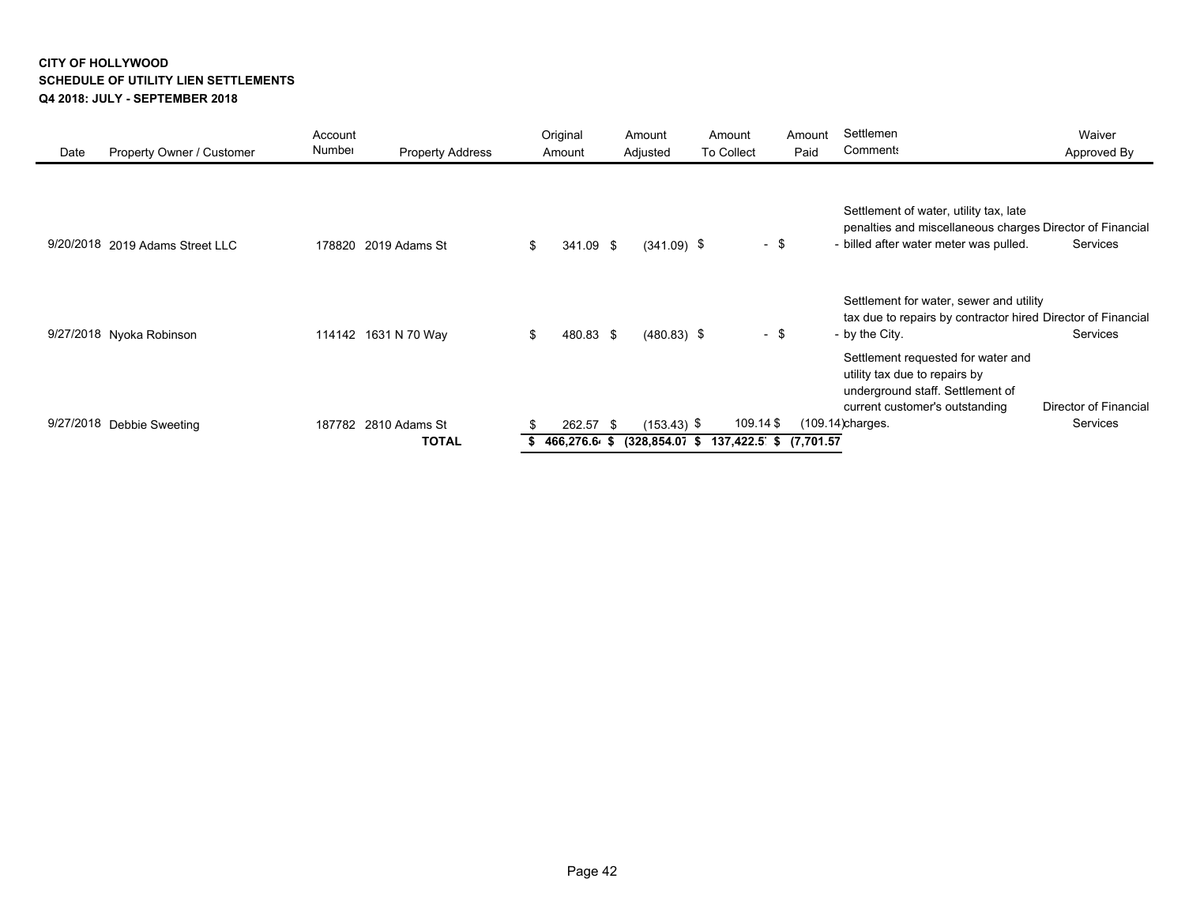**CITY OF HOLLYWOOD**
**SCHEDULE OF UTILITY LIEN SETTLEMENTS**
**Q4 2018: JULY - SEPTEMBER 2018**

| Date | Property Owner / Customer | Account Number | Property Address | Original Amount | Amount Adjusted | Amount To Collect | Amount Paid | Settlement Comments | Waiver Approved By |
|---|---|---|---|---|---|---|---|---|---|
| 9/20/2018 | 2019 Adams Street LLC | 178820 | 2019 Adams St | $ 341.09 | $ (341.09) | $ - | $ - | Settlement of water, utility tax, late penalties and miscellaneous charges billed after water meter was pulled. | Director of Financial Services |
| 9/27/2018 | Nyoka Robinson | 114142 | 1631 N 70 Way | $ 480.83 | $ (480.83) | $ - | $ - | Settlement for water, sewer and utility tax due to repairs by contractor hired by the City. | Director of Financial Services |
| 9/27/2018 | Debbie Sweeting | 187782 | 2810 Adams St | $ 262.57 | $ (153.43) | $ 109.14 | $ (109.14) | Settlement requested for water and utility tax due to repairs by underground staff. Settlement of current customer's outstanding charges. | Director of Financial Services |
| | | | **TOTAL** | **$ 466,276.64** | **$ (328,854.07)** | **$ 137,422.57** | **$ (7,701.57)** | | |